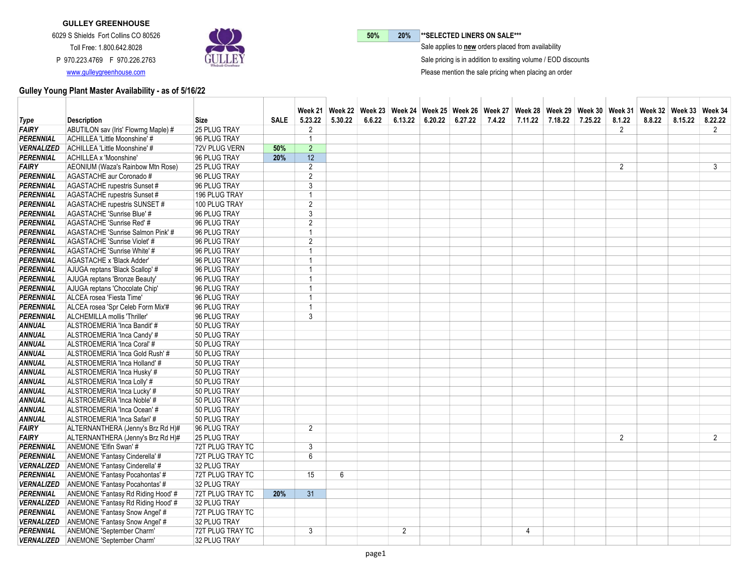**GULLEY GREENHOUSE**

6029 S Shields Fort Collins CO 80526

Toll Free: 1.800.642.8028

P 970.223.4769 F 970.226.2763

www.gulleygreenhouse.com

| 50% | 20% | **SELECTED LINERS ON SALE*** |
|---|---|---|

Sale applies to **new** orders placed from availability

Sale pricing is in addition to exsiting volume / EOD discounts

Please mention the sale pricing when placing an order

## Gulley Young Plant Master Availability - as of 5/16/22

| Type | Description | Size | SALE | Week 21 5.23.22 | Week 22 5.30.22 | Week 23 6.6.22 | Week 24 6.13.22 | Week 25 6.20.22 | Week 26 6.27.22 | Week 27 7.4.22 | Week 28 7.11.22 | Week 29 7.18.22 | Week 30 7.25.22 | Week 31 8.1.22 | Week 32 8.8.22 | Week 33 8.15.22 | Week 34 8.22.22 |
|---|---|---|---|---|---|---|---|---|---|---|---|---|---|---|---|---|---|
| FAIRY | ABUTILON sav (Iris' Flowrng Maple) # | 25 PLUG TRAY | | 2 | | | | | | | | | | 2 | | | 2 |
| PERENNIAL | ACHILLEA 'Little Moonshine' # | 96 PLUG TRAY | | 1 | | | | | | | | | | | | | |
| VERNALIZED | ACHILLEA 'Little Moonshine' # | 72V PLUG VERN | 50% | 2 | | | | | | | | | | | | | |
| PERENNIAL | ACHILLEA x 'Moonshine' | 96 PLUG TRAY | 20% | 12 | | | | | | | | | | | | | |
| FAIRY | AEONIUM (Waza's Rainbow Mtn Rose) | 25 PLUG TRAY | | 2 | | | | | | | | | | 2 | | | 3 |
| PERENNIAL | AGASTACHE aur Coronado # | 96 PLUG TRAY | | 2 | | | | | | | | | | | | | |
| PERENNIAL | AGASTACHE rupestris Sunset # | 96 PLUG TRAY | | 3 | | | | | | | | | | | | | |
| PERENNIAL | AGASTACHE rupestris Sunset # | 196 PLUG TRAY | | 1 | | | | | | | | | | | | | |
| PERENNIAL | AGASTACHE rupestris SUNSET # | 100 PLUG TRAY | | 2 | | | | | | | | | | | | | |
| PERENNIAL | AGASTACHE 'Sunrise Blue' # | 96 PLUG TRAY | | 3 | | | | | | | | | | | | | |
| PERENNIAL | AGASTACHE 'Sunrise Red' # | 96 PLUG TRAY | | 2 | | | | | | | | | | | | | |
| PERENNIAL | AGASTACHE 'Sunrise Salmon Pink' # | 96 PLUG TRAY | | 1 | | | | | | | | | | | | | |
| PERENNIAL | AGASTACHE 'Sunrise Violet' # | 96 PLUG TRAY | | 2 | | | | | | | | | | | | | |
| PERENNIAL | AGASTACHE 'Sunrise White' # | 96 PLUG TRAY | | 1 | | | | | | | | | | | | | |
| PERENNIAL | AGASTACHE x 'Black Adder' | 96 PLUG TRAY | | 1 | | | | | | | | | | | | | |
| PERENNIAL | AJUGA reptans 'Black Scallop' # | 96 PLUG TRAY | | 1 | | | | | | | | | | | | | |
| PERENNIAL | AJUGA reptans 'Bronze Beauty' | 96 PLUG TRAY | | 1 | | | | | | | | | | | | | |
| PERENNIAL | AJUGA reptans 'Chocolate Chip' | 96 PLUG TRAY | | 1 | | | | | | | | | | | | | |
| PERENNIAL | ALCEA rosea 'Fiesta Time' | 96 PLUG TRAY | | 1 | | | | | | | | | | | | | |
| PERENNIAL | ALCEA rosea 'Spr Celeb Form Mix'# | 96 PLUG TRAY | | 1 | | | | | | | | | | | | | |
| PERENNIAL | ALCHEMILLA mollis 'Thriller' | 96 PLUG TRAY | | 3 | | | | | | | | | | | | | |
| ANNUAL | ALSTROEMERIA 'Inca Bandit' # | 50 PLUG TRAY | | | | | | | | | | | | | | | |
| ANNUAL | ALSTROEMERIA 'Inca Candy' # | 50 PLUG TRAY | | | | | | | | | | | | | | | |
| ANNUAL | ALSTROEMERIA 'Inca Coral' # | 50 PLUG TRAY | | | | | | | | | | | | | | | |
| ANNUAL | ALSTROEMERIA 'Inca Gold Rush' # | 50 PLUG TRAY | | | | | | | | | | | | | | | |
| ANNUAL | ALSTROEMERIA 'Inca Holland' # | 50 PLUG TRAY | | | | | | | | | | | | | | | |
| ANNUAL | ALSTROEMERIA 'Inca Husky' # | 50 PLUG TRAY | | | | | | | | | | | | | | | |
| ANNUAL | ALSTROEMERIA 'Inca Lolly' # | 50 PLUG TRAY | | | | | | | | | | | | | | | |
| ANNUAL | ALSTROEMERIA 'Inca Lucky' # | 50 PLUG TRAY | | | | | | | | | | | | | | | |
| ANNUAL | ALSTROEMERIA 'Inca Noble' # | 50 PLUG TRAY | | | | | | | | | | | | | | | |
| ANNUAL | ALSTROEMERIA 'Inca Ocean' # | 50 PLUG TRAY | | | | | | | | | | | | | | | |
| ANNUAL | ALSTROEMERIA 'Inca Safari' # | 50 PLUG TRAY | | | | | | | | | | | | | | | |
| FAIRY | ALTERNANTHERA (Jenny's Brz Rd H)# | 96 PLUG TRAY | | 2 | | | | | | | | | | | | | |
| FAIRY | ALTERNANTHERA (Jenny's Brz Rd H)# | 25 PLUG TRAY | | | | | | | | | | | | 2 | | | 2 |
| PERENNIAL | ANEMONE 'Elfin Swan' # | 72T PLUG TRAY TC | | 3 | | | | | | | | | | | | | |
| PERENNIAL | ANEMONE 'Fantasy Cinderella' # | 72T PLUG TRAY TC | | 6 | | | | | | | | | | | | | |
| VERNALIZED | ANEMONE 'Fantasy Cinderella' # | 32 PLUG TRAY | | | | | | | | | | | | | | | |
| PERENNIAL | ANEMONE 'Fantasy Pocahontas' # | 72T PLUG TRAY TC | | 15 | 6 | | | | | | | | | | | | |
| VERNALIZED | ANEMONE 'Fantasy Pocahontas' # | 32 PLUG TRAY | | | | | | | | | | | | | | | |
| PERENNIAL | ANEMONE 'Fantasy Rd Riding Hood' # | 72T PLUG TRAY TC | 20% | 31 | | | | | | | | | | | | | |
| VERNALIZED | ANEMONE 'Fantasy Rd Riding Hood' # | 32 PLUG TRAY | | | | | | | | | | | | | | | |
| PERENNIAL | ANEMONE 'Fantasy Snow Angel' # | 72T PLUG TRAY TC | | | | | | | | | | | | | | | |
| VERNALIZED | ANEMONE 'Fantasy Snow Angel' # | 32 PLUG TRAY | | | | | | | | | | | | | | | |
| PERENNIAL | ANEMONE 'September Charm' | 72T PLUG TRAY TC | | 3 | | | 2 | | | | 4 | | | | | | |
| VERNALIZED | ANEMONE 'September Charm' | 32 PLUG TRAY | | | | | | | | | | | | | | | |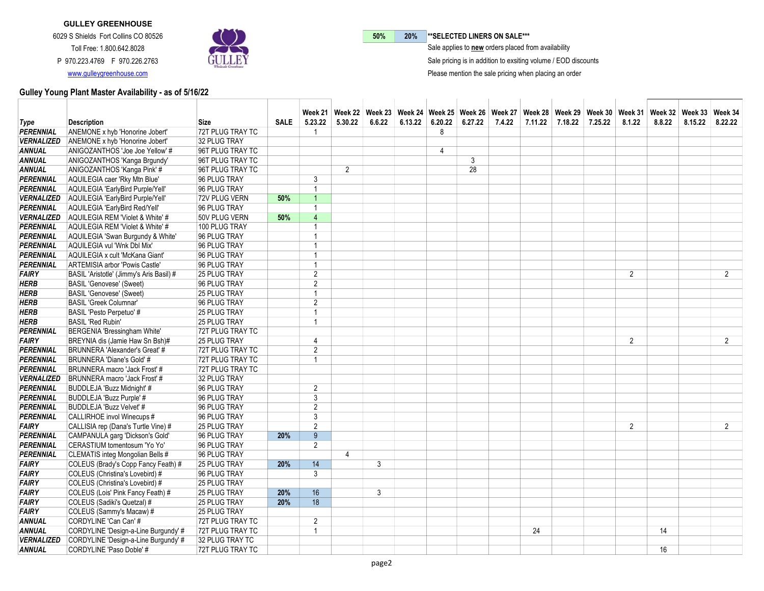**GULLEY GREENHOUSE**

6029 S Shields Fort Collins CO 80526

Toll Free: 1.800.642.8028

P 970.223.4769 F 970.226.2763

www.gulleygreenhouse.com

| 50% | 20% | **SELECTED LINERS ON SALE*** |
|---|---|---|

Sale applies to **new** orders placed from availability

Sale pricing is in addition to exsiting volume / EOD discounts

Please mention the sale pricing when placing an order

## Gulley Young Plant Master Availability - as of 5/16/22

| Type | Description | Size | SALE | Week 21 5.23.22 | Week 22 5.30.22 | Week 23 6.6.22 | Week 24 6.13.22 | Week 25 6.20.22 | Week 26 6.27.22 | Week 27 7.4.22 | Week 28 7.11.22 | Week 29 7.18.22 | Week 30 7.25.22 | Week 31 8.1.22 | Week 32 8.8.22 | Week 33 8.15.22 | Week 34 8.22.22 |
|---|---|---|---|---|---|---|---|---|---|---|---|---|---|---|---|---|---|
| PERENNIAL | ANEMONE x hyb 'Honorine Jobert' | 72T PLUG TRAY TC | | 1 | | | | 8 | | | | | | | | | |
| VERNALIZED | ANEMONE x hyb 'Honorine Jobert' | 32 PLUG TRAY | | | | | | | | | | | | | | | |
| ANNUAL | ANIGOZANTHOS 'Joe Joe Yellow' # | 96T PLUG TRAY TC | | | | | | 4 | | | | | | | | | |
| ANNUAL | ANIGOZANTHOS 'Kanga Brgundy' | 96T PLUG TRAY TC | | | | | | | 3 | | | | | | | | |
| ANNUAL | ANIGOZANTHOS 'Kanga Pink' # | 96T PLUG TRAY TC | | | 2 | | | | 28 | | | | | | | | |
| PERENNIAL | AQUILEGIA caer 'Rky Mtn Blue' | 96 PLUG TRAY | | 3 | | | | | | | | | | | | | |
| PERENNIAL | AQUILEGIA 'EarlyBird Purple/Yell' | 96 PLUG TRAY | | 1 | | | | | | | | | | | | | |
| VERNALIZED | AQUILEGIA 'EarlyBird Purple/Yell' | 72V PLUG VERN | 50% | 1 | | | | | | | | | | | | | |
| PERENNIAL | AQUILEGIA 'EarlyBird Red/Yell' | 96 PLUG TRAY | | 1 | | | | | | | | | | | | | |
| VERNALIZED | AQUILEGIA REM 'Violet & White' # | 50V PLUG VERN | 50% | 4 | | | | | | | | | | | | | |
| PERENNIAL | AQUILEGIA REM 'Violet & White' # | 100 PLUG TRAY | | 1 | | | | | | | | | | | | | |
| PERENNIAL | AQUILEGIA 'Swan Burgundy & White' | 96 PLUG TRAY | | 1 | | | | | | | | | | | | | |
| PERENNIAL | AQUILEGIA vul 'Wnk Dbl Mix' | 96 PLUG TRAY | | 1 | | | | | | | | | | | | | |
| PERENNIAL | AQUILEGIA x cult 'McKana Giant' | 96 PLUG TRAY | | 1 | | | | | | | | | | | | | |
| PERENNIAL | ARTEMISIA arbor 'Powis Castle' | 96 PLUG TRAY | | 1 | | | | | | | | | | | | | |
| FAIRY | BASIL 'Aristotle' (Jimmy's Aris Basil) # | 25 PLUG TRAY | | 2 | | | | | | | | | | 2 | | | 2 |
| HERB | BASIL 'Genovese' (Sweet) | 96 PLUG TRAY | | 2 | | | | | | | | | | | | | |
| HERB | BASIL 'Genovese' (Sweet) | 25 PLUG TRAY | | 1 | | | | | | | | | | | | | |
| HERB | BASIL 'Greek Columnar' | 96 PLUG TRAY | | 2 | | | | | | | | | | | | | |
| HERB | BASIL 'Pesto Perpetuo' # | 25 PLUG TRAY | | 1 | | | | | | | | | | | | | |
| HERB | BASIL 'Red Rubin' | 25 PLUG TRAY | | 1 | | | | | | | | | | | | | |
| PERENNIAL | BERGENIA 'Bressingham White' | 72T PLUG TRAY TC | | | | | | | | | | | | | | | |
| FAIRY | BREYNIA dis (Jamie Haw Sn Bsh)# | 25 PLUG TRAY | | 4 | | | | | | | | | | 2 | | | 2 |
| PERENNIAL | BRUNNERA 'Alexander's Great' # | 72T PLUG TRAY TC | | 2 | | | | | | | | | | | | | |
| PERENNIAL | BRUNNERA 'Diane's Gold' # | 72T PLUG TRAY TC | | 1 | | | | | | | | | | | | | |
| PERENNIAL | BRUNNERA macro 'Jack Frost' # | 72T PLUG TRAY TC | | | | | | | | | | | | | | | |
| VERNALIZED | BRUNNERA macro 'Jack Frost' # | 32 PLUG TRAY | | | | | | | | | | | | | | | |
| PERENNIAL | BUDDLEJA 'Buzz Midnight' # | 96 PLUG TRAY | | 2 | | | | | | | | | | | | | |
| PERENNIAL | BUDDLEJA 'Buzz Purple' # | 96 PLUG TRAY | | 3 | | | | | | | | | | | | | |
| PERENNIAL | BUDDLEJA 'Buzz Velvet' # | 96 PLUG TRAY | | 2 | | | | | | | | | | | | | |
| PERENNIAL | CALLIRHOE invol Winecups # | 96 PLUG TRAY | | 3 | | | | | | | | | | | | | |
| FAIRY | CALLISIA rep (Dana's Turtle Vine) # | 25 PLUG TRAY | | 2 | | | | | | | | | | 2 | | | 2 |
| PERENNIAL | CAMPANULA garg 'Dickson's Gold' | 96 PLUG TRAY | 20% | 9 | | | | | | | | | | | | | |
| PERENNIAL | CERASTIUM tomentosum 'Yo Yo' | 96 PLUG TRAY | | 2 | | | | | | | | | | | | | |
| PERENNIAL | CLEMATIS integ Mongolian Bells # | 96 PLUG TRAY | | | 4 | | | | | | | | | | | | |
| FAIRY | COLEUS (Brady's Copp Fancy Feath) # | 25 PLUG TRAY | 20% | 14 | | 3 | | | | | | | | | | | |
| FAIRY | COLEUS (Christina's Lovebird) # | 96 PLUG TRAY | | 3 | | | | | | | | | | | | | |
| FAIRY | COLEUS (Christina's Lovebird) # | 25 PLUG TRAY | | | | | | | | | | | | | | | |
| FAIRY | COLEUS (Lois' Pink Fancy Feath) # | 25 PLUG TRAY | 20% | 16 | | 3 | | | | | | | | | | | |
| FAIRY | COLEUS (Sadiki's Quetzal) # | 25 PLUG TRAY | 20% | 18 | | | | | | | | | | | | | |
| FAIRY | COLEUS (Sammy's Macaw) # | 25 PLUG TRAY | | | | | | | | | | | | | | | |
| ANNUAL | CORDYLINE 'Can Can' # | 72T PLUG TRAY TC | | 2 | | | | | | | | | | | | | |
| ANNUAL | CORDYLINE 'Design-a-Line Burgundy' # | 72T PLUG TRAY TC | | 1 | | | | | | | 24 | | | | 14 | | |
| VERNALIZED | CORDYLINE 'Design-a-Line Burgundy' # | 32 PLUG TRAY TC | | | | | | | | | | | | | | | |
| ANNUAL | CORDYLINE 'Paso Doble' # | 72T PLUG TRAY TC | | | | | | | | | | | | | 16 | | |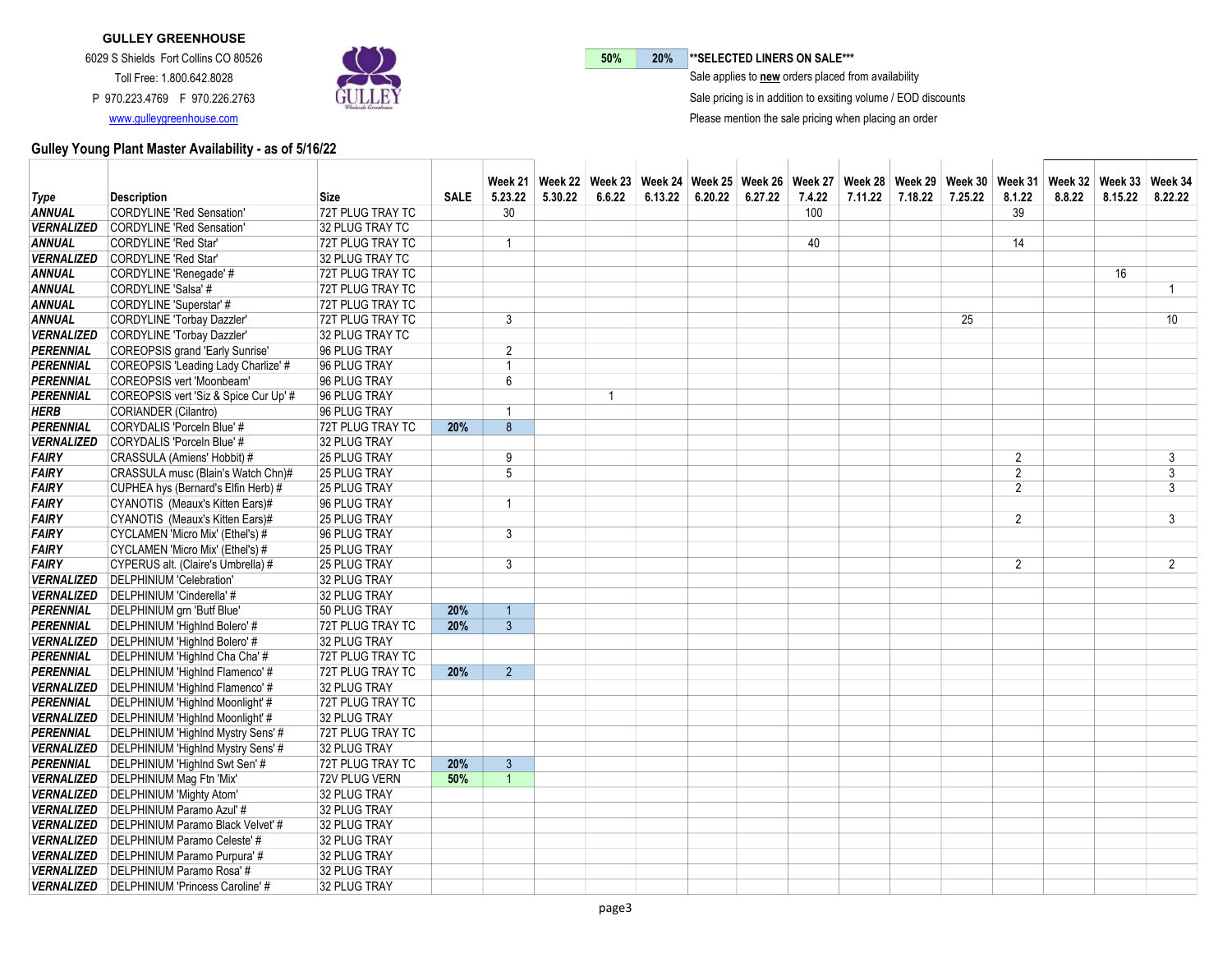**GULLEY GREENHOUSE**

6029 S Shields Fort Collins CO 80526

Toll Free: 1.800.642.8028

P 970.223.4769 F 970.226.2763

www.gulleygreenhouse.com

| 50% | 20% | **SELECTED LINERS ON SALE*** |
|---|---|---|

Sale applies to **new** orders placed from availability

Sale pricing is in addition to exsiting volume / EOD discounts

Please mention the sale pricing when placing an order

## Gulley Young Plant Master Availability - as of 5/16/22

| Type | Description | Size | SALE | Week 21 5.23.22 | Week 22 5.30.22 | Week 23 6.6.22 | Week 24 6.13.22 | Week 25 6.20.22 | Week 26 6.27.22 | Week 27 7.4.22 | Week 28 7.11.22 | Week 29 7.18.22 | Week 30 7.25.22 | Week 31 8.1.22 | Week 32 8.8.22 | Week 33 8.15.22 | Week 34 8.22.22 |
|---|---|---|---|---|---|---|---|---|---|---|---|---|---|---|---|---|---|
| ***ANNUAL*** | CORDYLINE 'Red Sensation' | 72T PLUG TRAY TC | | 30 | | | | | | 100 | | | | 39 | | | |
| ***VERNALIZED*** | CORDYLINE 'Red Sensation' | 32 PLUG TRAY TC | | | | | | | | | | | | | | | |
| ***ANNUAL*** | CORDYLINE 'Red Star' | 72T PLUG TRAY TC | | 1 | | | | | | 40 | | | | 14 | | | |
| ***VERNALIZED*** | CORDYLINE 'Red Star' | 32 PLUG TRAY TC | | | | | | | | | | | | | | | |
| ***ANNUAL*** | CORDYLINE 'Renegade' # | 72T PLUG TRAY TC | | | | | | | | | | | | | | 16 | |
| ***ANNUAL*** | CORDYLINE 'Salsa' # | 72T PLUG TRAY TC | | | | | | | | | | | | | | | 1 |
| ***ANNUAL*** | CORDYLINE 'Superstar' # | 72T PLUG TRAY TC | | | | | | | | | | | | | | | |
| ***ANNUAL*** | CORDYLINE 'Torbay Dazzler' | 72T PLUG TRAY TC | | 3 | | | | | | | | | 25 | | | | 10 |
| ***VERNALIZED*** | CORDYLINE 'Torbay Dazzler' | 32 PLUG TRAY TC | | | | | | | | | | | | | | | |
| ***PERENNIAL*** | COREOPSIS grand 'Early Sunrise' | 96 PLUG TRAY | | 2 | | | | | | | | | | | | | |
| ***PERENNIAL*** | COREOPSIS 'Leading Lady Charlize' # | 96 PLUG TRAY | | 1 | | | | | | | | | | | | | |
| ***PERENNIAL*** | COREOPSIS vert 'Moonbeam' | 96 PLUG TRAY | | 6 | | | | | | | | | | | | | |
| ***PERENNIAL*** | COREOPSIS vert 'Siz & Spice Cur Up' # | 96 PLUG TRAY | | | | 1 | | | | | | | | | | | |
| ***HERB*** | CORIANDER (Cilantro) | 96 PLUG TRAY | | 1 | | | | | | | | | | | | | |
| ***PERENNIAL*** | CORYDALIS 'Porceln Blue' # | 72T PLUG TRAY TC | 20% | 8 | | | | | | | | | | | | | |
| ***VERNALIZED*** | CORYDALIS 'Porceln Blue' # | 32 PLUG TRAY | | | | | | | | | | | | | | | |
| ***FAIRY*** | CRASSULA (Amiens' Hobbit) # | 25 PLUG TRAY | | 9 | | | | | | | | | | 2 | | | 3 |
| ***FAIRY*** | CRASSULA musc (Blain's Watch Chn)# | 25 PLUG TRAY | | 5 | | | | | | | | | | 2 | | | 3 |
| ***FAIRY*** | CUPHEA hys (Bernard's Elfin Herb) # | 25 PLUG TRAY | | | | | | | | | | | | 2 | | | 3 |
| ***FAIRY*** | CYANOTIS (Meaux's Kitten Ears)# | 96 PLUG TRAY | | 1 | | | | | | | | | | | | | |
| ***FAIRY*** | CYANOTIS (Meaux's Kitten Ears)# | 25 PLUG TRAY | | | | | | | | | | | | 2 | | | 3 |
| ***FAIRY*** | CYCLAMEN 'Micro Mix' (Ethel's) # | 96 PLUG TRAY | | 3 | | | | | | | | | | | | | |
| ***FAIRY*** | CYCLAMEN 'Micro Mix' (Ethel's) # | 25 PLUG TRAY | | | | | | | | | | | | | | | |
| ***FAIRY*** | CYPERUS alt. (Claire's Umbrella) # | 25 PLUG TRAY | | 3 | | | | | | | | | | 2 | | | 2 |
| ***VERNALIZED*** | DELPHINIUM 'Celebration' | 32 PLUG TRAY | | | | | | | | | | | | | | | |
| ***VERNALIZED*** | DELPHINIUM 'Cinderella' # | 32 PLUG TRAY | | | | | | | | | | | | | | | |
| ***PERENNIAL*** | DELPHINIUM grn 'Butf Blue' | 50 PLUG TRAY | 20% | 1 | | | | | | | | | | | | | |
| ***PERENNIAL*** | DELPHINIUM 'Highlnd Bolero' # | 72T PLUG TRAY TC | 20% | 3 | | | | | | | | | | | | | |
| ***VERNALIZED*** | DELPHINIUM 'Highlnd Bolero' # | 32 PLUG TRAY | | | | | | | | | | | | | | | |
| ***PERENNIAL*** | DELPHINIUM 'Highlnd Cha Cha' # | 72T PLUG TRAY TC | | | | | | | | | | | | | | | |
| ***PERENNIAL*** | DELPHINIUM 'Highlnd Flamenco' # | 72T PLUG TRAY TC | 20% | 2 | | | | | | | | | | | | | |
| ***VERNALIZED*** | DELPHINIUM 'Highlnd Flamenco' # | 32 PLUG TRAY | | | | | | | | | | | | | | | |
| ***PERENNIAL*** | DELPHINIUM 'Highlnd Moonlight' # | 72T PLUG TRAY TC | | | | | | | | | | | | | | | |
| ***VERNALIZED*** | DELPHINIUM 'Highlnd Moonlight' # | 32 PLUG TRAY | | | | | | | | | | | | | | | |
| ***PERENNIAL*** | DELPHINIUM 'Highlnd Mystry Sens' # | 72T PLUG TRAY TC | | | | | | | | | | | | | | | |
| ***VERNALIZED*** | DELPHINIUM 'Highlnd Mystry Sens' # | 32 PLUG TRAY | | | | | | | | | | | | | | | |
| ***PERENNIAL*** | DELPHINIUM 'Highlnd Swt Sen' # | 72T PLUG TRAY TC | 20% | 3 | | | | | | | | | | | | | |
| ***VERNALIZED*** | DELPHINIUM Mag Ftn 'Mix' | 72V PLUG VERN | 50% | 1 | | | | | | | | | | | | | |
| ***VERNALIZED*** | DELPHINIUM 'Mighty Atom' | 32 PLUG TRAY | | | | | | | | | | | | | | | |
| ***VERNALIZED*** | DELPHINIUM Paramo Azul' # | 32 PLUG TRAY | | | | | | | | | | | | | | | |
| ***VERNALIZED*** | DELPHINIUM Paramo Black Velvet' # | 32 PLUG TRAY | | | | | | | | | | | | | | | |
| ***VERNALIZED*** | DELPHINIUM Paramo Celeste' # | 32 PLUG TRAY | | | | | | | | | | | | | | | |
| ***VERNALIZED*** | DELPHINIUM Paramo Purpura' # | 32 PLUG TRAY | | | | | | | | | | | | | | | |
| ***VERNALIZED*** | DELPHINIUM Paramo Rosa' # | 32 PLUG TRAY | | | | | | | | | | | | | | | |
| ***VERNALIZED*** | DELPHINIUM 'Princess Caroline' # | 32 PLUG TRAY | | | | | | | | | | | | | | | |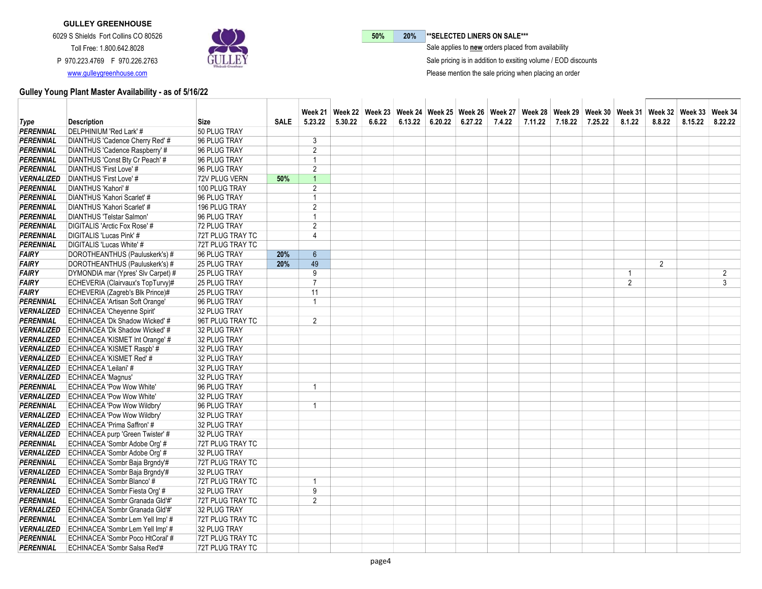**GULLEY GREENHOUSE**

6029 S Shields Fort Collins CO 80526

Toll Free: 1.800.642.8028

P 970.223.4769 F 970.226.2763

www.gulleygreenhouse.com

| 50% | 20% | **SELECTED LINERS ON SALE*** |
|---|---|---|

Sale applies to **new** orders placed from availability

Sale pricing is in addition to exsiting volume / EOD discounts

Please mention the sale pricing when placing an order

## Gulley Young Plant Master Availability - as of 5/16/22

| Type | Description | Size | SALE | Week 21 5.23.22 | Week 22 5.30.22 | Week 23 6.6.22 | Week 24 6.13.22 | Week 25 6.20.22 | Week 26 6.27.22 | Week 27 7.4.22 | Week 28 7.11.22 | Week 29 7.18.22 | Week 30 7.25.22 | Week 31 8.1.22 | Week 32 8.8.22 | Week 33 8.15.22 | Week 34 8.22.22 |
|---|---|---|---|---|---|---|---|---|---|---|---|---|---|---|---|---|---|
| PERENNIAL | DELPHINIUM 'Red Lark' # | 50 PLUG TRAY | | | | | | | | | | | | | | | |
| PERENNIAL | DIANTHUS 'Cadence Cherry Red' # | 96 PLUG TRAY | | 3 | | | | | | | | | | | | | |
| PERENNIAL | DIANTHUS 'Cadence Raspberry' # | 96 PLUG TRAY | | 2 | | | | | | | | | | | | | |
| PERENNIAL | DIANTHUS 'Const Bty Cr Peach' # | 96 PLUG TRAY | | 1 | | | | | | | | | | | | | |
| PERENNIAL | DIANTHUS 'First Love' # | 96 PLUG TRAY | | 2 | | | | | | | | | | | | | |
| VERNALIZED | DIANTHUS 'First Love' # | 72V PLUG VERN | 50% | 1 | | | | | | | | | | | | | |
| PERENNIAL | DIANTHUS 'Kahori' # | 100 PLUG TRAY | | 2 | | | | | | | | | | | | | |
| PERENNIAL | DIANTHUS 'Kahori Scarlet' # | 96 PLUG TRAY | | 1 | | | | | | | | | | | | | |
| PERENNIAL | DIANTHUS 'Kahori Scarlet' # | 196 PLUG TRAY | | 2 | | | | | | | | | | | | | |
| PERENNIAL | DIANTHUS 'Telstar Salmon' | 96 PLUG TRAY | | 1 | | | | | | | | | | | | | |
| PERENNIAL | DIGITALIS 'Arctic Fox Rose' # | 72 PLUG TRAY | | 2 | | | | | | | | | | | | | |
| PERENNIAL | DIGITALIS 'Lucas Pink' # | 72T PLUG TRAY TC | | 4 | | | | | | | | | | | | | |
| PERENNIAL | DIGITALIS 'Lucas White' # | 72T PLUG TRAY TC | | | | | | | | | | | | | | | |
| FAIRY | DOROTHEANTHUS (Pauluskerk's) # | 96 PLUG TRAY | 20% | 6 | | | | | | | | | | | | | |
| FAIRY | DOROTHEANTHUS (Pauluskerk's) # | 25 PLUG TRAY | 20% | 49 | | | | | | | | | | | 2 | | |
| FAIRY | DYMONDIA mar (Ypres' Slv Carpet) # | 25 PLUG TRAY | | 9 | | | | | | | | | | 1 | | | 2 |
| FAIRY | ECHEVERIA (Clairvaux's TopTurvy)# | 25 PLUG TRAY | | 7 | | | | | | | | | | 2 | | | 3 |
| FAIRY | ECHEVERIA (Zagreb's Blk Prince)# | 25 PLUG TRAY | | 11 | | | | | | | | | | | | | |
| PERENNIAL | ECHINACEA 'Artisan Soft Orange' | 96 PLUG TRAY | | 1 | | | | | | | | | | | | | |
| VERNALIZED | ECHINACEA 'Cheyenne Spirit' | 32 PLUG TRAY | | | | | | | | | | | | | | | |
| PERENNIAL | ECHINACEA 'Dk Shadow Wicked' # | 96T PLUG TRAY TC | | 2 | | | | | | | | | | | | | |
| VERNALIZED | ECHINACEA 'Dk Shadow Wicked' # | 32 PLUG TRAY | | | | | | | | | | | | | | | |
| VERNALIZED | ECHINACEA 'KISMET Int Orange' # | 32 PLUG TRAY | | | | | | | | | | | | | | | |
| VERNALIZED | ECHINACEA 'KISMET Raspb' # | 32 PLUG TRAY | | | | | | | | | | | | | | | |
| VERNALIZED | ECHINACEA 'KISMET Red' # | 32 PLUG TRAY | | | | | | | | | | | | | | | |
| VERNALIZED | ECHINACEA 'Leilani' # | 32 PLUG TRAY | | | | | | | | | | | | | | | |
| VERNALIZED | ECHINACEA 'Magnus' | 32 PLUG TRAY | | | | | | | | | | | | | | | |
| PERENNIAL | ECHINACEA 'Pow Wow White' | 96 PLUG TRAY | | 1 | | | | | | | | | | | | | |
| VERNALIZED | ECHINACEA 'Pow Wow White' | 32 PLUG TRAY | | | | | | | | | | | | | | | |
| PERENNIAL | ECHINACEA 'Pow Wow Wildbry' | 96 PLUG TRAY | | 1 | | | | | | | | | | | | | |
| VERNALIZED | ECHINACEA 'Pow Wow Wildbry' | 32 PLUG TRAY | | | | | | | | | | | | | | | |
| VERNALIZED | ECHINACEA 'Prima Saffron' # | 32 PLUG TRAY | | | | | | | | | | | | | | | |
| VERNALIZED | ECHINACEA purp 'Green Twister' # | 32 PLUG TRAY | | | | | | | | | | | | | | | |
| PERENNIAL | ECHINACEA 'Sombr Adobe Org' # | 72T PLUG TRAY TC | | | | | | | | | | | | | | | |
| VERNALIZED | ECHINACEA 'Sombr Adobe Org' # | 32 PLUG TRAY | | | | | | | | | | | | | | | |
| PERENNIAL | ECHINACEA 'Sombr Baja Brgndy'# | 72T PLUG TRAY TC | | | | | | | | | | | | | | | |
| VERNALIZED | ECHINACEA 'Sombr Baja Brgndy'# | 32 PLUG TRAY | | | | | | | | | | | | | | | |
| PERENNIAL | ECHINACEA 'Sombr Blanco' # | 72T PLUG TRAY TC | | 1 | | | | | | | | | | | | | |
| VERNALIZED | ECHINACEA 'Sombr Fiesta Org' # | 32 PLUG TRAY | | 9 | | | | | | | | | | | | | |
| PERENNIAL | ECHINACEA 'Sombr Granada Gld'#' | 72T PLUG TRAY TC | | 2 | | | | | | | | | | | | | |
| VERNALIZED | ECHINACEA 'Sombr Granada Gld'#' | 32 PLUG TRAY | | | | | | | | | | | | | | | |
| PERENNIAL | ECHINACEA 'Sombr Lem Yell Imp' # | 72T PLUG TRAY TC | | | | | | | | | | | | | | | |
| VERNALIZED | ECHINACEA 'Sombr Lem Yell Imp' # | 32 PLUG TRAY | | | | | | | | | | | | | | | |
| PERENNIAL | ECHINACEA 'Sombr Poco HtCoral' # | 72T PLUG TRAY TC | | | | | | | | | | | | | | | |
| PERENNIAL | ECHINACEA 'Sombr Salsa Red'# | 72T PLUG TRAY TC | | | | | | | | | | | | | | | |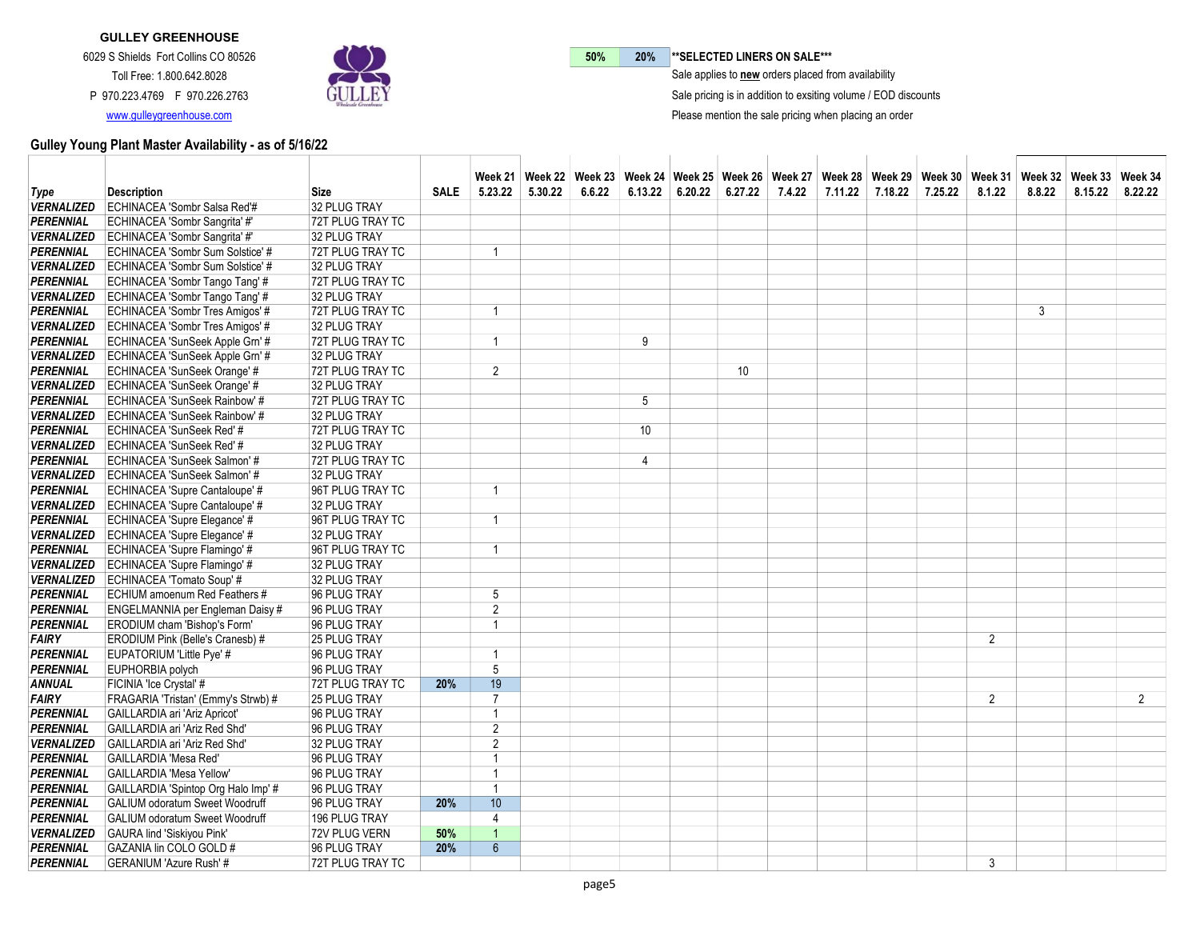**GULLEY GREENHOUSE**

6029 S Shields Fort Collins CO 80526

Toll Free: 1.800.642.8028

P 970.223.4769 F 970.226.2763

www.gulleygreenhouse.com

| 50% | 20% | **SELECTED LINERS ON SALE*** |
|---|---|---|

Sale applies to **new** orders placed from availability

Sale pricing is in addition to exsiting volume / EOD discounts

Please mention the sale pricing when placing an order

## Gulley Young Plant Master Availability - as of 5/16/22

| Type | Description | Size | SALE | Week 21 5.23.22 | Week 22 5.30.22 | Week 23 6.6.22 | Week 24 6.13.22 | Week 25 6.20.22 | Week 26 6.27.22 | Week 27 7.4.22 | Week 28 7.11.22 | Week 29 7.18.22 | Week 30 7.25.22 | Week 31 8.1.22 | Week 32 8.8.22 | Week 33 8.15.22 | Week 34 8.22.22 |
|---|---|---|---|---|---|---|---|---|---|---|---|---|---|---|---|---|---|
| VERNALIZED | ECHINACEA 'Sombr Salsa Red'# | 32 PLUG TRAY | | | | | | | | | | | | | | | |
| PERENNIAL | ECHINACEA 'Sombr Sangrita' #' | 72T PLUG TRAY TC | | | | | | | | | | | | | | | |
| VERNALIZED | ECHINACEA 'Sombr Sangrita' #' | 32 PLUG TRAY | | | | | | | | | | | | | | | |
| PERENNIAL | ECHINACEA 'Sombr Sum Solstice' # | 72T PLUG TRAY TC | | 1 | | | | | | | | | | | | | |
| VERNALIZED | ECHINACEA 'Sombr Sum Solstice' # | 32 PLUG TRAY | | | | | | | | | | | | | | | |
| PERENNIAL | ECHINACEA 'Sombr Tango Tang' # | 72T PLUG TRAY TC | | | | | | | | | | | | | | | |
| VERNALIZED | ECHINACEA 'Sombr Tango Tang' # | 32 PLUG TRAY | | | | | | | | | | | | | | | |
| PERENNIAL | ECHINACEA 'Sombr Tres Amigos' # | 72T PLUG TRAY TC | | 1 | | | | | | | | | | | 3 | | |
| VERNALIZED | ECHINACEA 'Sombr Tres Amigos' # | 32 PLUG TRAY | | | | | | | | | | | | | | | |
| PERENNIAL | ECHINACEA 'SunSeek Apple Grn' # | 72T PLUG TRAY TC | | 1 | | | 9 | | | | | | | | | | |
| VERNALIZED | ECHINACEA 'SunSeek Apple Grn' # | 32 PLUG TRAY | | | | | | | | | | | | | | | |
| PERENNIAL | ECHINACEA 'SunSeek Orange' # | 72T PLUG TRAY TC | | 2 | | | | | 10 | | | | | | | | |
| VERNALIZED | ECHINACEA 'SunSeek Orange' # | 32 PLUG TRAY | | | | | | | | | | | | | | | |
| PERENNIAL | ECHINACEA 'SunSeek Rainbow' # | 72T PLUG TRAY TC | | | | | 5 | | | | | | | | | | |
| VERNALIZED | ECHINACEA 'SunSeek Rainbow' # | 32 PLUG TRAY | | | | | | | | | | | | | | | |
| PERENNIAL | ECHINACEA 'SunSeek Red' # | 72T PLUG TRAY TC | | | | | 10 | | | | | | | | | | |
| VERNALIZED | ECHINACEA 'SunSeek Red' # | 32 PLUG TRAY | | | | | | | | | | | | | | | |
| PERENNIAL | ECHINACEA 'SunSeek Salmon' # | 72T PLUG TRAY TC | | | | | 4 | | | | | | | | | | |
| VERNALIZED | ECHINACEA 'SunSeek Salmon' # | 32 PLUG TRAY | | | | | | | | | | | | | | | |
| PERENNIAL | ECHINACEA 'Supre Cantaloupe' # | 96T PLUG TRAY TC | | 1 | | | | | | | | | | | | | |
| VERNALIZED | ECHINACEA 'Supre Cantaloupe' # | 32 PLUG TRAY | | | | | | | | | | | | | | | |
| PERENNIAL | ECHINACEA 'Supre Elegance' # | 96T PLUG TRAY TC | | 1 | | | | | | | | | | | | | |
| VERNALIZED | ECHINACEA 'Supre Elegance' # | 32 PLUG TRAY | | | | | | | | | | | | | | | |
| PERENNIAL | ECHINACEA 'Supre Flamingo' # | 96T PLUG TRAY TC | | 1 | | | | | | | | | | | | | |
| VERNALIZED | ECHINACEA 'Supre Flamingo' # | 32 PLUG TRAY | | | | | | | | | | | | | | | |
| VERNALIZED | ECHINACEA 'Tomato Soup' # | 32 PLUG TRAY | | | | | | | | | | | | | | | |
| PERENNIAL | ECHIUM amoenum Red Feathers # | 96 PLUG TRAY | | 5 | | | | | | | | | | | | | |
| PERENNIAL | ENGELMANNIA per Engleman Daisy # | 96 PLUG TRAY | | 2 | | | | | | | | | | | | | |
| PERENNIAL | ERODIUM cham 'Bishop's Form' | 96 PLUG TRAY | | 1 | | | | | | | | | | | | | |
| FAIRY | ERODIUM Pink (Belle's Cranesb) # | 25 PLUG TRAY | | | | | | | | | | | | 2 | | | |
| PERENNIAL | EUPATORIUM 'Little Pye' # | 96 PLUG TRAY | | 1 | | | | | | | | | | | | | |
| PERENNIAL | EUPHORBIA polych | 96 PLUG TRAY | | 5 | | | | | | | | | | | | | |
| ANNUAL | FICINIA 'Ice Crystal' # | 72T PLUG TRAY TC | 20% | 19 | | | | | | | | | | | | | |
| FAIRY | FRAGARIA 'Tristan' (Emmy's Strwb) # | 25 PLUG TRAY | | 7 | | | | | | | | | | 2 | | | 2 |
| PERENNIAL | GAILLARDIA ari 'Ariz Apricot' | 96 PLUG TRAY | | 1 | | | | | | | | | | | | | |
| PERENNIAL | GAILLARDIA ari 'Ariz Red Shd' | 96 PLUG TRAY | | 2 | | | | | | | | | | | | | |
| VERNALIZED | GAILLARDIA ari 'Ariz Red Shd' | 32 PLUG TRAY | | 2 | | | | | | | | | | | | | |
| PERENNIAL | GAILLARDIA 'Mesa Red' | 96 PLUG TRAY | | 1 | | | | | | | | | | | | | |
| PERENNIAL | GAILLARDIA 'Mesa Yellow' | 96 PLUG TRAY | | 1 | | | | | | | | | | | | | |
| PERENNIAL | GAILLARDIA 'Spintop Org Halo Imp' # | 96 PLUG TRAY | | 1 | | | | | | | | | | | | | |
| PERENNIAL | GALIUM odoratum Sweet Woodruff | 96 PLUG TRAY | 20% | 10 | | | | | | | | | | | | | |
| PERENNIAL | GALIUM odoratum Sweet Woodruff | 196 PLUG TRAY | | 4 | | | | | | | | | | | | | |
| VERNALIZED | GAURA lind 'Siskiyou Pink' | 72V PLUG VERN | 50% | 1 | | | | | | | | | | | | | |
| PERENNIAL | GAZANIA lin COLO GOLD # | 96 PLUG TRAY | 20% | 6 | | | | | | | | | | | | | |
| PERENNIAL | GERANIUM 'Azure Rush' # | 72T PLUG TRAY TC | | | | | | | | | | | | 3 | | | |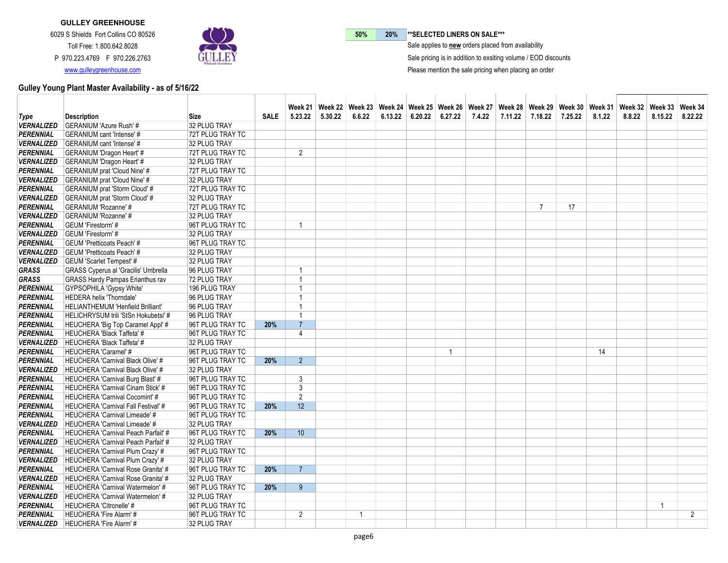**GULLEY GREENHOUSE**

6029 S Shields Fort Collins CO 80526

Toll Free: 1.800.642.8028

P 970.223.4769 F 970.226.2763

www.gulleygreenhouse.com

| 50% | 20% | **SELECTED LINERS ON SALE** |
|---|---|---|

Sale applies to **new** orders placed from availability

Sale pricing is in addition to exsiting volume / EOD discounts

Please mention the sale pricing when placing an order

## Gulley Young Plant Master Availability - as of 5/16/22

| Type | Description | Size | SALE | Week 21 5.23.22 | Week 22 5.30.22 | Week 23 6.6.22 | Week 24 6.13.22 | Week 25 6.20.22 | Week 26 6.27.22 | Week 27 7.4.22 | Week 28 7.11.22 | Week 29 7.18.22 | Week 30 7.25.22 | Week 31 8.1.22 | Week 32 8.8.22 | Week 33 8.15.22 | Week 34 8.22.22 |
|---|---|---|---|---|---|---|---|---|---|---|---|---|---|---|---|---|---|
| *VERNALIZED* | GERANIUM 'Azure Rush' # | 32 PLUG TRAY | | | | | | | | | | | | | | | |
| *PERENNIAL* | GERANIUM cant 'Intense' # | 72T PLUG TRAY TC | | | | | | | | | | | | | | | |
| *VERNALIZED* | GERANIUM cant 'Intense' # | 32 PLUG TRAY | | | | | | | | | | | | | | | |
| *PERENNIAL* | GERANIUM 'Dragon Heart' # | 72T PLUG TRAY TC | | 2 | | | | | | | | | | | | | |
| *VERNALIZED* | GERANIUM 'Dragon Heart' # | 32 PLUG TRAY | | | | | | | | | | | | | | | |
| *PERENNIAL* | GERANIUM prat 'Cloud Nine' # | 72T PLUG TRAY TC | | | | | | | | | | | | | | | |
| *VERNALIZED* | GERANIUM prat 'Cloud Nine' # | 32 PLUG TRAY | | | | | | | | | | | | | | | |
| *PERENNIAL* | GERANIUM prat 'Storm Cloud' # | 72T PLUG TRAY TC | | | | | | | | | | | | | | | |
| *VERNALIZED* | GERANIUM prat 'Storm Cloud' # | 32 PLUG TRAY | | | | | | | | | | | | | | | |
| *PERENNIAL* | GERANIUM 'Rozanne' # | 72T PLUG TRAY TC | | | | | | | | | | 7 | 17 | | | | |
| *VERNALIZED* | GERANIUM 'Rozanne' # | 32 PLUG TRAY | | | | | | | | | | | | | | | |
| *PERENNIAL* | GEUM 'Firestorm' # | 96T PLUG TRAY TC | | 1 | | | | | | | | | | | | | |
| *VERNALIZED* | GEUM 'Firestorm' # | 32 PLUG TRAY | | | | | | | | | | | | | | | |
| *PERENNIAL* | GEUM 'Pretticoats Peach' # | 96T PLUG TRAY TC | | | | | | | | | | | | | | | |
| *VERNALIZED* | GEUM 'Pretticoats Peach' # | 32 PLUG TRAY | | | | | | | | | | | | | | | |
| *VERNALIZED* | GEUM 'Scarlet Tempest' # | 32 PLUG TRAY | | | | | | | | | | | | | | | |
| *GRASS* | GRASS Cyperus al 'Gracilis' Umbrella | 96 PLUG TRAY | | 1 | | | | | | | | | | | | | |
| *GRASS* | GRASS Hardy Pampas Erianthus rav | 72 PLUG TRAY | | 1 | | | | | | | | | | | | | |
| *PERENNIAL* | GYPSOPHILA 'Gypsy White' | 196 PLUG TRAY | | 1 | | | | | | | | | | | | | |
| *PERENNIAL* | HEDERA helix 'Thorndale' | 96 PLUG TRAY | | 1 | | | | | | | | | | | | | |
| *PERENNIAL* | HELIANTHEMUM 'Henfield Brilliant' | 96 PLUG TRAY | | 1 | | | | | | | | | | | | | |
| *PERENNIAL* | HELICHRYSUM trili 'StSn Hokubetsi' # | 96 PLUG TRAY | | 1 | | | | | | | | | | | | | |
| *PERENNIAL* | HEUCHERA 'Big Top Caramel Appl' # | 96T PLUG TRAY TC | 20% | 7 | | | | | | | | | | | | | |
| *PERENNIAL* | HEUCHERA 'Black Taffeta' # | 96T PLUG TRAY TC | | 4 | | | | | | | | | | | | | |
| *VERNALIZED* | HEUCHERA 'Black Taffeta' # | 32 PLUG TRAY | | | | | | | | | | | | | | | |
| *PERENNIAL* | HEUCHERA 'Caramel' # | 96T PLUG TRAY TC | | | | | | | 1 | | | | | 14 | | | |
| *PERENNIAL* | HEUCHERA 'Carnival Black Olive' # | 96T PLUG TRAY TC | 20% | 2 | | | | | | | | | | | | | |
| *VERNALIZED* | HEUCHERA 'Carnival Black Olive' # | 32 PLUG TRAY | | | | | | | | | | | | | | | |
| *PERENNIAL* | HEUCHERA 'Carnival Burg Blast' # | 96T PLUG TRAY TC | | 3 | | | | | | | | | | | | | |
| *PERENNIAL* | HEUCHERA 'Carnival Cinam Stick' # | 96T PLUG TRAY TC | | 3 | | | | | | | | | | | | | |
| *PERENNIAL* | HEUCHERA 'Carnival Cocomint' # | 96T PLUG TRAY TC | | 2 | | | | | | | | | | | | | |
| *PERENNIAL* | HEUCHERA 'Carnival Fall Festival' # | 96T PLUG TRAY TC | 20% | 12 | | | | | | | | | | | | | |
| *PERENNIAL* | HEUCHERA 'Carnival Limeade' # | 96T PLUG TRAY TC | | | | | | | | | | | | | | | |
| *VERNALIZED* | HEUCHERA 'Carnival Limeade' # | 32 PLUG TRAY | | | | | | | | | | | | | | | |
| *PERENNIAL* | HEUCHERA 'Carnival Peach Parfait' # | 96T PLUG TRAY TC | 20% | 10 | | | | | | | | | | | | | |
| *VERNALIZED* | HEUCHERA 'Carnival Peach Parfait' # | 32 PLUG TRAY | | | | | | | | | | | | | | | |
| *PERENNIAL* | HEUCHERA 'Carnival Plum Crazy' # | 96T PLUG TRAY TC | | | | | | | | | | | | | | | |
| *VERNALIZED* | HEUCHERA 'Carnival Plum Crazy' # | 32 PLUG TRAY | | | | | | | | | | | | | | | |
| *PERENNIAL* | HEUCHERA 'Carnival Rose Granita' # | 96T PLUG TRAY TC | 20% | 7 | | | | | | | | | | | | | |
| *VERNALIZED* | HEUCHERA 'Carnival Rose Granita' # | 32 PLUG TRAY | | | | | | | | | | | | | | | |
| *PERENNIAL* | HEUCHERA 'Carnival Watermelon' # | 96T PLUG TRAY TC | 20% | 9 | | | | | | | | | | | | | |
| *VERNALIZED* | HEUCHERA 'Carnival Watermelon' # | 32 PLUG TRAY | | | | | | | | | | | | | | | |
| *PERENNIAL* | HEUCHERA 'Citronelle' # | 96T PLUG TRAY TC | | | | | | | | | | | | | | 1 | |
| *PERENNIAL* | HEUCHERA 'Fire Alarm' # | 96T PLUG TRAY TC | | 2 | | 1 | | | | | | | | | | | 2 |
| *VERNALIZED* | HEUCHERA 'Fire Alarm' # | 32 PLUG TRAY | | | | | | | | | | | | | | | |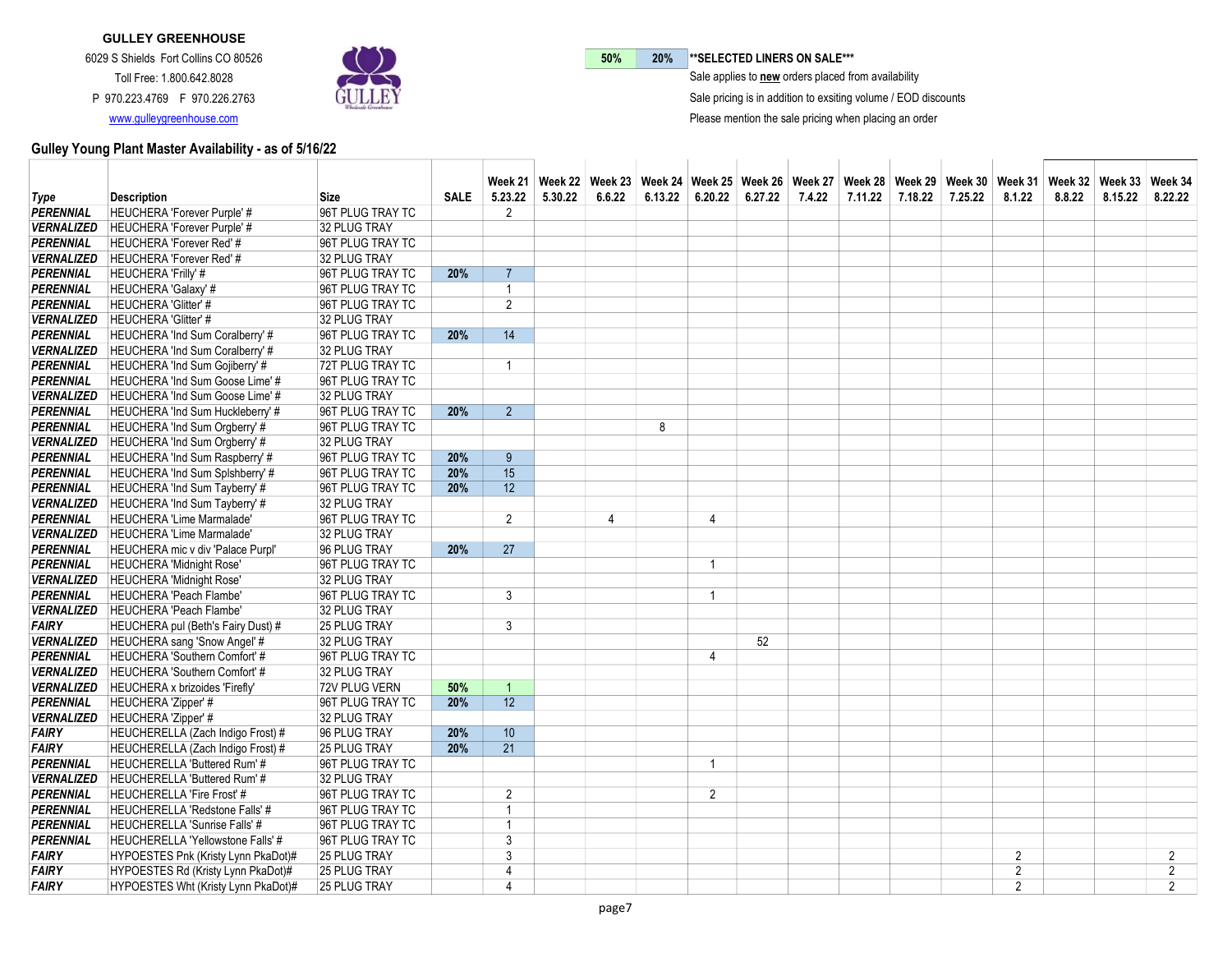**GULLEY GREENHOUSE**

6029 S Shields Fort Collins CO 80526

Toll Free: 1.800.642.8028

P 970.223.4769 F 970.226.2763

www.gulleygreenhouse.com

| 50% | 20% | **SELECTED LINERS ON SALE*** |
|---|---|---|

Sale applies to **new** orders placed from availability

Sale pricing is in addition to exsiting volume / EOD discounts

Please mention the sale pricing when placing an order

## Gulley Young Plant Master Availability - as of 5/16/22

| Type | Description | Size | SALE | Week 21 5.23.22 | Week 22 5.30.22 | Week 23 6.6.22 | Week 24 6.13.22 | Week 25 6.20.22 | Week 26 6.27.22 | Week 27 7.4.22 | Week 28 7.11.22 | Week 29 7.18.22 | Week 30 7.25.22 | Week 31 8.1.22 | Week 32 8.8.22 | Week 33 8.15.22 | Week 34 8.22.22 |
|---|---|---|---|---|---|---|---|---|---|---|---|---|---|---|---|---|---|
| PERENNIAL | HEUCHERA 'Forever Purple' # | 96T PLUG TRAY TC | | 2 | | | | | | | | | | | | | |
| VERNALIZED | HEUCHERA 'Forever Purple' # | 32 PLUG TRAY | | | | | | | | | | | | | | | |
| PERENNIAL | HEUCHERA 'Forever Red' # | 96T PLUG TRAY TC | | | | | | | | | | | | | | | |
| VERNALIZED | HEUCHERA 'Forever Red' # | 32 PLUG TRAY | | | | | | | | | | | | | | | |
| PERENNIAL | HEUCHERA 'Frilly' # | 96T PLUG TRAY TC | 20% | 7 | | | | | | | | | | | | | |
| PERENNIAL | HEUCHERA 'Galaxy' # | 96T PLUG TRAY TC | | 1 | | | | | | | | | | | | | |
| PERENNIAL | HEUCHERA 'Glitter' # | 96T PLUG TRAY TC | | 2 | | | | | | | | | | | | | |
| VERNALIZED | HEUCHERA 'Glitter' # | 32 PLUG TRAY | | | | | | | | | | | | | | | |
| PERENNIAL | HEUCHERA 'Ind Sum Coralberry' # | 96T PLUG TRAY TC | 20% | 14 | | | | | | | | | | | | | |
| VERNALIZED | HEUCHERA 'Ind Sum Coralberry' # | 32 PLUG TRAY | | | | | | | | | | | | | | | |
| PERENNIAL | HEUCHERA 'Ind Sum Gojiberry' # | 72T PLUG TRAY TC | | 1 | | | | | | | | | | | | | |
| PERENNIAL | HEUCHERA 'Ind Sum Goose Lime' # | 96T PLUG TRAY TC | | | | | | | | | | | | | | | |
| VERNALIZED | HEUCHERA 'Ind Sum Goose Lime' # | 32 PLUG TRAY | | | | | | | | | | | | | | | |
| PERENNIAL | HEUCHERA 'Ind Sum Huckleberry' # | 96T PLUG TRAY TC | 20% | 2 | | | | | | | | | | | | | |
| PERENNIAL | HEUCHERA 'Ind Sum Orgberry' # | 96T PLUG TRAY TC | | | | | 8 | | | | | | | | | | |
| VERNALIZED | HEUCHERA 'Ind Sum Orgberry' # | 32 PLUG TRAY | | | | | | | | | | | | | | | |
| PERENNIAL | HEUCHERA 'Ind Sum Raspberry' # | 96T PLUG TRAY TC | 20% | 9 | | | | | | | | | | | | | |
| PERENNIAL | HEUCHERA 'Ind Sum Splshberry' # | 96T PLUG TRAY TC | 20% | 15 | | | | | | | | | | | | | |
| PERENNIAL | HEUCHERA 'Ind Sum Tayberry' # | 96T PLUG TRAY TC | 20% | 12 | | | | | | | | | | | | | |
| VERNALIZED | HEUCHERA 'Ind Sum Tayberry' # | 32 PLUG TRAY | | | | | | | | | | | | | | | |
| PERENNIAL | HEUCHERA 'Lime Marmalade' | 96T PLUG TRAY TC | | 2 | | 4 | | 4 | | | | | | | | | |
| VERNALIZED | HEUCHERA 'Lime Marmalade' | 32 PLUG TRAY | | | | | | | | | | | | | | | |
| PERENNIAL | HEUCHERA mic v div 'Palace Purpl' | 96 PLUG TRAY | 20% | 27 | | | | | | | | | | | | | |
| PERENNIAL | HEUCHERA 'Midnight Rose' | 96T PLUG TRAY TC | | | | | | 1 | | | | | | | | | |
| VERNALIZED | HEUCHERA 'Midnight Rose' | 32 PLUG TRAY | | | | | | | | | | | | | | | |
| PERENNIAL | HEUCHERA 'Peach Flambe' | 96T PLUG TRAY TC | | 3 | | | | 1 | | | | | | | | | |
| VERNALIZED | HEUCHERA 'Peach Flambe' | 32 PLUG TRAY | | | | | | | | | | | | | | | |
| FAIRY | HEUCHERA pul (Beth's Fairy Dust) # | 25 PLUG TRAY | | 3 | | | | | | | | | | | | | |
| VERNALIZED | HEUCHERA sang 'Snow Angel' # | 32 PLUG TRAY | | | | | | | 52 | | | | | | | | |
| PERENNIAL | HEUCHERA 'Southern Comfort' # | 96T PLUG TRAY TC | | | | | | 4 | | | | | | | | | |
| VERNALIZED | HEUCHERA 'Southern Comfort' # | 32 PLUG TRAY | | | | | | | | | | | | | | | |
| VERNALIZED | HEUCHERA x brizoides 'Firefly' | 72V PLUG VERN | 50% | 1 | | | | | | | | | | | | | |
| PERENNIAL | HEUCHERA 'Zipper' # | 96T PLUG TRAY TC | 20% | 12 | | | | | | | | | | | | | |
| VERNALIZED | HEUCHERA 'Zipper' # | 32 PLUG TRAY | | | | | | | | | | | | | | | |
| FAIRY | HEUCHERELLA (Zach Indigo Frost) # | 96 PLUG TRAY | 20% | 10 | | | | | | | | | | | | | |
| FAIRY | HEUCHERELLA (Zach Indigo Frost) # | 25 PLUG TRAY | 20% | 21 | | | | | | | | | | | | | |
| PERENNIAL | HEUCHERELLA 'Buttered Rum' # | 96T PLUG TRAY TC | | | | | | 1 | | | | | | | | | |
| VERNALIZED | HEUCHERELLA 'Buttered Rum' # | 32 PLUG TRAY | | | | | | | | | | | | | | | |
| PERENNIAL | HEUCHERELLA 'Fire Frost' # | 96T PLUG TRAY TC | | 2 | | | | 2 | | | | | | | | | |
| PERENNIAL | HEUCHERELLA 'Redstone Falls' # | 96T PLUG TRAY TC | | 1 | | | | | | | | | | | | | |
| PERENNIAL | HEUCHERELLA 'Sunrise Falls' # | 96T PLUG TRAY TC | | 1 | | | | | | | | | | | | | |
| PERENNIAL | HEUCHERELLA 'Yellowstone Falls' # | 96T PLUG TRAY TC | | 3 | | | | | | | | | | | | | |
| FAIRY | HYPOESTES Pnk (Kristy Lynn PkaDot)# | 25 PLUG TRAY | | 3 | | | | | | | | | | 2 | | | 2 |
| FAIRY | HYPOESTES Rd (Kristy Lynn PkaDot)# | 25 PLUG TRAY | | 4 | | | | | | | | | | 2 | | | 2 |
| FAIRY | HYPOESTES Wht (Kristy Lynn PkaDot)# | 25 PLUG TRAY | | 4 | | | | | | | | | | 2 | | | 2 |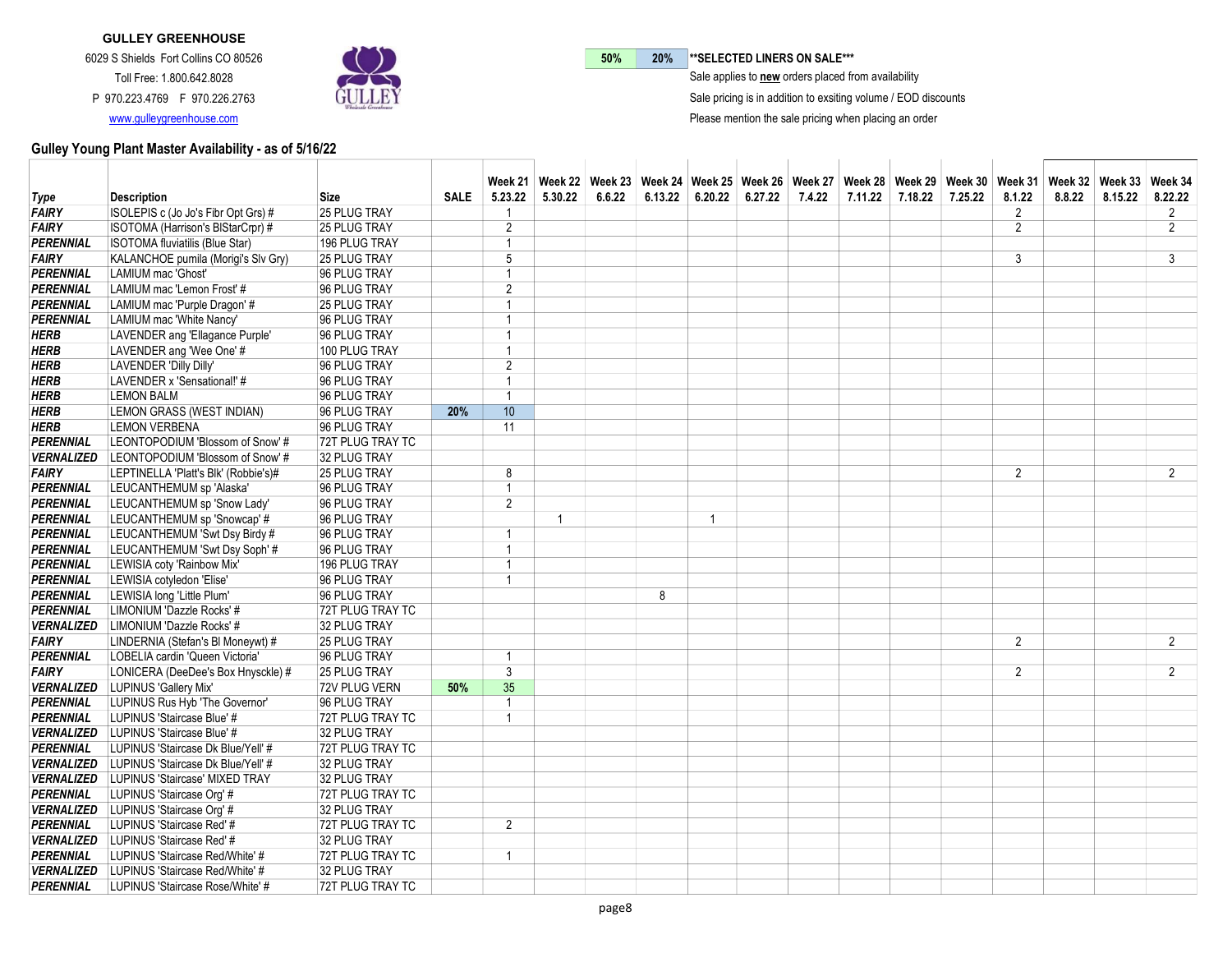**GULLEY GREENHOUSE**

6029 S Shields Fort Collins CO 80526

Toll Free: 1.800.642.8028

P 970.223.4769 F 970.226.2763

www.gulleygreenhouse.com

| 50% | 20% | **SELECTED LINERS ON SALE** |
|---|---|---|

Sale applies to **new** orders placed from availability

Sale pricing is in addition to exsiting volume / EOD discounts

Please mention the sale pricing when placing an order

## Gulley Young Plant Master Availability - as of 5/16/22

| Type | Description | Size | SALE | Week 21 5.23.22 | Week 22 5.30.22 | Week 23 6.6.22 | Week 24 6.13.22 | Week 25 6.20.22 | Week 26 6.27.22 | Week 27 7.4.22 | Week 28 7.11.22 | Week 29 7.18.22 | Week 30 7.25.22 | Week 31 8.1.22 | Week 32 8.8.22 | Week 33 8.15.22 | Week 34 8.22.22 |
|---|---|---|---|---|---|---|---|---|---|---|---|---|---|---|---|---|---|
| FAIRY | ISOLEPIS c (Jo Jo's Fibr Opt Grs) # | 25 PLUG TRAY | | 1 | | | | | | | | | | 2 | | | 2 |
| FAIRY | ISOTOMA (Harrison's BlStarCrpr) # | 25 PLUG TRAY | | 2 | | | | | | | | | | 2 | | | 2 |
| PERENNIAL | ISOTOMA fluviatilis (Blue Star) | 196 PLUG TRAY | | 1 | | | | | | | | | | | | | |
| FAIRY | KALANCHOE pumila (Morigi's Slv Gry) | 25 PLUG TRAY | | 5 | | | | | | | | | | 3 | | | 3 |
| PERENNIAL | LAMIUM mac 'Ghost' | 96 PLUG TRAY | | 1 | | | | | | | | | | | | | |
| PERENNIAL | LAMIUM mac 'Lemon Frost' # | 96 PLUG TRAY | | 2 | | | | | | | | | | | | | |
| PERENNIAL | LAMIUM mac 'Purple Dragon' # | 25 PLUG TRAY | | 1 | | | | | | | | | | | | | |
| PERENNIAL | LAMIUM mac 'White Nancy' | 96 PLUG TRAY | | 1 | | | | | | | | | | | | | |
| HERB | LAVENDER ang 'Ellagance Purple' | 96 PLUG TRAY | | 1 | | | | | | | | | | | | | |
| HERB | LAVENDER ang 'Wee One' # | 100 PLUG TRAY | | 1 | | | | | | | | | | | | | |
| HERB | LAVENDER 'Dilly Dilly' | 96 PLUG TRAY | | 2 | | | | | | | | | | | | | |
| HERB | LAVENDER x 'Sensational!' # | 96 PLUG TRAY | | 1 | | | | | | | | | | | | | |
| HERB | LEMON BALM | 96 PLUG TRAY | | 1 | | | | | | | | | | | | | |
| HERB | LEMON GRASS (WEST INDIAN) | 96 PLUG TRAY | 20% | 10 | | | | | | | | | | | | | |
| HERB | LEMON VERBENA | 96 PLUG TRAY | | 11 | | | | | | | | | | | | | |
| PERENNIAL | LEONTOPODIUM 'Blossom of Snow' # | 72T PLUG TRAY TC | | | | | | | | | | | | | | | |
| VERNALIZED | LEONTOPODIUM 'Blossom of Snow' # | 32 PLUG TRAY | | | | | | | | | | | | | | | |
| FAIRY | LEPTINELLA 'Platt's Blk' (Robbie's)# | 25 PLUG TRAY | | 8 | | | | | | | | | | 2 | | | 2 |
| PERENNIAL | LEUCANTHEMUM sp 'Alaska' | 96 PLUG TRAY | | 1 | | | | | | | | | | | | | |
| PERENNIAL | LEUCANTHEMUM sp 'Snow Lady' | 96 PLUG TRAY | | 2 | | | | | | | | | | | | | |
| PERENNIAL | LEUCANTHEMUM sp 'Snowcap' # | 96 PLUG TRAY | | | 1 | | | 1 | | | | | | | | | |
| PERENNIAL | LEUCANTHEMUM 'Swt Dsy Birdy # | 96 PLUG TRAY | | 1 | | | | | | | | | | | | | |
| PERENNIAL | LEUCANTHEMUM 'Swt Dsy Soph' # | 96 PLUG TRAY | | 1 | | | | | | | | | | | | | |
| PERENNIAL | LEWISIA coty 'Rainbow Mix' | 196 PLUG TRAY | | 1 | | | | | | | | | | | | | |
| PERENNIAL | LEWISIA cotyledon 'Elise' | 96 PLUG TRAY | | 1 | | | | | | | | | | | | | |
| PERENNIAL | LEWISIA long 'Little Plum' | 96 PLUG TRAY | | | | | 8 | | | | | | | | | | |
| PERENNIAL | LIMONIUM 'Dazzle Rocks' # | 72T PLUG TRAY TC | | | | | | | | | | | | | | | |
| VERNALIZED | LIMONIUM 'Dazzle Rocks' # | 32 PLUG TRAY | | | | | | | | | | | | | | | |
| FAIRY | LINDERNIA (Stefan's Bl Moneywt) # | 25 PLUG TRAY | | | | | | | | | | | | 2 | | | 2 |
| PERENNIAL | LOBELIA cardin 'Queen Victoria' | 96 PLUG TRAY | | 1 | | | | | | | | | | | | | |
| FAIRY | LONICERA (DeeDee's Box Hnysckle) # | 25 PLUG TRAY | | 3 | | | | | | | | | | 2 | | | 2 |
| VERNALIZED | LUPINUS 'Gallery Mix' | 72V PLUG VERN | 50% | 35 | | | | | | | | | | | | | |
| PERENNIAL | LUPINUS Rus Hyb 'The Governor' | 96 PLUG TRAY | | 1 | | | | | | | | | | | | | |
| PERENNIAL | LUPINUS 'Staircase Blue' # | 72T PLUG TRAY TC | | 1 | | | | | | | | | | | | | |
| VERNALIZED | LUPINUS 'Staircase Blue' # | 32 PLUG TRAY | | | | | | | | | | | | | | | |
| PERENNIAL | LUPINUS 'Staircase Dk Blue/Yell' # | 72T PLUG TRAY TC | | | | | | | | | | | | | | | |
| VERNALIZED | LUPINUS 'Staircase Dk Blue/Yell' # | 32 PLUG TRAY | | | | | | | | | | | | | | | |
| VERNALIZED | LUPINUS 'Staircase' MIXED TRAY | 32 PLUG TRAY | | | | | | | | | | | | | | | |
| PERENNIAL | LUPINUS 'Staircase Org' # | 72T PLUG TRAY TC | | | | | | | | | | | | | | | |
| VERNALIZED | LUPINUS 'Staircase Org' # | 32 PLUG TRAY | | | | | | | | | | | | | | | |
| PERENNIAL | LUPINUS 'Staircase Red' # | 72T PLUG TRAY TC | | 2 | | | | | | | | | | | | | |
| VERNALIZED | LUPINUS 'Staircase Red' # | 32 PLUG TRAY | | | | | | | | | | | | | | | |
| PERENNIAL | LUPINUS 'Staircase Red/White' # | 72T PLUG TRAY TC | | 1 | | | | | | | | | | | | | |
| VERNALIZED | LUPINUS 'Staircase Red/White' # | 32 PLUG TRAY | | | | | | | | | | | | | | | |
| PERENNIAL | LUPINUS 'Staircase Rose/White' # | 72T PLUG TRAY TC | | | | | | | | | | | | | | | |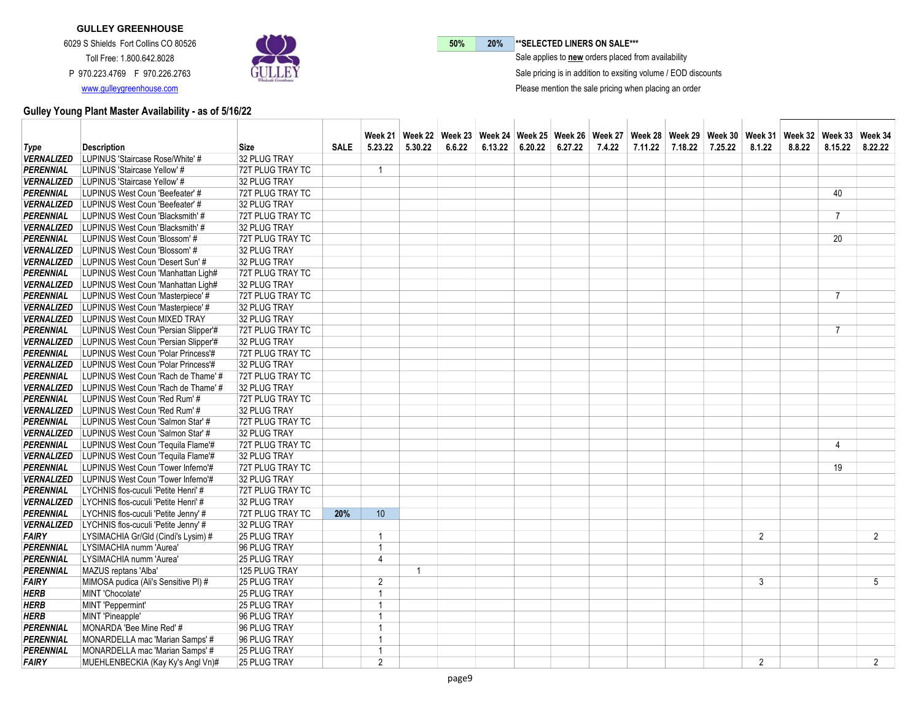**GULLEY GREENHOUSE**

6029 S Shields Fort Collins CO 80526

Toll Free: 1.800.642.8028

P 970.223.4769 F 970.226.2763

www.gulleygreenhouse.com

| 50% | 20% | ***SELECTED LINERS ON SALE*** |
|---|---|---|

Sale applies to **new** orders placed from availability

Sale pricing is in addition to exsiting volume / EOD discounts

Please mention the sale pricing when placing an order

## Gulley Young Plant Master Availability - as of 5/16/22

| Type | Description | Size | SALE | Week 21 5.23.22 | Week 22 5.30.22 | Week 23 6.6.22 | Week 24 6.13.22 | Week 25 6.20.22 | Week 26 6.27.22 | Week 27 7.4.22 | Week 28 7.11.22 | Week 29 7.18.22 | Week 30 7.25.22 | Week 31 8.1.22 | Week 32 8.8.22 | Week 33 8.15.22 | Week 34 8.22.22 |
|---|---|---|---|---|---|---|---|---|---|---|---|---|---|---|---|---|---|
| VERNALIZED | LUPINUS 'Staircase Rose/White' # | 32 PLUG TRAY | | | | | | | | | | | | | | | |
| PERENNIAL | LUPINUS 'Staircase Yellow' # | 72T PLUG TRAY TC | | 1 | | | | | | | | | | | | | |
| VERNALIZED | LUPINUS 'Staircase Yellow' # | 32 PLUG TRAY | | | | | | | | | | | | | | | |
| PERENNIAL | LUPINUS West Coun 'Beefeater' # | 72T PLUG TRAY TC | | | | | | | | | | | | | | 40 | |
| VERNALIZED | LUPINUS West Coun 'Beefeater' # | 32 PLUG TRAY | | | | | | | | | | | | | | | |
| PERENNIAL | LUPINUS West Coun 'Blacksmith' # | 72T PLUG TRAY TC | | | | | | | | | | | | | | 7 | |
| VERNALIZED | LUPINUS West Coun 'Blacksmith' # | 32 PLUG TRAY | | | | | | | | | | | | | | | |
| PERENNIAL | LUPINUS West Coun 'Blossom' # | 72T PLUG TRAY TC | | | | | | | | | | | | | | 20 | |
| VERNALIZED | LUPINUS West Coun 'Blossom' # | 32 PLUG TRAY | | | | | | | | | | | | | | | |
| VERNALIZED | LUPINUS West Coun 'Desert Sun' # | 32 PLUG TRAY | | | | | | | | | | | | | | | |
| PERENNIAL | LUPINUS West Coun 'Manhattan Ligh# | 72T PLUG TRAY TC | | | | | | | | | | | | | | | |
| VERNALIZED | LUPINUS West Coun 'Manhattan Ligh# | 32 PLUG TRAY | | | | | | | | | | | | | | | |
| PERENNIAL | LUPINUS West Coun 'Masterpiece' # | 72T PLUG TRAY TC | | | | | | | | | | | | | | 7 | |
| VERNALIZED | LUPINUS West Coun 'Masterpiece' # | 32 PLUG TRAY | | | | | | | | | | | | | | | |
| VERNALIZED | LUPINUS West Coun MIXED TRAY | 32 PLUG TRAY | | | | | | | | | | | | | | | |
| PERENNIAL | LUPINUS West Coun 'Persian Slipper'# | 72T PLUG TRAY TC | | | | | | | | | | | | | | 7 | |
| VERNALIZED | LUPINUS West Coun 'Persian Slipper'# | 32 PLUG TRAY | | | | | | | | | | | | | | | |
| PERENNIAL | LUPINUS West Coun 'Polar Princess'# | 72T PLUG TRAY TC | | | | | | | | | | | | | | | |
| VERNALIZED | LUPINUS West Coun 'Polar Princess'# | 32 PLUG TRAY | | | | | | | | | | | | | | | |
| PERENNIAL | LUPINUS West Coun 'Rach de Thame' # | 72T PLUG TRAY TC | | | | | | | | | | | | | | | |
| VERNALIZED | LUPINUS West Coun 'Rach de Thame' # | 32 PLUG TRAY | | | | | | | | | | | | | | | |
| PERENNIAL | LUPINUS West Coun 'Red Rum' # | 72T PLUG TRAY TC | | | | | | | | | | | | | | | |
| VERNALIZED | LUPINUS West Coun 'Red Rum' # | 32 PLUG TRAY | | | | | | | | | | | | | | | |
| PERENNIAL | LUPINUS West Coun 'Salmon Star' # | 72T PLUG TRAY TC | | | | | | | | | | | | | | | |
| VERNALIZED | LUPINUS West Coun 'Salmon Star' # | 32 PLUG TRAY | | | | | | | | | | | | | | | |
| PERENNIAL | LUPINUS West Coun 'Tequila Flame'# | 72T PLUG TRAY TC | | | | | | | | | | | | | | 4 | |
| VERNALIZED | LUPINUS West Coun 'Tequila Flame'# | 32 PLUG TRAY | | | | | | | | | | | | | | | |
| PERENNIAL | LUPINUS West Coun 'Tower Inferno'# | 72T PLUG TRAY TC | | | | | | | | | | | | | | 19 | |
| VERNALIZED | LUPINUS West Coun 'Tower Inferno'# | 32 PLUG TRAY | | | | | | | | | | | | | | | |
| PERENNIAL | LYCHNIS flos-cuculi 'Petite Henri' # | 72T PLUG TRAY TC | | | | | | | | | | | | | | | |
| VERNALIZED | LYCHNIS flos-cuculi 'Petite Henri' # | 32 PLUG TRAY | | | | | | | | | | | | | | | |
| PERENNIAL | LYCHNIS flos-cuculi 'Petite Jenny' # | 72T PLUG TRAY TC | 20% | 10 | | | | | | | | | | | | | |
| VERNALIZED | LYCHNIS flos-cuculi 'Petite Jenny' # | 32 PLUG TRAY | | | | | | | | | | | | | | | |
| FAIRY | LYSIMACHIA Gr/Gld (Cindi's Lysim) # | 25 PLUG TRAY | | 1 | | | | | | | | | | 2 | | | 2 |
| PERENNIAL | LYSIMACHIA numm 'Aurea' | 96 PLUG TRAY | | 1 | | | | | | | | | | | | | |
| PERENNIAL | LYSIMACHIA numm 'Aurea' | 25 PLUG TRAY | | 4 | | | | | | | | | | | | | |
| PERENNIAL | MAZUS reptans 'Alba' | 125 PLUG TRAY | | | 1 | | | | | | | | | | | | |
| FAIRY | MIMOSA pudica (Ali's Sensitive Pl) # | 25 PLUG TRAY | | 2 | | | | | | | | | | 3 | | | 5 |
| HERB | MINT 'Chocolate' | 25 PLUG TRAY | | 1 | | | | | | | | | | | | | |
| HERB | MINT 'Peppermint' | 25 PLUG TRAY | | 1 | | | | | | | | | | | | | |
| HERB | MINT 'Pineapple' | 96 PLUG TRAY | | 1 | | | | | | | | | | | | | |
| PERENNIAL | MONARDA 'Bee Mine Red' # | 96 PLUG TRAY | | 1 | | | | | | | | | | | | | |
| PERENNIAL | MONARDELLA mac 'Marian Samps' # | 96 PLUG TRAY | | 1 | | | | | | | | | | | | | |
| PERENNIAL | MONARDELLA mac 'Marian Samps' # | 25 PLUG TRAY | | 1 | | | | | | | | | | | | | |
| FAIRY | MUEHLENBECKIA (Kay Ky's Angl Vn)# | 25 PLUG TRAY | | 2 | | | | | | | | | | 2 | | | 2 |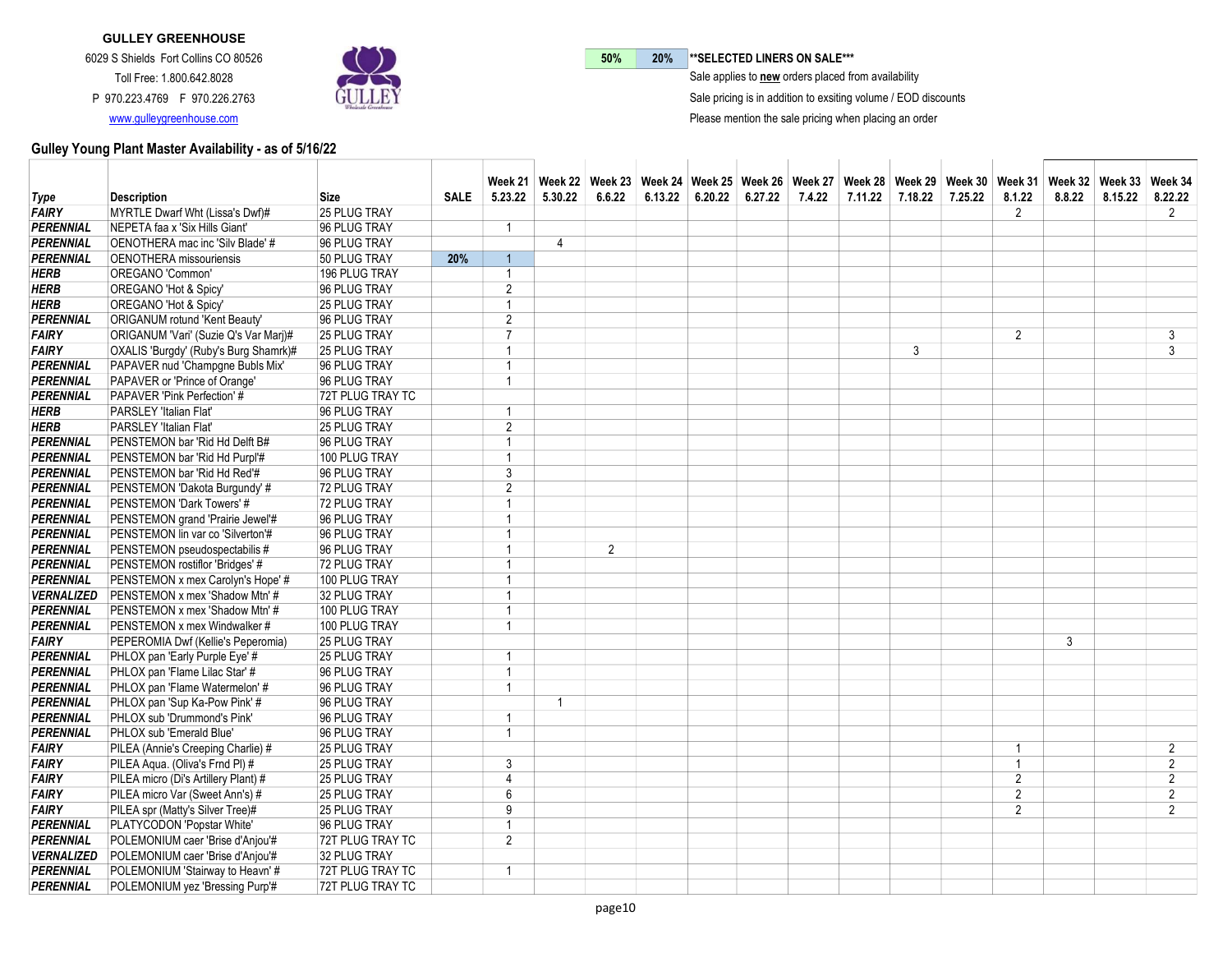**GULLEY GREENHOUSE**

6029 S Shields Fort Collins CO 80526

Toll Free: 1.800.642.8028

P 970.223.4769 F 970.226.2763

www.gulleygreenhouse.com

| 50% | 20% | **SELECTED LINERS ON SALE*** |
|---|---|---|

Sale applies to **new** orders placed from availability

Sale pricing is in addition to exsiting volume / EOD discounts

Please mention the sale pricing when placing an order

## Gulley Young Plant Master Availability - as of 5/16/22

| Type | Description | Size | SALE | Week 21 5.23.22 | Week 22 5.30.22 | Week 23 6.6.22 | Week 24 6.13.22 | Week 25 6.20.22 | Week 26 6.27.22 | Week 27 7.4.22 | Week 28 7.11.22 | Week 29 7.18.22 | Week 30 7.25.22 | Week 31 8.1.22 | Week 32 8.8.22 | Week 33 8.15.22 | Week 34 8.22.22 |
|---|---|---|---|---|---|---|---|---|---|---|---|---|---|---|---|---|---|
| FAIRY | MYRTLE Dwarf Wht (Lissa's Dwf)# | 25 PLUG TRAY | | | | | | | | | | | | 2 | | | 2 |
| PERENNIAL | NEPETA faa x 'Six Hills Giant' | 96 PLUG TRAY | | 1 | | | | | | | | | | | | | |
| PERENNIAL | OENOTHERA mac inc 'Silv Blade' # | 96 PLUG TRAY | | | 4 | | | | | | | | | | | | |
| PERENNIAL | OENOTHERA missouriensis | 50 PLUG TRAY | 20% | 1 | | | | | | | | | | | | | |
| HERB | OREGANO 'Common' | 196 PLUG TRAY | | 1 | | | | | | | | | | | | | |
| HERB | OREGANO 'Hot & Spicy' | 96 PLUG TRAY | | 2 | | | | | | | | | | | | | |
| HERB | OREGANO 'Hot & Spicy' | 25 PLUG TRAY | | 1 | | | | | | | | | | | | | |
| PERENNIAL | ORIGANUM rotund 'Kent Beauty' | 96 PLUG TRAY | | 2 | | | | | | | | | | | | | |
| FAIRY | ORIGANUM 'Vari' (Suzie Q's Var Marj)# | 25 PLUG TRAY | | 7 | | | | | | | | | | 2 | | | 3 |
| FAIRY | OXALIS 'Burgdy' (Ruby's Burg Shamrk)# | 25 PLUG TRAY | | 1 | | | | | | | | 3 | | | | | 3 |
| PERENNIAL | PAPAVER nud 'Champgne Bubls Mix' | 96 PLUG TRAY | | 1 | | | | | | | | | | | | | |
| PERENNIAL | PAPAVER or 'Prince of Orange' | 96 PLUG TRAY | | 1 | | | | | | | | | | | | | |
| PERENNIAL | PAPAVER 'Pink Perfection' # | 72T PLUG TRAY TC | | | | | | | | | | | | | | | |
| HERB | PARSLEY 'Italian Flat' | 96 PLUG TRAY | | 1 | | | | | | | | | | | | | |
| HERB | PARSLEY 'Italian Flat' | 25 PLUG TRAY | | 2 | | | | | | | | | | | | | |
| PERENNIAL | PENSTEMON bar 'Rid Hd Delft B# | 96 PLUG TRAY | | 1 | | | | | | | | | | | | | |
| PERENNIAL | PENSTEMON bar 'Rid Hd Purpl'# | 100 PLUG TRAY | | 1 | | | | | | | | | | | | | |
| PERENNIAL | PENSTEMON bar 'Rid Hd Red'# | 96 PLUG TRAY | | 3 | | | | | | | | | | | | | |
| PERENNIAL | PENSTEMON 'Dakota Burgundy' # | 72 PLUG TRAY | | 2 | | | | | | | | | | | | | |
| PERENNIAL | PENSTEMON 'Dark Towers' # | 72 PLUG TRAY | | 1 | | | | | | | | | | | | | |
| PERENNIAL | PENSTEMON grand 'Prairie Jewel'# | 96 PLUG TRAY | | 1 | | | | | | | | | | | | | |
| PERENNIAL | PENSTEMON lin var co 'Silverton'# | 96 PLUG TRAY | | 1 | | | | | | | | | | | | | |
| PERENNIAL | PENSTEMON pseudospectabilis # | 96 PLUG TRAY | | 1 | | 2 | | | | | | | | | | | |
| PERENNIAL | PENSTEMON rostiflor 'Bridges' # | 72 PLUG TRAY | | 1 | | | | | | | | | | | | | |
| PERENNIAL | PENSTEMON x mex Carolyn's Hope' # | 100 PLUG TRAY | | 1 | | | | | | | | | | | | | |
| VERNALIZED | PENSTEMON x mex 'Shadow Mtn' # | 32 PLUG TRAY | | 1 | | | | | | | | | | | | | |
| PERENNIAL | PENSTEMON x mex 'Shadow Mtn' # | 100 PLUG TRAY | | 1 | | | | | | | | | | | | | |
| PERENNIAL | PENSTEMON x mex Windwalker # | 100 PLUG TRAY | | 1 | | | | | | | | | | | | | |
| FAIRY | PEPEROMIA Dwf (Kellie's Peperomia) | 25 PLUG TRAY | | | | | | | | | | | | | 3 | | |
| PERENNIAL | PHLOX pan 'Early Purple Eye' # | 25 PLUG TRAY | | 1 | | | | | | | | | | | | | |
| PERENNIAL | PHLOX pan 'Flame Lilac Star' # | 96 PLUG TRAY | | 1 | | | | | | | | | | | | | |
| PERENNIAL | PHLOX pan 'Flame Watermelon' # | 96 PLUG TRAY | | 1 | | | | | | | | | | | | | |
| PERENNIAL | PHLOX pan 'Sup Ka-Pow Pink' # | 96 PLUG TRAY | | | 1 | | | | | | | | | | | | |
| PERENNIAL | PHLOX sub 'Drummond's Pink' | 96 PLUG TRAY | | 1 | | | | | | | | | | | | | |
| PERENNIAL | PHLOX sub 'Emerald Blue' | 96 PLUG TRAY | | 1 | | | | | | | | | | | | | |
| FAIRY | PILEA (Annie's Creeping Charlie) # | 25 PLUG TRAY | | | | | | | | | | | | 1 | | | 2 |
| FAIRY | PILEA Aqua. (Oliva's Frnd Pl) # | 25 PLUG TRAY | | 3 | | | | | | | | | | 1 | | | 2 |
| FAIRY | PILEA micro (Di's Artillery Plant) # | 25 PLUG TRAY | | 4 | | | | | | | | | | 2 | | | 2 |
| FAIRY | PILEA micro Var (Sweet Ann's) # | 25 PLUG TRAY | | 6 | | | | | | | | | | 2 | | | 2 |
| FAIRY | PILEA spr (Matty's Silver Tree)# | 25 PLUG TRAY | | 9 | | | | | | | | | | 2 | | | 2 |
| PERENNIAL | PLATYCODON 'Popstar White' | 96 PLUG TRAY | | 1 | | | | | | | | | | | | | |
| PERENNIAL | POLEMONIUM caer 'Brise d'Anjou'# | 72T PLUG TRAY TC | | 2 | | | | | | | | | | | | | |
| VERNALIZED | POLEMONIUM caer 'Brise d'Anjou'# | 32 PLUG TRAY | | | | | | | | | | | | | | | |
| PERENNIAL | POLEMONIUM 'Stairway to Heavn' # | 72T PLUG TRAY TC | | 1 | | | | | | | | | | | | | |
| PERENNIAL | POLEMONIUM yez 'Bressing Purp'# | 72T PLUG TRAY TC | | | | | | | | | | | | | | | |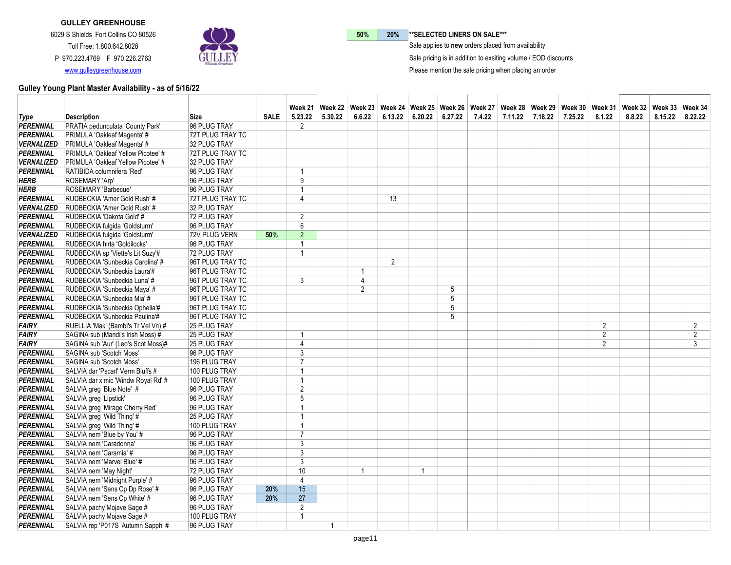**GULLEY GREENHOUSE**

6029 S Shields Fort Collins CO 80526

Toll Free: 1.800.642.8028

P 970.223.4769 F 970.226.2763

www.gulleygreenhouse.com

| 50% | 20% | **SELECTED LINERS ON SALE** |
|---|---|---|

Sale applies to **new** orders placed from availability

Sale pricing is in addition to exsiting volume / EOD discounts

Please mention the sale pricing when placing an order

## Gulley Young Plant Master Availability - as of 5/16/22

| Type | Description | Size | SALE | Week 21 5.23.22 | Week 22 5.30.22 | Week 23 6.6.22 | Week 24 6.13.22 | Week 25 6.20.22 | Week 26 6.27.22 | Week 27 7.4.22 | Week 28 7.11.22 | Week 29 7.18.22 | Week 30 7.25.22 | Week 31 8.1.22 | Week 32 8.8.22 | Week 33 8.15.22 | Week 34 8.22.22 |
|---|---|---|---|---|---|---|---|---|---|---|---|---|---|---|---|---|---|
| PERENNIAL | PRATIA pedunculata 'County Park' | 96 PLUG TRAY | | 2 | | | | | | | | | | | | | |
| PERENNIAL | PRIMULA 'Oakleaf Magenta' # | 72T PLUG TRAY TC | | | | | | | | | | | | | | | |
| VERNALIZED | PRIMULA 'Oakleaf Magenta' # | 32 PLUG TRAY | | | | | | | | | | | | | | | |
| PERENNIAL | PRIMULA 'Oakleaf Yellow Picotee' # | 72T PLUG TRAY TC | | | | | | | | | | | | | | | |
| VERNALIZED | PRIMULA 'Oakleaf Yellow Picotee' # | 32 PLUG TRAY | | | | | | | | | | | | | | | |
| PERENNIAL | RATIBIDA columnifera 'Red' | 96 PLUG TRAY | | 1 | | | | | | | | | | | | | |
| HERB | ROSEMARY 'Arp' | 96 PLUG TRAY | | 9 | | | | | | | | | | | | | |
| HERB | ROSEMARY 'Barbecue' | 96 PLUG TRAY | | 1 | | | | | | | | | | | | | |
| PERENNIAL | RUDBECKIA 'Amer Gold Rush' # | 72T PLUG TRAY TC | | 4 | | | 13 | | | | | | | | | | |
| VERNALIZED | RUDBECKIA 'Amer Gold Rush' # | 32 PLUG TRAY | | | | | | | | | | | | | | | |
| PERENNIAL | RUDBECKIA 'Dakota Gold' # | 72 PLUG TRAY | | 2 | | | | | | | | | | | | | |
| PERENNIAL | RUDBECKIA fulgida 'Goldsturm' | 96 PLUG TRAY | | 6 | | | | | | | | | | | | | |
| VERNALIZED | RUDBECKIA fulgida 'Goldsturm' | 72V PLUG VERN | 50% | 2 | | | | | | | | | | | | | |
| PERENNIAL | RUDBECKIA hirta 'Goldilocks' | 96 PLUG TRAY | | 1 | | | | | | | | | | | | | |
| PERENNIAL | RUDBECKIA sp 'Viette's Lit Suzy'# | 72 PLUG TRAY | | 1 | | | | | | | | | | | | | |
| PERENNIAL | RUDBECKIA 'Sunbeckia Carolina' # | 96T PLUG TRAY TC | | | | | 2 | | | | | | | | | | |
| PERENNIAL | RUDBECKIA 'Sunbeckia Laura'# | 96T PLUG TRAY TC | | | | 1 | | | | | | | | | | | |
| PERENNIAL | RUDBECKIA 'Sunbeckia Luna' # | 96T PLUG TRAY TC | | 3 | | 4 | | | | | | | | | | | |
| PERENNIAL | RUDBECKIA 'Sunbeckia Maya' # | 96T PLUG TRAY TC | | | | 2 | | | 5 | | | | | | | | |
| PERENNIAL | RUDBECKIA 'Sunbeckia Mia' # | 96T PLUG TRAY TC | | | | | | | 5 | | | | | | | | |
| PERENNIAL | RUDBECKIA 'Sunbeckia Ophelia'# | 96T PLUG TRAY TC | | | | | | | 5 | | | | | | | | |
| PERENNIAL | RUDBECKIA 'Sunbeckia Paulina'# | 96T PLUG TRAY TC | | | | | | | 5 | | | | | | | | |
| FAIRY | RUELLIA 'Mak' (Bambi's Tr Vel Vn) # | 25 PLUG TRAY | | | | | | | | | | | | 2 | | | 2 |
| FAIRY | SAGINA sub (Mandi's Irish Moss) # | 25 PLUG TRAY | | 1 | | | | | | | | | | 2 | | | 2 |
| FAIRY | SAGINA sub 'Aur' (Leo's Scot Moss)# | 25 PLUG TRAY | | 4 | | | | | | | | | | 2 | | | 3 |
| PERENNIAL | SAGINA sub 'Scotch Moss' | 96 PLUG TRAY | | 3 | | | | | | | | | | | | | |
| PERENNIAL | SAGINA sub 'Scotch Moss' | 196 PLUG TRAY | | 7 | | | | | | | | | | | | | |
| PERENNIAL | SALVIA dar 'Pscarl' Verm Bluffs # | 100 PLUG TRAY | | 1 | | | | | | | | | | | | | |
| PERENNIAL | SALVIA dar x mic 'Windw Royal Rd' # | 100 PLUG TRAY | | 1 | | | | | | | | | | | | | |
| PERENNIAL | SALVIA greg 'Blue Note' # | 96 PLUG TRAY | | 2 | | | | | | | | | | | | | |
| PERENNIAL | SALVIA greg 'Lipstick' | 96 PLUG TRAY | | 5 | | | | | | | | | | | | | |
| PERENNIAL | SALVIA greg 'Mirage Cherry Red' | 96 PLUG TRAY | | 1 | | | | | | | | | | | | | |
| PERENNIAL | SALVIA greg 'Wild Thing' # | 25 PLUG TRAY | | 1 | | | | | | | | | | | | | |
| PERENNIAL | SALVIA greg 'Wild Thing' # | 100 PLUG TRAY | | 1 | | | | | | | | | | | | | |
| PERENNIAL | SALVIA nem 'Blue by You' # | 96 PLUG TRAY | | 7 | | | | | | | | | | | | | |
| PERENNIAL | SALVIA nem 'Caradonna' | 96 PLUG TRAY | | 3 | | | | | | | | | | | | | |
| PERENNIAL | SALVIA nem 'Caramia' # | 96 PLUG TRAY | | 3 | | | | | | | | | | | | | |
| PERENNIAL | SALVIA nem 'Marvel Blue' # | 96 PLUG TRAY | | 3 | | | | | | | | | | | | | |
| PERENNIAL | SALVIA nem 'May Night' | 72 PLUG TRAY | | 10 | | 1 | | 1 | | | | | | | | | |
| PERENNIAL | SALVIA nem 'Midnight Purple' # | 96 PLUG TRAY | | 4 | | | | | | | | | | | | | |
| PERENNIAL | SALVIA nem 'Sens Cp Dp Rose' # | 96 PLUG TRAY | 20% | 15 | | | | | | | | | | | | | |
| PERENNIAL | SALVIA nem 'Sens Cp White' # | 96 PLUG TRAY | 20% | 27 | | | | | | | | | | | | | |
| PERENNIAL | SALVIA pachy Mojave Sage # | 96 PLUG TRAY | | 2 | | | | | | | | | | | | | |
| PERENNIAL | SALVIA pachy Mojave Sage # | 100 PLUG TRAY | | 1 | | | | | | | | | | | | | |
| PERENNIAL | SALVIA rep 'P017S 'Autumn Sapph' # | 96 PLUG TRAY | | | 1 | | | | | | | | | | | | |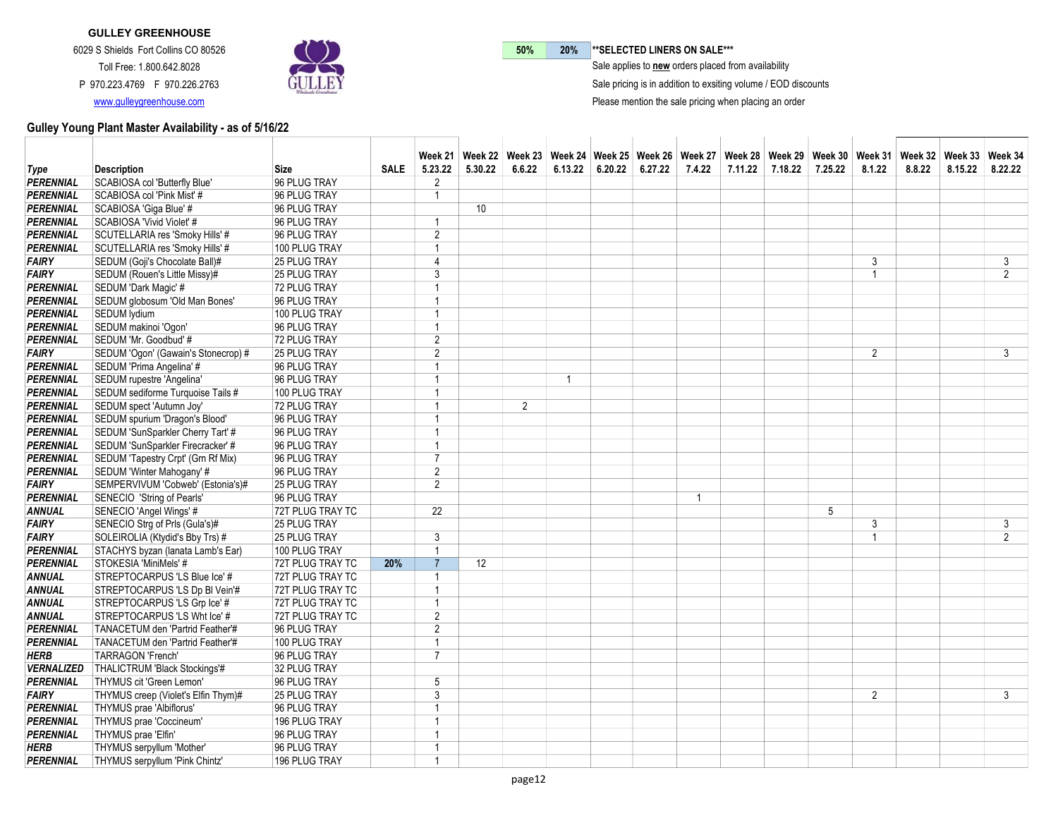**GULLEY GREENHOUSE**

6029 S Shields Fort Collins CO 80526

Toll Free: 1.800.642.8028

P 970.223.4769 F 970.226.2763

www.gulleygreenhouse.com

| 50% | 20% | **SELECTED LINERS ON SALE** |
|---|---|---|

Sale applies to **new** orders placed from availability

Sale pricing is in addition to exsiting volume / EOD discounts

Please mention the sale pricing when placing an order

## Gulley Young Plant Master Availability - as of 5/16/22

| Type | Description | Size | SALE | Week 21 5.23.22 | Week 22 5.30.22 | Week 23 6.6.22 | Week 24 6.13.22 | Week 25 6.20.22 | Week 26 6.27.22 | Week 27 7.4.22 | Week 28 7.11.22 | Week 29 7.18.22 | Week 30 7.25.22 | Week 31 8.1.22 | Week 32 8.8.22 | Week 33 8.15.22 | Week 34 8.22.22 |
|---|---|---|---|---|---|---|---|---|---|---|---|---|---|---|---|---|---|
| **PERENNIAL** | SCABIOSA col 'Butterfly Blue' | 96 PLUG TRAY | | 2 | | | | | | | | | | | | | |
| **PERENNIAL** | SCABIOSA col 'Pink Mist' # | 96 PLUG TRAY | | 1 | | | | | | | | | | | | | |
| **PERENNIAL** | SCABIOSA 'Giga Blue' # | 96 PLUG TRAY | | | 10 | | | | | | | | | | | | |
| **PERENNIAL** | SCABIOSA 'Vivid Violet' # | 96 PLUG TRAY | | 1 | | | | | | | | | | | | | |
| **PERENNIAL** | SCUTELLARIA res 'Smoky Hills' # | 96 PLUG TRAY | | 2 | | | | | | | | | | | | | |
| **PERENNIAL** | SCUTELLARIA res 'Smoky Hills' # | 100 PLUG TRAY | | 1 | | | | | | | | | | | | | |
| **FAIRY** | SEDUM (Goji's Chocolate Ball)# | 25 PLUG TRAY | | 4 | | | | | | | | | | 3 | | | 3 |
| **FAIRY** | SEDUM (Rouen's Little Missy)# | 25 PLUG TRAY | | 3 | | | | | | | | | | 1 | | | 2 |
| **PERENNIAL** | SEDUM 'Dark Magic' # | 72 PLUG TRAY | | 1 | | | | | | | | | | | | | |
| **PERENNIAL** | SEDUM globosum 'Old Man Bones' | 96 PLUG TRAY | | 1 | | | | | | | | | | | | | |
| **PERENNIAL** | SEDUM lydium | 100 PLUG TRAY | | 1 | | | | | | | | | | | | | |
| **PERENNIAL** | SEDUM makinoi 'Ogon' | 96 PLUG TRAY | | 1 | | | | | | | | | | | | | |
| **PERENNIAL** | SEDUM 'Mr. Goodbud' # | 72 PLUG TRAY | | 2 | | | | | | | | | | | | | |
| **FAIRY** | SEDUM 'Ogon' (Gawain's Stonecrop) # | 25 PLUG TRAY | | 2 | | | | | | | | | | 2 | | | 3 |
| **PERENNIAL** | SEDUM 'Prima Angelina' # | 96 PLUG TRAY | | 1 | | | | | | | | | | | | | |
| **PERENNIAL** | SEDUM rupestre 'Angelina' | 96 PLUG TRAY | | 1 | | | 1 | | | | | | | | | | |
| **PERENNIAL** | SEDUM sediforme Turquoise Tails # | 100 PLUG TRAY | | 1 | | | | | | | | | | | | | |
| **PERENNIAL** | SEDUM spect 'Autumn Joy' | 72 PLUG TRAY | | 1 | | 2 | | | | | | | | | | | |
| **PERENNIAL** | SEDUM spurium 'Dragon's Blood' | 96 PLUG TRAY | | 1 | | | | | | | | | | | | | |
| **PERENNIAL** | SEDUM 'SunSparkler Cherry Tart' # | 96 PLUG TRAY | | 1 | | | | | | | | | | | | | |
| **PERENNIAL** | SEDUM 'SunSparkler Firecracker' # | 96 PLUG TRAY | | 1 | | | | | | | | | | | | | |
| **PERENNIAL** | SEDUM 'Tapestry Crpt' (Grn Rf Mix) | 96 PLUG TRAY | | 7 | | | | | | | | | | | | | |
| **PERENNIAL** | SEDUM 'Winter Mahogany' # | 96 PLUG TRAY | | 2 | | | | | | | | | | | | | |
| **FAIRY** | SEMPERVIVUM 'Cobweb' (Estonia's)# | 25 PLUG TRAY | | 2 | | | | | | | | | | | | | |
| **PERENNIAL** | SENECIO 'String of Pearls' | 96 PLUG TRAY | | | | | | | | 1 | | | | | | | |
| **ANNUAL** | SENECIO 'Angel Wings' # | 72T PLUG TRAY TC | | 22 | | | | | | | | | 5 | | | | |
| **FAIRY** | SENECIO Strg of Prls (Gula's)# | 25 PLUG TRAY | | | | | | | | | | | | 3 | | | 3 |
| **FAIRY** | SOLEIROLIA (Ktydid's Bby Trs) # | 25 PLUG TRAY | | 3 | | | | | | | | | | 1 | | | 2 |
| **PERENNIAL** | STACHYS byzan (lanata Lamb's Ear) | 100 PLUG TRAY | | 1 | | | | | | | | | | | | | |
| **PERENNIAL** | STOKESIA 'MiniMels' # | 72T PLUG TRAY TC | 20% | 7 | 12 | | | | | | | | | | | | |
| **ANNUAL** | STREPTOCARPUS 'LS Blue Ice' # | 72T PLUG TRAY TC | | 1 | | | | | | | | | | | | | |
| **ANNUAL** | STREPTOCARPUS 'LS Dp Bl Vein'# | 72T PLUG TRAY TC | | 1 | | | | | | | | | | | | | |
| **ANNUAL** | STREPTOCARPUS 'LS Grp Ice' # | 72T PLUG TRAY TC | | 1 | | | | | | | | | | | | | |
| **ANNUAL** | STREPTOCARPUS 'LS Wht Ice' # | 72T PLUG TRAY TC | | 2 | | | | | | | | | | | | | |
| **PERENNIAL** | TANACETUM den 'Partrid Feather'# | 96 PLUG TRAY | | 2 | | | | | | | | | | | | | |
| **PERENNIAL** | TANACETUM den 'Partrid Feather'# | 100 PLUG TRAY | | 1 | | | | | | | | | | | | | |
| **HERB** | TARRAGON 'French' | 96 PLUG TRAY | | 7 | | | | | | | | | | | | | |
| **VERNALIZED** | THALICTRUM 'Black Stockings'# | 32 PLUG TRAY | | | | | | | | | | | | | | | |
| **PERENNIAL** | THYMUS cit 'Green Lemon' | 96 PLUG TRAY | | 5 | | | | | | | | | | | | | |
| **FAIRY** | THYMUS creep (Violet's Elfin Thym)# | 25 PLUG TRAY | | 3 | | | | | | | | | | 2 | | | 3 |
| **PERENNIAL** | THYMUS prae 'Albiflorus' | 96 PLUG TRAY | | 1 | | | | | | | | | | | | | |
| **PERENNIAL** | THYMUS prae 'Coccineum' | 196 PLUG TRAY | | 1 | | | | | | | | | | | | | |
| **PERENNIAL** | THYMUS prae 'Elfin' | 96 PLUG TRAY | | 1 | | | | | | | | | | | | | |
| **HERB** | THYMUS serpyllum 'Mother' | 96 PLUG TRAY | | 1 | | | | | | | | | | | | | |
| **PERENNIAL** | THYMUS serpyllum 'Pink Chintz' | 196 PLUG TRAY | | 1 | | | | | | | | | | | | | |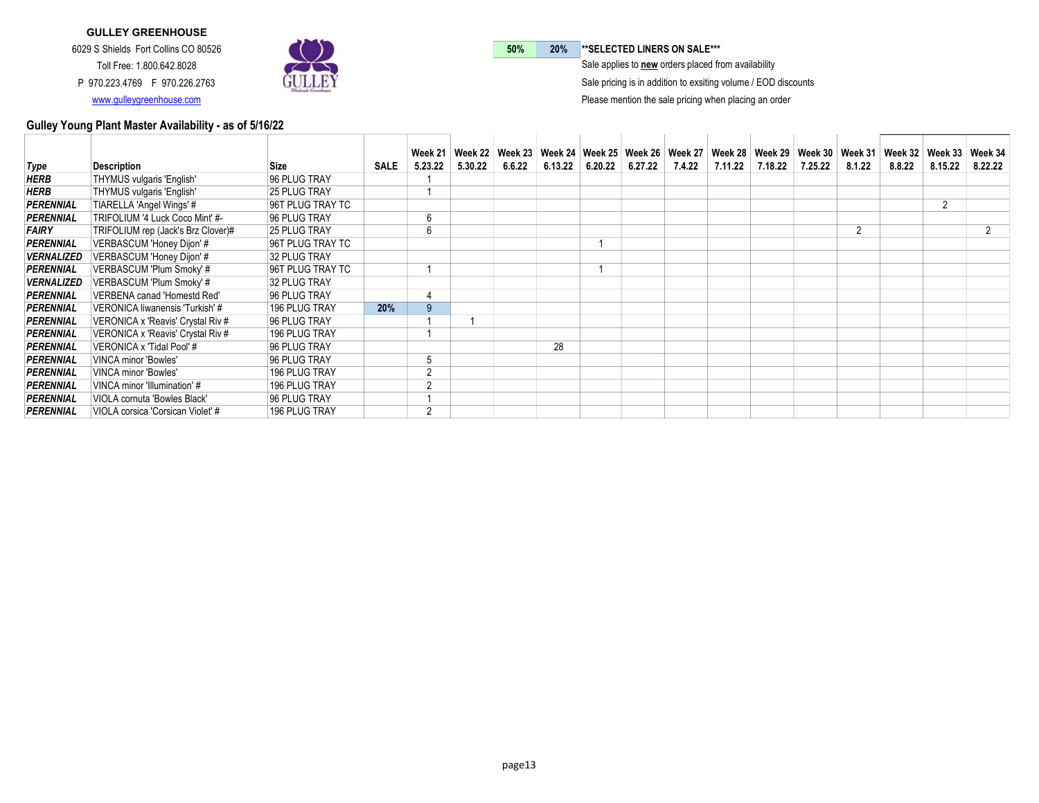**GULLEY GREENHOUSE**

6029 S Shields Fort Collins CO 80526

Toll Free: 1.800.642.8028

P 970.223.4769 F 970.226.2763

www.gulleygreenhouse.com

| 50% | 20% | **SELECTED LINERS ON SALE*** |
|---|---|---|

Sale applies to **new** orders placed from availability

Sale pricing is in addition to exsiting volume / EOD discounts

Please mention the sale pricing when placing an order

## Gulley Young Plant Master Availability - as of 5/16/22

| Type | Description | Size | SALE | Week 21 5.23.22 | Week 22 5.30.22 | Week 23 6.6.22 | Week 24 6.13.22 | Week 25 6.20.22 | Week 26 6.27.22 | Week 27 7.4.22 | Week 28 7.11.22 | Week 29 7.18.22 | Week 30 7.25.22 | Week 31 8.1.22 | Week 32 8.8.22 | Week 33 8.15.22 | Week 34 8.22.22 |
|---|---|---|---|---|---|---|---|---|---|---|---|---|---|---|---|---|---|
| ***HERB*** | THYMUS vulgaris 'English' | 96 PLUG TRAY | | 1 | | | | | | | | | | | | | |
| ***HERB*** | THYMUS vulgaris 'English' | 25 PLUG TRAY | | 1 | | | | | | | | | | | | | |
| ***PERENNIAL*** | TIARELLA 'Angel Wings' # | 96T PLUG TRAY TC | | | | | | | | | | | | | | 2 | |
| ***PERENNIAL*** | TRIFOLIUM '4 Luck Coco Mint' #- | 96 PLUG TRAY | | 6 | | | | | | | | | | | | | |
| ***FAIRY*** | TRIFOLIUM rep (Jack's Brz Clover)# | 25 PLUG TRAY | | 6 | | | | | | | | | | 2 | | | 2 |
| ***PERENNIAL*** | VERBASCUM 'Honey Dijon' # | 96T PLUG TRAY TC | | | | | | 1 | | | | | | | | | |
| ***VERNALIZED*** | VERBASCUM 'Honey Dijon' # | 32 PLUG TRAY | | | | | | | | | | | | | | | |
| ***PERENNIAL*** | VERBASCUM 'Plum Smoky' # | 96T PLUG TRAY TC | | 1 | | | | 1 | | | | | | | | | |
| ***VERNALIZED*** | VERBASCUM 'Plum Smoky' # | 32 PLUG TRAY | | | | | | | | | | | | | | | |
| ***PERENNIAL*** | VERBENA canad 'Homestd Red' | 96 PLUG TRAY | | 4 | | | | | | | | | | | | | |
| ***PERENNIAL*** | VERONICA liwanensis 'Turkish' # | 196 PLUG TRAY | **20%** | 9 | | | | | | | | | | | | | |
| ***PERENNIAL*** | VERONICA x 'Reavis' Crystal Riv # | 96 PLUG TRAY | | 1 | 1 | | | | | | | | | | | | |
| ***PERENNIAL*** | VERONICA x 'Reavis' Crystal Riv # | 196 PLUG TRAY | | 1 | | | | | | | | | | | | | |
| ***PERENNIAL*** | VERONICA x 'Tidal Pool' # | 96 PLUG TRAY | | | | | 28 | | | | | | | | | | |
| ***PERENNIAL*** | VINCA minor 'Bowles' | 96 PLUG TRAY | | 5 | | | | | | | | | | | | | |
| ***PERENNIAL*** | VINCA minor 'Bowles' | 196 PLUG TRAY | | 2 | | | | | | | | | | | | | |
| ***PERENNIAL*** | VINCA minor 'Illumination' # | 196 PLUG TRAY | | 2 | | | | | | | | | | | | | |
| ***PERENNIAL*** | VIOLA cornuta 'Bowles Black' | 96 PLUG TRAY | | 1 | | | | | | | | | | | | | |
| ***PERENNIAL*** | VIOLA corsica 'Corsican Violet' # | 196 PLUG TRAY | | 2 | | | | | | | | | | | | | |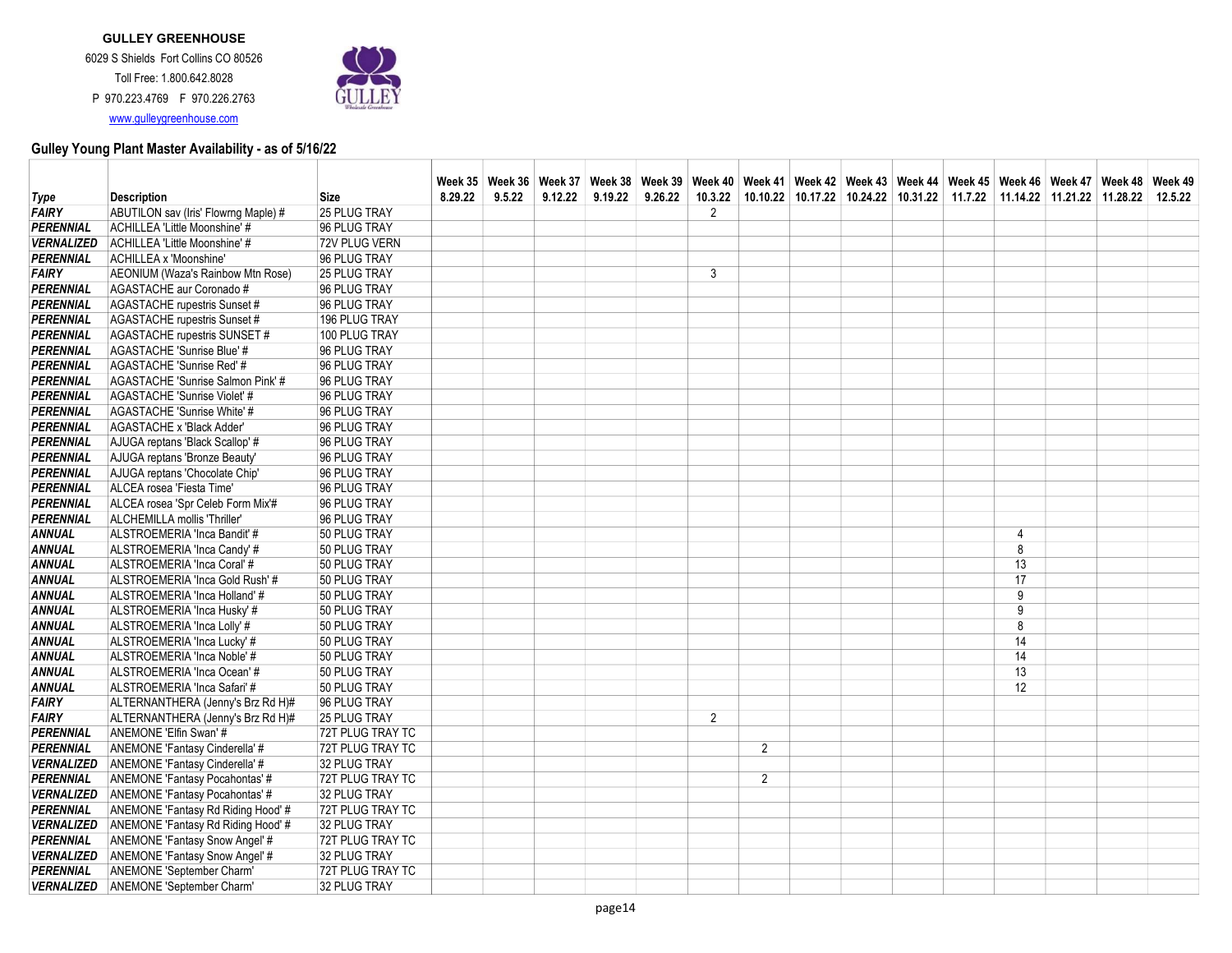**GULLEY GREENHOUSE**

6029 S Shields Fort Collins CO 80526

Toll Free: 1.800.642.8028

P 970.223.4769 F 970.226.2763

www.gulleygreenhouse.com

## Gulley Young Plant Master Availability - as of 5/16/22

| Type | Description | Size | Week 35 8.29.22 | Week 36 9.5.22 | Week 37 9.12.22 | Week 38 9.19.22 | Week 39 9.26.22 | Week 40 10.3.22 | Week 41 10.10.22 | Week 42 10.17.22 | Week 43 10.24.22 | Week 44 10.31.22 | Week 45 11.7.22 | Week 46 11.14.22 | Week 47 11.21.22 | Week 48 11.28.22 | Week 49 12.5.22 |
|---|---|---|---|---|---|---|---|---|---|---|---|---|---|---|---|---|---|
| ***FAIRY*** | ABUTILON sav (Iris' Flowrng Maple) # | 25 PLUG TRAY | | | | | | 2 | | | | | | | | | |
| ***PERENNIAL*** | ACHILLEA 'Little Moonshine' # | 96 PLUG TRAY | | | | | | | | | | | | | | | |
| ***VERNALIZED*** | ACHILLEA 'Little Moonshine' # | 72V PLUG VERN | | | | | | | | | | | | | | | |
| ***PERENNIAL*** | ACHILLEA x 'Moonshine' | 96 PLUG TRAY | | | | | | | | | | | | | | | |
| ***FAIRY*** | AEONIUM (Waza's Rainbow Mtn Rose) | 25 PLUG TRAY | | | | | | 3 | | | | | | | | | |
| ***PERENNIAL*** | AGASTACHE aur Coronado # | 96 PLUG TRAY | | | | | | | | | | | | | | | |
| ***PERENNIAL*** | AGASTACHE rupestris Sunset # | 96 PLUG TRAY | | | | | | | | | | | | | | | |
| ***PERENNIAL*** | AGASTACHE rupestris Sunset # | 196 PLUG TRAY | | | | | | | | | | | | | | | |
| ***PERENNIAL*** | AGASTACHE rupestris SUNSET # | 100 PLUG TRAY | | | | | | | | | | | | | | | |
| ***PERENNIAL*** | AGASTACHE 'Sunrise Blue' # | 96 PLUG TRAY | | | | | | | | | | | | | | | |
| ***PERENNIAL*** | AGASTACHE 'Sunrise Red' # | 96 PLUG TRAY | | | | | | | | | | | | | | | |
| ***PERENNIAL*** | AGASTACHE 'Sunrise Salmon Pink' # | 96 PLUG TRAY | | | | | | | | | | | | | | | |
| ***PERENNIAL*** | AGASTACHE 'Sunrise Violet' # | 96 PLUG TRAY | | | | | | | | | | | | | | | |
| ***PERENNIAL*** | AGASTACHE 'Sunrise White' # | 96 PLUG TRAY | | | | | | | | | | | | | | | |
| ***PERENNIAL*** | AGASTACHE x 'Black Adder' | 96 PLUG TRAY | | | | | | | | | | | | | | | |
| ***PERENNIAL*** | AJUGA reptans 'Black Scallop' # | 96 PLUG TRAY | | | | | | | | | | | | | | | |
| ***PERENNIAL*** | AJUGA reptans 'Bronze Beauty' | 96 PLUG TRAY | | | | | | | | | | | | | | | |
| ***PERENNIAL*** | AJUGA reptans 'Chocolate Chip' | 96 PLUG TRAY | | | | | | | | | | | | | | | |
| ***PERENNIAL*** | ALCEA rosea 'Fiesta Time' | 96 PLUG TRAY | | | | | | | | | | | | | | | |
| ***PERENNIAL*** | ALCEA rosea 'Spr Celeb Form Mix'# | 96 PLUG TRAY | | | | | | | | | | | | | | | |
| ***PERENNIAL*** | ALCHEMILLA mollis 'Thriller' | 96 PLUG TRAY | | | | | | | | | | | | | | | |
| ***ANNUAL*** | ALSTROEMERIA 'Inca Bandit' # | 50 PLUG TRAY | | | | | | | | | | | | 4 | | | |
| ***ANNUAL*** | ALSTROEMERIA 'Inca Candy' # | 50 PLUG TRAY | | | | | | | | | | | | 8 | | | |
| ***ANNUAL*** | ALSTROEMERIA 'Inca Coral' # | 50 PLUG TRAY | | | | | | | | | | | | 13 | | | |
| ***ANNUAL*** | ALSTROEMERIA 'Inca Gold Rush' # | 50 PLUG TRAY | | | | | | | | | | | | 17 | | | |
| ***ANNUAL*** | ALSTROEMERIA 'Inca Holland' # | 50 PLUG TRAY | | | | | | | | | | | | 9 | | | |
| ***ANNUAL*** | ALSTROEMERIA 'Inca Husky' # | 50 PLUG TRAY | | | | | | | | | | | | 9 | | | |
| ***ANNUAL*** | ALSTROEMERIA 'Inca Lolly' # | 50 PLUG TRAY | | | | | | | | | | | | 8 | | | |
| ***ANNUAL*** | ALSTROEMERIA 'Inca Lucky' # | 50 PLUG TRAY | | | | | | | | | | | | 14 | | | |
| ***ANNUAL*** | ALSTROEMERIA 'Inca Noble' # | 50 PLUG TRAY | | | | | | | | | | | | 14 | | | |
| ***ANNUAL*** | ALSTROEMERIA 'Inca Ocean' # | 50 PLUG TRAY | | | | | | | | | | | | 13 | | | |
| ***ANNUAL*** | ALSTROEMERIA 'Inca Safari' # | 50 PLUG TRAY | | | | | | | | | | | | 12 | | | |
| ***FAIRY*** | ALTERNANTHERA (Jenny's Brz Rd H)# | 96 PLUG TRAY | | | | | | | | | | | | | | | |
| ***FAIRY*** | ALTERNANTHERA (Jenny's Brz Rd H)# | 25 PLUG TRAY | | | | | | 2 | | | | | | | | | |
| ***PERENNIAL*** | ANEMONE 'Elfin Swan' # | 72T PLUG TRAY TC | | | | | | | | | | | | | | | |
| ***PERENNIAL*** | ANEMONE 'Fantasy Cinderella' # | 72T PLUG TRAY TC | | | | | | | 2 | | | | | | | | |
| ***VERNALIZED*** | ANEMONE 'Fantasy Cinderella' # | 32 PLUG TRAY | | | | | | | | | | | | | | | |
| ***PERENNIAL*** | ANEMONE 'Fantasy Pocahontas' # | 72T PLUG TRAY TC | | | | | | | 2 | | | | | | | | |
| ***VERNALIZED*** | ANEMONE 'Fantasy Pocahontas' # | 32 PLUG TRAY | | | | | | | | | | | | | | | |
| ***PERENNIAL*** | ANEMONE 'Fantasy Rd Riding Hood' # | 72T PLUG TRAY TC | | | | | | | | | | | | | | | |
| ***VERNALIZED*** | ANEMONE 'Fantasy Rd Riding Hood' # | 32 PLUG TRAY | | | | | | | | | | | | | | | |
| ***PERENNIAL*** | ANEMONE 'Fantasy Snow Angel' # | 72T PLUG TRAY TC | | | | | | | | | | | | | | | |
| ***VERNALIZED*** | ANEMONE 'Fantasy Snow Angel' # | 32 PLUG TRAY | | | | | | | | | | | | | | | |
| ***PERENNIAL*** | ANEMONE 'September Charm' | 72T PLUG TRAY TC | | | | | | | | | | | | | | | |
| ***VERNALIZED*** | ANEMONE 'September Charm' | 32 PLUG TRAY | | | | | | | | | | | | | | | |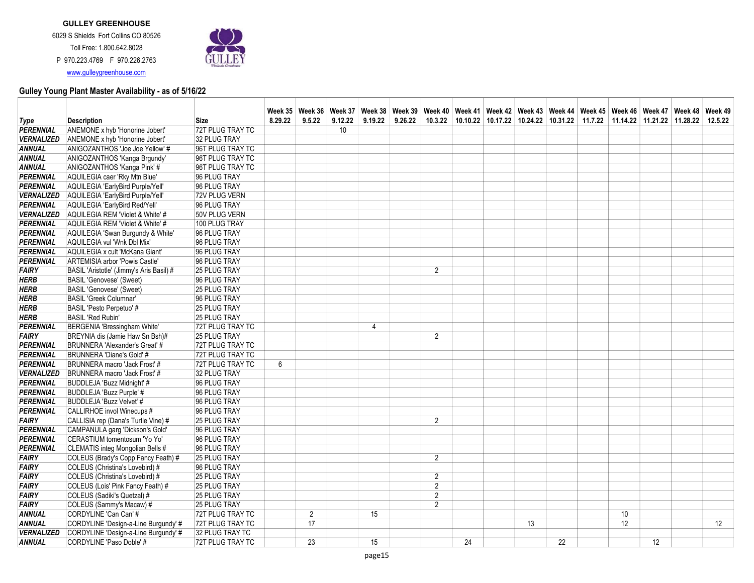**GULLEY GREENHOUSE**

6029 S Shields Fort Collins CO 80526

Toll Free: 1.800.642.8028

P 970.223.4769 F 970.226.2763

www.gulleygreenhouse.com

## Gulley Young Plant Master Availability - as of 5/16/22

| Type | Description | Size | Week 35 8.29.22 | Week 36 9.5.22 | Week 37 9.12.22 | Week 38 9.19.22 | Week 39 9.26.22 | Week 40 10.3.22 | Week 41 10.10.22 | Week 42 10.17.22 | Week 43 10.24.22 | Week 44 10.31.22 | Week 45 11.7.22 | Week 46 11.14.22 | Week 47 11.21.22 | Week 48 11.28.22 | Week 49 12.5.22 |
|---|---|---|---|---|---|---|---|---|---|---|---|---|---|---|---|---|---|
| **PERENNIAL** | ANEMONE x hyb 'Honorine Jobert' | 72T PLUG TRAY TC | | | 10 | | | | | | | | | | | | |
| **VERNALIZED** | ANEMONE x hyb 'Honorine Jobert' | 32 PLUG TRAY | | | | | | | | | | | | | | | |
| **ANNUAL** | ANIGOZANTHOS 'Joe Joe Yellow' # | 96T PLUG TRAY TC | | | | | | | | | | | | | | | |
| **ANNUAL** | ANIGOZANTHOS 'Kanga Brgundy' | 96T PLUG TRAY TC | | | | | | | | | | | | | | | |
| **ANNUAL** | ANIGOZANTHOS 'Kanga Pink' # | 96T PLUG TRAY TC | | | | | | | | | | | | | | | |
| **PERENNIAL** | AQUILEGIA caer 'Rky Mtn Blue' | 96 PLUG TRAY | | | | | | | | | | | | | | | |
| **PERENNIAL** | AQUILEGIA 'EarlyBird Purple/Yell' | 96 PLUG TRAY | | | | | | | | | | | | | | | |
| **VERNALIZED** | AQUILEGIA 'EarlyBird Purple/Yell' | 72V PLUG VERN | | | | | | | | | | | | | | | |
| **PERENNIAL** | AQUILEGIA 'EarlyBird Red/Yell' | 96 PLUG TRAY | | | | | | | | | | | | | | | |
| **VERNALIZED** | AQUILEGIA REM 'Violet & White' # | 50V PLUG VERN | | | | | | | | | | | | | | | |
| **PERENNIAL** | AQUILEGIA REM 'Violet & White' # | 100 PLUG TRAY | | | | | | | | | | | | | | | |
| **PERENNIAL** | AQUILEGIA 'Swan Burgundy & White' | 96 PLUG TRAY | | | | | | | | | | | | | | | |
| **PERENNIAL** | AQUILEGIA vul 'Wnk Dbl Mix' | 96 PLUG TRAY | | | | | | | | | | | | | | | |
| **PERENNIAL** | AQUILEGIA x cult 'McKana Giant' | 96 PLUG TRAY | | | | | | | | | | | | | | | |
| **PERENNIAL** | ARTEMISIA arbor 'Powis Castle' | 96 PLUG TRAY | | | | | | | | | | | | | | | |
| **FAIRY** | BASIL 'Aristotle' (Jimmy's Aris Basil) # | 25 PLUG TRAY | | | | | | 2 | | | | | | | | | |
| **HERB** | BASIL 'Genovese' (Sweet) | 96 PLUG TRAY | | | | | | | | | | | | | | | |
| **HERB** | BASIL 'Genovese' (Sweet) | 25 PLUG TRAY | | | | | | | | | | | | | | | |
| **HERB** | BASIL 'Greek Columnar' | 96 PLUG TRAY | | | | | | | | | | | | | | | |
| **HERB** | BASIL 'Pesto Perpetuo' # | 25 PLUG TRAY | | | | | | | | | | | | | | | |
| **HERB** | BASIL 'Red Rubin' | 25 PLUG TRAY | | | | | | | | | | | | | | | |
| **PERENNIAL** | BERGENIA 'Bressingham White' | 72T PLUG TRAY TC | | | | 4 | | | | | | | | | | | |
| **FAIRY** | BREYNIA dis (Jamie Haw Sn Bsh)# | 25 PLUG TRAY | | | | | | 2 | | | | | | | | | |
| **PERENNIAL** | BRUNNERA 'Alexander's Great' # | 72T PLUG TRAY TC | | | | | | | | | | | | | | | |
| **PERENNIAL** | BRUNNERA 'Diane's Gold' # | 72T PLUG TRAY TC | | | | | | | | | | | | | | | |
| **PERENNIAL** | BRUNNERA macro 'Jack Frost' # | 72T PLUG TRAY TC | 6 | | | | | | | | | | | | | | |
| **VERNALIZED** | BRUNNERA macro 'Jack Frost' # | 32 PLUG TRAY | | | | | | | | | | | | | | | |
| **PERENNIAL** | BUDDLEJA 'Buzz Midnight' # | 96 PLUG TRAY | | | | | | | | | | | | | | | |
| **PERENNIAL** | BUDDLEJA 'Buzz Purple' # | 96 PLUG TRAY | | | | | | | | | | | | | | | |
| **PERENNIAL** | BUDDLEJA 'Buzz Velvet' # | 96 PLUG TRAY | | | | | | | | | | | | | | | |
| **PERENNIAL** | CALLIRHOE invol Winecups # | 96 PLUG TRAY | | | | | | | | | | | | | | | |
| **FAIRY** | CALLISIA rep (Dana's Turtle Vine) # | 25 PLUG TRAY | | | | | | 2 | | | | | | | | | |
| **PERENNIAL** | CAMPANULA garg 'Dickson's Gold' | 96 PLUG TRAY | | | | | | | | | | | | | | | |
| **PERENNIAL** | CERASTIUM tomentosum 'Yo Yo' | 96 PLUG TRAY | | | | | | | | | | | | | | | |
| **PERENNIAL** | CLEMATIS integ Mongolian Bells # | 96 PLUG TRAY | | | | | | | | | | | | | | | |
| **FAIRY** | COLEUS (Brady's Copp Fancy Feath) # | 25 PLUG TRAY | | | | | | 2 | | | | | | | | | |
| **FAIRY** | COLEUS (Christina's Lovebird) # | 96 PLUG TRAY | | | | | | | | | | | | | | | |
| **FAIRY** | COLEUS (Christina's Lovebird) # | 25 PLUG TRAY | | | | | | 2 | | | | | | | | | |
| **FAIRY** | COLEUS (Lois' Pink Fancy Feath) # | 25 PLUG TRAY | | | | | | 2 | | | | | | | | | |
| **FAIRY** | COLEUS (Sadiki's Quetzal) # | 25 PLUG TRAY | | | | | | 2 | | | | | | | | | |
| **FAIRY** | COLEUS (Sammy's Macaw) # | 25 PLUG TRAY | | | | | | 2 | | | | | | | | | |
| **ANNUAL** | CORDYLINE 'Can Can' # | 72T PLUG TRAY TC | | 2 | | 15 | | | | | | | | 10 | | | |
| **ANNUAL** | CORDYLINE 'Design-a-Line Burgundy' # | 72T PLUG TRAY TC | | 17 | | | | | | | 13 | | | 12 | | | 12 |
| **VERNALIZED** | CORDYLINE 'Design-a-Line Burgundy' # | 32 PLUG TRAY TC | | | | | | | | | | | | | | | |
| **ANNUAL** | CORDYLINE 'Paso Doble' # | 72T PLUG TRAY TC | | 23 | | 15 | | | 24 | | | 22 | | | 12 | | |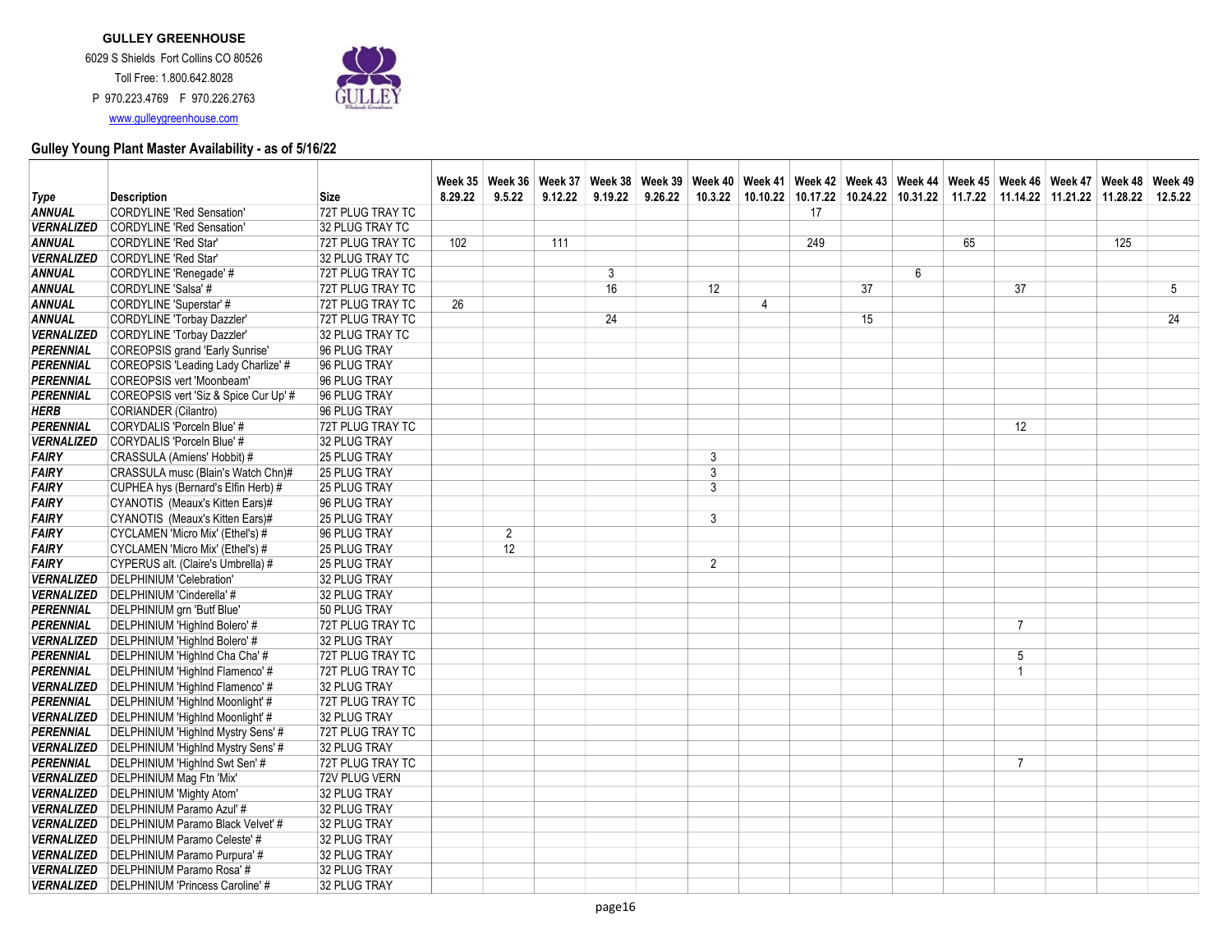**GULLEY GREENHOUSE**

6029 S Shields Fort Collins CO 80526

Toll Free: 1.800.642.8028

P 970.223.4769 F 970.226.2763

www.gulleygreenhouse.com

## Gulley Young Plant Master Availability - as of 5/16/22

| Type | Description | Size | Week 35 8.29.22 | Week 36 9.5.22 | Week 37 9.12.22 | Week 38 9.19.22 | Week 39 9.26.22 | Week 40 10.3.22 | Week 41 10.10.22 | Week 42 10.17.22 | Week 43 10.24.22 | Week 44 10.31.22 | Week 45 11.7.22 | Week 46 11.14.22 | Week 47 11.21.22 | Week 48 11.28.22 | Week 49 12.5.22 |
|---|---|---|---|---|---|---|---|---|---|---|---|---|---|---|---|---|---|
| ANNUAL | CORDYLINE 'Red Sensation' | 72T PLUG TRAY TC | | | | | | | | 17 | | | | | | | |
| VERNALIZED | CORDYLINE 'Red Sensation' | 32 PLUG TRAY TC | | | | | | | | | | | | | | | |
| ANNUAL | CORDYLINE 'Red Star' | 72T PLUG TRAY TC | 102 | | 111 | | | | | 249 | | | 65 | | | 125 | |
| VERNALIZED | CORDYLINE 'Red Star' | 32 PLUG TRAY TC | | | | | | | | | | | | | | | |
| ANNUAL | CORDYLINE 'Renegade' # | 72T PLUG TRAY TC | | | | 3 | | | | | | 6 | | | | | |
| ANNUAL | CORDYLINE 'Salsa' # | 72T PLUG TRAY TC | | | | 16 | | 12 | | | 37 | | | 37 | | | 5 |
| ANNUAL | CORDYLINE 'Superstar' # | 72T PLUG TRAY TC | 26 | | | | | | 4 | | | | | | | | |
| ANNUAL | CORDYLINE 'Torbay Dazzler' | 72T PLUG TRAY TC | | | | 24 | | | | | 15 | | | | | | 24 |
| VERNALIZED | CORDYLINE 'Torbay Dazzler' | 32 PLUG TRAY TC | | | | | | | | | | | | | | | |
| PERENNIAL | COREOPSIS grand 'Early Sunrise' | 96 PLUG TRAY | | | | | | | | | | | | | | | |
| PERENNIAL | COREOPSIS 'Leading Lady Charlize' # | 96 PLUG TRAY | | | | | | | | | | | | | | | |
| PERENNIAL | COREOPSIS vert 'Moonbeam' | 96 PLUG TRAY | | | | | | | | | | | | | | | |
| PERENNIAL | COREOPSIS vert 'Siz & Spice Cur Up' # | 96 PLUG TRAY | | | | | | | | | | | | | | | |
| HERB | CORIANDER (Cilantro) | 96 PLUG TRAY | | | | | | | | | | | | | | | |
| PERENNIAL | CORYDALIS 'Porceln Blue' # | 72T PLUG TRAY TC | | | | | | | | | | | | 12 | | | |
| VERNALIZED | CORYDALIS 'Porceln Blue' # | 32 PLUG TRAY | | | | | | | | | | | | | | | |
| FAIRY | CRASSULA (Amiens' Hobbit) # | 25 PLUG TRAY | | | | | | 3 | | | | | | | | | |
| FAIRY | CRASSULA musc (Blain's Watch Chn)# | 25 PLUG TRAY | | | | | | 3 | | | | | | | | | |
| FAIRY | CUPHEA hys (Bernard's Elfin Herb) # | 25 PLUG TRAY | | | | | | 3 | | | | | | | | | |
| FAIRY | CYANOTIS (Meaux's Kitten Ears)# | 96 PLUG TRAY | | | | | | | | | | | | | | | |
| FAIRY | CYANOTIS (Meaux's Kitten Ears)# | 25 PLUG TRAY | | | | | | 3 | | | | | | | | | |
| FAIRY | CYCLAMEN 'Micro Mix' (Ethel's) # | 96 PLUG TRAY | | 2 | | | | | | | | | | | | | |
| FAIRY | CYCLAMEN 'Micro Mix' (Ethel's) # | 25 PLUG TRAY | | 12 | | | | | | | | | | | | | |
| FAIRY | CYPERUS alt. (Claire's Umbrella) # | 25 PLUG TRAY | | | | | | 2 | | | | | | | | | |
| VERNALIZED | DELPHINIUM 'Celebration' | 32 PLUG TRAY | | | | | | | | | | | | | | | |
| VERNALIZED | DELPHINIUM 'Cinderella' # | 32 PLUG TRAY | | | | | | | | | | | | | | | |
| PERENNIAL | DELPHINIUM grn 'Butf Blue' | 50 PLUG TRAY | | | | | | | | | | | | | | | |
| PERENNIAL | DELPHINIUM 'Highlnd Bolero' # | 72T PLUG TRAY TC | | | | | | | | | | | | 7 | | | |
| VERNALIZED | DELPHINIUM 'Highlnd Bolero' # | 32 PLUG TRAY | | | | | | | | | | | | | | | |
| PERENNIAL | DELPHINIUM 'Highlnd Cha Cha' # | 72T PLUG TRAY TC | | | | | | | | | | | | 5 | | | |
| PERENNIAL | DELPHINIUM 'Highlnd Flamenco' # | 72T PLUG TRAY TC | | | | | | | | | | | | 1 | | | |
| VERNALIZED | DELPHINIUM 'Highlnd Flamenco' # | 32 PLUG TRAY | | | | | | | | | | | | | | | |
| PERENNIAL | DELPHINIUM 'Highlnd Moonlight' # | 72T PLUG TRAY TC | | | | | | | | | | | | | | | |
| VERNALIZED | DELPHINIUM 'Highlnd Moonlight' # | 32 PLUG TRAY | | | | | | | | | | | | | | | |
| PERENNIAL | DELPHINIUM 'Highlnd Mystry Sens' # | 72T PLUG TRAY TC | | | | | | | | | | | | | | | |
| VERNALIZED | DELPHINIUM 'Highlnd Mystry Sens' # | 32 PLUG TRAY | | | | | | | | | | | | | | | |
| PERENNIAL | DELPHINIUM 'Highlnd Swt Sen' # | 72T PLUG TRAY TC | | | | | | | | | | | | 7 | | | |
| VERNALIZED | DELPHINIUM Mag Ftn 'Mix' | 72V PLUG VERN | | | | | | | | | | | | | | | |
| VERNALIZED | DELPHINIUM 'Mighty Atom' | 32 PLUG TRAY | | | | | | | | | | | | | | | |
| VERNALIZED | DELPHINIUM Paramo Azul' # | 32 PLUG TRAY | | | | | | | | | | | | | | | |
| VERNALIZED | DELPHINIUM Paramo Black Velvet' # | 32 PLUG TRAY | | | | | | | | | | | | | | | |
| VERNALIZED | DELPHINIUM Paramo Celeste' # | 32 PLUG TRAY | | | | | | | | | | | | | | | |
| VERNALIZED | DELPHINIUM Paramo Purpura' # | 32 PLUG TRAY | | | | | | | | | | | | | | | |
| VERNALIZED | DELPHINIUM Paramo Rosa' # | 32 PLUG TRAY | | | | | | | | | | | | | | | |
| VERNALIZED | DELPHINIUM 'Princess Caroline' # | 32 PLUG TRAY | | | | | | | | | | | | | | | |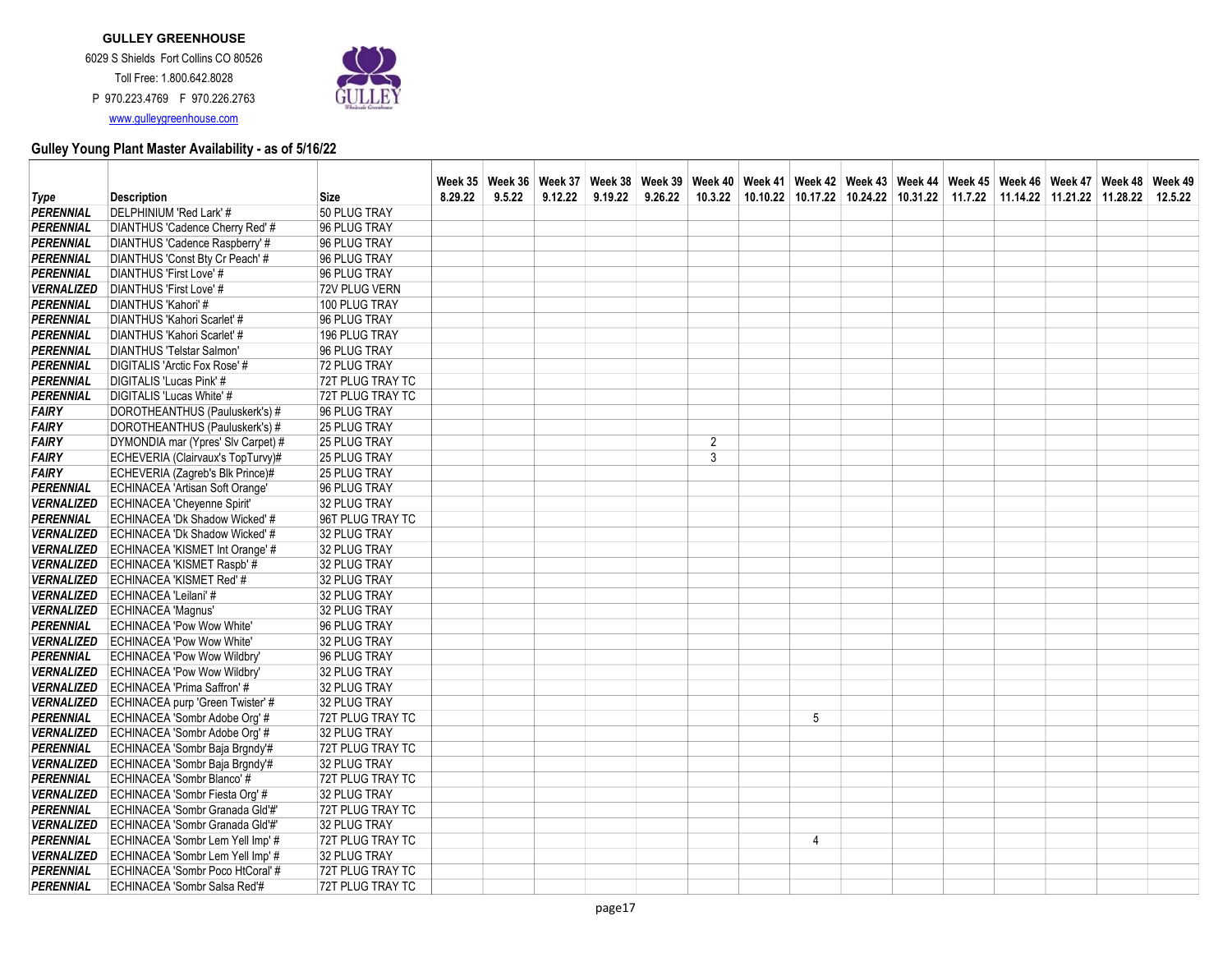**GULLEY GREENHOUSE**

6029 S Shields Fort Collins CO 80526

Toll Free: 1.800.642.8028

P 970.223.4769 F 970.226.2763

www.gulleygreenhouse.com

## Gulley Young Plant Master Availability - as of 5/16/22

| Type | Description | Size | Week 35 8.29.22 | Week 36 9.5.22 | Week 37 9.12.22 | Week 38 9.19.22 | Week 39 9.26.22 | Week 40 10.3.22 | Week 41 10.10.22 | Week 42 10.17.22 | Week 43 10.24.22 | Week 44 10.31.22 | Week 45 11.7.22 | Week 46 11.14.22 | Week 47 11.21.22 | Week 48 11.28.22 | Week 49 12.5.22 |
|---|---|---|---|---|---|---|---|---|---|---|---|---|---|---|---|---|---|
| ***PERENNIAL*** | DELPHINIUM 'Red Lark' # | 50 PLUG TRAY | | | | | | | | | | | | | | | |
| ***PERENNIAL*** | DIANTHUS 'Cadence Cherry Red' # | 96 PLUG TRAY | | | | | | | | | | | | | | | |
| ***PERENNIAL*** | DIANTHUS 'Cadence Raspberry' # | 96 PLUG TRAY | | | | | | | | | | | | | | | |
| ***PERENNIAL*** | DIANTHUS 'Const Bty Cr Peach' # | 96 PLUG TRAY | | | | | | | | | | | | | | | |
| ***PERENNIAL*** | DIANTHUS 'First Love' # | 96 PLUG TRAY | | | | | | | | | | | | | | | |
| ***VERNALIZED*** | DIANTHUS 'First Love' # | 72V PLUG VERN | | | | | | | | | | | | | | | |
| ***PERENNIAL*** | DIANTHUS 'Kahori' # | 100 PLUG TRAY | | | | | | | | | | | | | | | |
| ***PERENNIAL*** | DIANTHUS 'Kahori Scarlet' # | 96 PLUG TRAY | | | | | | | | | | | | | | | |
| ***PERENNIAL*** | DIANTHUS 'Kahori Scarlet' # | 196 PLUG TRAY | | | | | | | | | | | | | | | |
| ***PERENNIAL*** | DIANTHUS 'Telstar Salmon' | 96 PLUG TRAY | | | | | | | | | | | | | | | |
| ***PERENNIAL*** | DIGITALIS 'Arctic Fox Rose' # | 72 PLUG TRAY | | | | | | | | | | | | | | | |
| ***PERENNIAL*** | DIGITALIS 'Lucas Pink' # | 72T PLUG TRAY TC | | | | | | | | | | | | | | | |
| ***PERENNIAL*** | DIGITALIS 'Lucas White' # | 72T PLUG TRAY TC | | | | | | | | | | | | | | | |
| ***FAIRY*** | DOROTHEANTHUS (Pauluskerk's) # | 96 PLUG TRAY | | | | | | | | | | | | | | | |
| ***FAIRY*** | DOROTHEANTHUS (Pauluskerk's) # | 25 PLUG TRAY | | | | | | | | | | | | | | | |
| ***FAIRY*** | DYMONDIA mar (Ypres' Slv Carpet) # | 25 PLUG TRAY | | | | | | 2 | | | | | | | | | |
| ***FAIRY*** | ECHEVERIA (Clairvaux's TopTurvy)# | 25 PLUG TRAY | | | | | | 3 | | | | | | | | | |
| ***FAIRY*** | ECHEVERIA (Zagreb's Blk Prince)# | 25 PLUG TRAY | | | | | | | | | | | | | | | |
| ***PERENNIAL*** | ECHINACEA 'Artisan Soft Orange' | 96 PLUG TRAY | | | | | | | | | | | | | | | |
| ***VERNALIZED*** | ECHINACEA 'Cheyenne Spirit' | 32 PLUG TRAY | | | | | | | | | | | | | | | |
| ***PERENNIAL*** | ECHINACEA 'Dk Shadow Wicked' # | 96T PLUG TRAY TC | | | | | | | | | | | | | | | |
| ***VERNALIZED*** | ECHINACEA 'Dk Shadow Wicked' # | 32 PLUG TRAY | | | | | | | | | | | | | | | |
| ***VERNALIZED*** | ECHINACEA 'KISMET Int Orange' # | 32 PLUG TRAY | | | | | | | | | | | | | | | |
| ***VERNALIZED*** | ECHINACEA 'KISMET Raspb' # | 32 PLUG TRAY | | | | | | | | | | | | | | | |
| ***VERNALIZED*** | ECHINACEA 'KISMET Red' # | 32 PLUG TRAY | | | | | | | | | | | | | | | |
| ***VERNALIZED*** | ECHINACEA 'Leilani' # | 32 PLUG TRAY | | | | | | | | | | | | | | | |
| ***VERNALIZED*** | ECHINACEA 'Magnus' | 32 PLUG TRAY | | | | | | | | | | | | | | | |
| ***PERENNIAL*** | ECHINACEA 'Pow Wow White' | 96 PLUG TRAY | | | | | | | | | | | | | | | |
| ***VERNALIZED*** | ECHINACEA 'Pow Wow White' | 32 PLUG TRAY | | | | | | | | | | | | | | | |
| ***PERENNIAL*** | ECHINACEA 'Pow Wow Wildbry' | 96 PLUG TRAY | | | | | | | | | | | | | | | |
| ***VERNALIZED*** | ECHINACEA 'Pow Wow Wildbry' | 32 PLUG TRAY | | | | | | | | | | | | | | | |
| ***VERNALIZED*** | ECHINACEA 'Prima Saffron' # | 32 PLUG TRAY | | | | | | | | | | | | | | | |
| ***VERNALIZED*** | ECHINACEA purp 'Green Twister' # | 32 PLUG TRAY | | | | | | | | | | | | | | | |
| ***PERENNIAL*** | ECHINACEA 'Sombr Adobe Org' # | 72T PLUG TRAY TC | | | | | | | | 5 | | | | | | | |
| ***VERNALIZED*** | ECHINACEA 'Sombr Adobe Org' # | 32 PLUG TRAY | | | | | | | | | | | | | | | |
| ***PERENNIAL*** | ECHINACEA 'Sombr Baja Brgndy'# | 72T PLUG TRAY TC | | | | | | | | | | | | | | | |
| ***VERNALIZED*** | ECHINACEA 'Sombr Baja Brgndy'# | 32 PLUG TRAY | | | | | | | | | | | | | | | |
| ***PERENNIAL*** | ECHINACEA 'Sombr Blanco' # | 72T PLUG TRAY TC | | | | | | | | | | | | | | | |
| ***VERNALIZED*** | ECHINACEA 'Sombr Fiesta Org' # | 32 PLUG TRAY | | | | | | | | | | | | | | | |
| ***PERENNIAL*** | ECHINACEA 'Sombr Granada Gld'#' | 72T PLUG TRAY TC | | | | | | | | | | | | | | | |
| ***VERNALIZED*** | ECHINACEA 'Sombr Granada Gld'#' | 32 PLUG TRAY | | | | | | | | | | | | | | | |
| ***PERENNIAL*** | ECHINACEA 'Sombr Lem Yell Imp' # | 72T PLUG TRAY TC | | | | | | | | 4 | | | | | | | |
| ***VERNALIZED*** | ECHINACEA 'Sombr Lem Yell Imp' # | 32 PLUG TRAY | | | | | | | | | | | | | | | |
| ***PERENNIAL*** | ECHINACEA 'Sombr Poco HtCoral' # | 72T PLUG TRAY TC | | | | | | | | | | | | | | | |
| ***PERENNIAL*** | ECHINACEA 'Sombr Salsa Red'# | 72T PLUG TRAY TC | | | | | | | | | | | | | | | |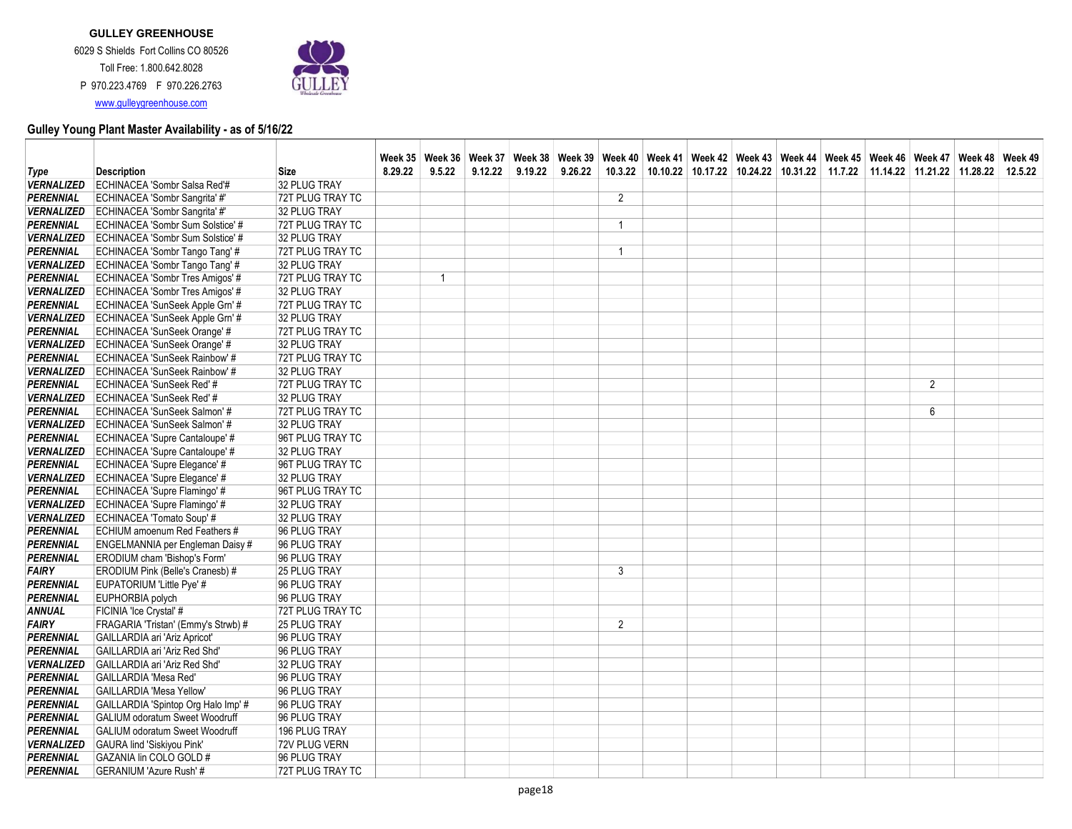**GULLEY GREENHOUSE**

6029 S Shields Fort Collins CO 80526

Toll Free: 1.800.642.8028

P 970.223.4769 F 970.226.2763

www.gulleygreenhouse.com

## Gulley Young Plant Master Availability - as of 5/16/22

| Type | Description | Size | Week 35 8.29.22 | Week 36 9.5.22 | Week 37 9.12.22 | Week 38 9.19.22 | Week 39 9.26.22 | Week 40 10.3.22 | Week 41 10.10.22 | Week 42 10.17.22 | Week 43 10.24.22 | Week 44 10.31.22 | Week 45 11.7.22 | Week 46 11.14.22 | Week 47 11.21.22 | Week 48 11.28.22 | Week 49 12.5.22 |
|---|---|---|---|---|---|---|---|---|---|---|---|---|---|---|---|---|---|
| ***VERNALIZED*** | ECHINACEA 'Sombr Salsa Red'# | 32 PLUG TRAY | | | | | | | | | | | | | | | |
| ***PERENNIAL*** | ECHINACEA 'Sombr Sangrita' #' | 72T PLUG TRAY TC | | | | | | 2 | | | | | | | | | |
| ***VERNALIZED*** | ECHINACEA 'Sombr Sangrita' #' | 32 PLUG TRAY | | | | | | | | | | | | | | | |
| ***PERENNIAL*** | ECHINACEA 'Sombr Sum Solstice' # | 72T PLUG TRAY TC | | | | | | 1 | | | | | | | | | |
| ***VERNALIZED*** | ECHINACEA 'Sombr Sum Solstice' # | 32 PLUG TRAY | | | | | | | | | | | | | | | |
| ***PERENNIAL*** | ECHINACEA 'Sombr Tango Tang' # | 72T PLUG TRAY TC | | | | | | 1 | | | | | | | | | |
| ***VERNALIZED*** | ECHINACEA 'Sombr Tango Tang' # | 32 PLUG TRAY | | | | | | | | | | | | | | | |
| ***PERENNIAL*** | ECHINACEA 'Sombr Tres Amigos' # | 72T PLUG TRAY TC | | 1 | | | | | | | | | | | | | |
| ***VERNALIZED*** | ECHINACEA 'Sombr Tres Amigos' # | 32 PLUG TRAY | | | | | | | | | | | | | | | |
| ***PERENNIAL*** | ECHINACEA 'SunSeek Apple Grn' # | 72T PLUG TRAY TC | | | | | | | | | | | | | | | |
| ***VERNALIZED*** | ECHINACEA 'SunSeek Apple Grn' # | 32 PLUG TRAY | | | | | | | | | | | | | | | |
| ***PERENNIAL*** | ECHINACEA 'SunSeek Orange' # | 72T PLUG TRAY TC | | | | | | | | | | | | | | | |
| ***VERNALIZED*** | ECHINACEA 'SunSeek Orange' # | 32 PLUG TRAY | | | | | | | | | | | | | | | |
| ***PERENNIAL*** | ECHINACEA 'SunSeek Rainbow' # | 72T PLUG TRAY TC | | | | | | | | | | | | | | | |
| ***VERNALIZED*** | ECHINACEA 'SunSeek Rainbow' # | 32 PLUG TRAY | | | | | | | | | | | | | | | |
| ***PERENNIAL*** | ECHINACEA 'SunSeek Red' # | 72T PLUG TRAY TC | | | | | | | | | | | | | 2 | | |
| ***VERNALIZED*** | ECHINACEA 'SunSeek Red' # | 32 PLUG TRAY | | | | | | | | | | | | | | | |
| ***PERENNIAL*** | ECHINACEA 'SunSeek Salmon' # | 72T PLUG TRAY TC | | | | | | | | | | | | | 6 | | |
| ***VERNALIZED*** | ECHINACEA 'SunSeek Salmon' # | 32 PLUG TRAY | | | | | | | | | | | | | | | |
| ***PERENNIAL*** | ECHINACEA 'Supre Cantaloupe' # | 96T PLUG TRAY TC | | | | | | | | | | | | | | | |
| ***VERNALIZED*** | ECHINACEA 'Supre Cantaloupe' # | 32 PLUG TRAY | | | | | | | | | | | | | | | |
| ***PERENNIAL*** | ECHINACEA 'Supre Elegance' # | 96T PLUG TRAY TC | | | | | | | | | | | | | | | |
| ***VERNALIZED*** | ECHINACEA 'Supre Elegance' # | 32 PLUG TRAY | | | | | | | | | | | | | | | |
| ***PERENNIAL*** | ECHINACEA 'Supre Flamingo' # | 96T PLUG TRAY TC | | | | | | | | | | | | | | | |
| ***VERNALIZED*** | ECHINACEA 'Supre Flamingo' # | 32 PLUG TRAY | | | | | | | | | | | | | | | |
| ***VERNALIZED*** | ECHINACEA 'Tomato Soup' # | 32 PLUG TRAY | | | | | | | | | | | | | | | |
| ***PERENNIAL*** | ECHIUM amoenum Red Feathers # | 96 PLUG TRAY | | | | | | | | | | | | | | | |
| ***PERENNIAL*** | ENGELMANNIA per Engleman Daisy # | 96 PLUG TRAY | | | | | | | | | | | | | | | |
| ***PERENNIAL*** | ERODIUM cham 'Bishop's Form' | 96 PLUG TRAY | | | | | | | | | | | | | | | |
| ***FAIRY*** | ERODIUM Pink (Belle's Cranesb) # | 25 PLUG TRAY | | | | | | 3 | | | | | | | | | |
| ***PERENNIAL*** | EUPATORIUM 'Little Pye' # | 96 PLUG TRAY | | | | | | | | | | | | | | | |
| ***PERENNIAL*** | EUPHORBIA polych | 96 PLUG TRAY | | | | | | | | | | | | | | | |
| ***ANNUAL*** | FICINIA 'Ice Crystal' # | 72T PLUG TRAY TC | | | | | | | | | | | | | | | |
| ***FAIRY*** | FRAGARIA 'Tristan' (Emmy's Strwb) # | 25 PLUG TRAY | | | | | | 2 | | | | | | | | | |
| ***PERENNIAL*** | GAILLARDIA ari 'Ariz Apricot' | 96 PLUG TRAY | | | | | | | | | | | | | | | |
| ***PERENNIAL*** | GAILLARDIA ari 'Ariz Red Shd' | 96 PLUG TRAY | | | | | | | | | | | | | | | |
| ***VERNALIZED*** | GAILLARDIA ari 'Ariz Red Shd' | 32 PLUG TRAY | | | | | | | | | | | | | | | |
| ***PERENNIAL*** | GAILLARDIA 'Mesa Red' | 96 PLUG TRAY | | | | | | | | | | | | | | | |
| ***PERENNIAL*** | GAILLARDIA 'Mesa Yellow' | 96 PLUG TRAY | | | | | | | | | | | | | | | |
| ***PERENNIAL*** | GAILLARDIA 'Spintop Org Halo Imp' # | 96 PLUG TRAY | | | | | | | | | | | | | | | |
| ***PERENNIAL*** | GALIUM odoratum Sweet Woodruff | 96 PLUG TRAY | | | | | | | | | | | | | | | |
| ***PERENNIAL*** | GALIUM odoratum Sweet Woodruff | 196 PLUG TRAY | | | | | | | | | | | | | | | |
| ***VERNALIZED*** | GAURA lind 'Siskiyou Pink' | 72V PLUG VERN | | | | | | | | | | | | | | | |
| ***PERENNIAL*** | GAZANIA lin COLO GOLD # | 96 PLUG TRAY | | | | | | | | | | | | | | | |
| ***PERENNIAL*** | GERANIUM 'Azure Rush' # | 72T PLUG TRAY TC | | | | | | | | | | | | | | | |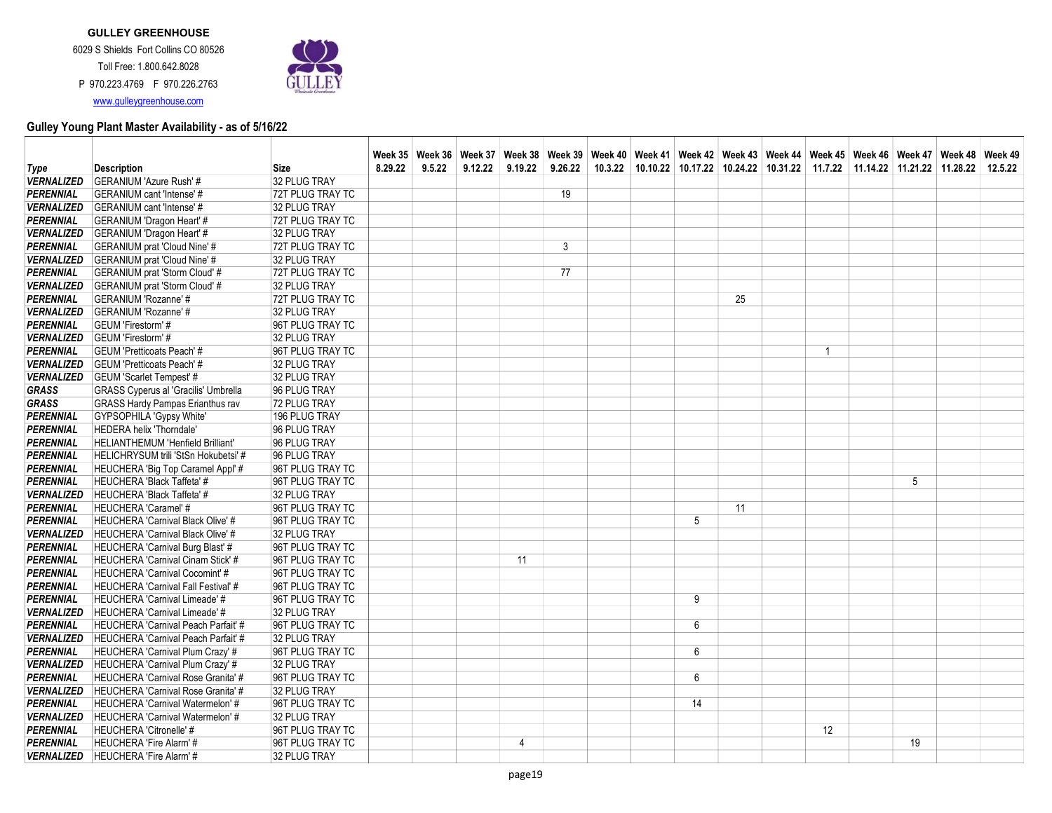**GULLEY GREENHOUSE**

6029 S Shields Fort Collins CO 80526

Toll Free: 1.800.642.8028

P 970.223.4769 F 970.226.2763

www.gulleygreenhouse.com

## Gulley Young Plant Master Availability - as of 5/16/22

| Type | Description | Size | Week 35 8.29.22 | Week 36 9.5.22 | Week 37 9.12.22 | Week 38 9.19.22 | Week 39 9.26.22 | Week 40 10.3.22 | Week 41 10.10.22 | Week 42 10.17.22 | Week 43 10.24.22 | Week 44 10.31.22 | Week 45 11.7.22 | Week 46 11.14.22 | Week 47 11.21.22 | Week 48 11.28.22 | Week 49 12.5.22 |
|---|---|---|---|---|---|---|---|---|---|---|---|---|---|---|---|---|---|
| ***VERNALIZED*** | GERANIUM 'Azure Rush' # | 32 PLUG TRAY | | | | | | | | | | | | | | | |
| ***PERENNIAL*** | GERANIUM cant 'Intense' # | 72T PLUG TRAY TC | | | | | 19 | | | | | | | | | | |
| ***VERNALIZED*** | GERANIUM cant 'Intense' # | 32 PLUG TRAY | | | | | | | | | | | | | | | |
| ***PERENNIAL*** | GERANIUM 'Dragon Heart' # | 72T PLUG TRAY TC | | | | | | | | | | | | | | | |
| ***VERNALIZED*** | GERANIUM 'Dragon Heart' # | 32 PLUG TRAY | | | | | | | | | | | | | | | |
| ***PERENNIAL*** | GERANIUM prat 'Cloud Nine' # | 72T PLUG TRAY TC | | | | | 3 | | | | | | | | | | |
| ***VERNALIZED*** | GERANIUM prat 'Cloud Nine' # | 32 PLUG TRAY | | | | | | | | | | | | | | | |
| ***PERENNIAL*** | GERANIUM prat 'Storm Cloud' # | 72T PLUG TRAY TC | | | | | 77 | | | | | | | | | | |
| ***VERNALIZED*** | GERANIUM prat 'Storm Cloud' # | 32 PLUG TRAY | | | | | | | | | | | | | | | |
| ***PERENNIAL*** | GERANIUM 'Rozanne' # | 72T PLUG TRAY TC | | | | | | | | | 25 | | | | | | |
| ***VERNALIZED*** | GERANIUM 'Rozanne' # | 32 PLUG TRAY | | | | | | | | | | | | | | | |
| ***PERENNIAL*** | GEUM 'Firestorm' # | 96T PLUG TRAY TC | | | | | | | | | | | | | | | |
| ***VERNALIZED*** | GEUM 'Firestorm' # | 32 PLUG TRAY | | | | | | | | | | | | | | | |
| ***PERENNIAL*** | GEUM 'Petticoats Peach' # | 96T PLUG TRAY TC | | | | | | | | | | | 1 | | | | |
| ***VERNALIZED*** | GEUM 'Petticoats Peach' # | 32 PLUG TRAY | | | | | | | | | | | | | | | |
| ***VERNALIZED*** | GEUM 'Scarlet Tempest' # | 32 PLUG TRAY | | | | | | | | | | | | | | | |
| ***GRASS*** | GRASS Cyperus al 'Gracilis' Umbrella | 96 PLUG TRAY | | | | | | | | | | | | | | | |
| ***GRASS*** | GRASS Hardy Pampas Erianthus rav | 72 PLUG TRAY | | | | | | | | | | | | | | | |
| ***PERENNIAL*** | GYPSOPHILA 'Gypsy White' | 196 PLUG TRAY | | | | | | | | | | | | | | | |
| ***PERENNIAL*** | HEDERA helix 'Thorndale' | 96 PLUG TRAY | | | | | | | | | | | | | | | |
| ***PERENNIAL*** | HELIANTHEMUM 'Henfield Brilliant' | 96 PLUG TRAY | | | | | | | | | | | | | | | |
| ***PERENNIAL*** | HELICHRYSUM trili 'StSn Hokubetsi' # | 96 PLUG TRAY | | | | | | | | | | | | | | | |
| ***PERENNIAL*** | HEUCHERA 'Big Top Caramel Appl' # | 96T PLUG TRAY TC | | | | | | | | | | | | | | | |
| ***PERENNIAL*** | HEUCHERA 'Black Taffeta' # | 96T PLUG TRAY TC | | | | | | | | | | | | | 5 | | |
| ***VERNALIZED*** | HEUCHERA 'Black Taffeta' # | 32 PLUG TRAY | | | | | | | | | | | | | | | |
| ***PERENNIAL*** | HEUCHERA 'Caramel' # | 96T PLUG TRAY TC | | | | | | | | | 11 | | | | | | |
| ***PERENNIAL*** | HEUCHERA 'Carnival Black Olive' # | 96T PLUG TRAY TC | | | | | | | | 5 | | | | | | | |
| ***VERNALIZED*** | HEUCHERA 'Carnival Black Olive' # | 32 PLUG TRAY | | | | | | | | | | | | | | | |
| ***PERENNIAL*** | HEUCHERA 'Carnival Burg Blast' # | 96T PLUG TRAY TC | | | | | | | | | | | | | | | |
| ***PERENNIAL*** | HEUCHERA 'Carnival Cinam Stick' # | 96T PLUG TRAY TC | | | | 11 | | | | | | | | | | | |
| ***PERENNIAL*** | HEUCHERA 'Carnival Cocomint' # | 96T PLUG TRAY TC | | | | | | | | | | | | | | | |
| ***PERENNIAL*** | HEUCHERA 'Carnival Fall Festival' # | 96T PLUG TRAY TC | | | | | | | | | | | | | | | |
| ***PERENNIAL*** | HEUCHERA 'Carnival Limeade' # | 96T PLUG TRAY TC | | | | | | | | 9 | | | | | | | |
| ***VERNALIZED*** | HEUCHERA 'Carnival Limeade' # | 32 PLUG TRAY | | | | | | | | | | | | | | | |
| ***PERENNIAL*** | HEUCHERA 'Carnival Peach Parfait' # | 96T PLUG TRAY TC | | | | | | | | 6 | | | | | | | |
| ***VERNALIZED*** | HEUCHERA 'Carnival Peach Parfait' # | 32 PLUG TRAY | | | | | | | | | | | | | | | |
| ***PERENNIAL*** | HEUCHERA 'Carnival Plum Crazy' # | 96T PLUG TRAY TC | | | | | | | | 6 | | | | | | | |
| ***VERNALIZED*** | HEUCHERA 'Carnival Plum Crazy' # | 32 PLUG TRAY | | | | | | | | | | | | | | | |
| ***PERENNIAL*** | HEUCHERA 'Carnival Rose Granita' # | 96T PLUG TRAY TC | | | | | | | | 6 | | | | | | | |
| ***VERNALIZED*** | HEUCHERA 'Carnival Rose Granita' # | 32 PLUG TRAY | | | | | | | | | | | | | | | |
| ***PERENNIAL*** | HEUCHERA 'Carnival Watermelon' # | 96T PLUG TRAY TC | | | | | | | | 14 | | | | | | | |
| ***VERNALIZED*** | HEUCHERA 'Carnival Watermelon' # | 32 PLUG TRAY | | | | | | | | | | | | | | | |
| ***PERENNIAL*** | HEUCHERA 'Citronelle' # | 96T PLUG TRAY TC | | | | | | | | | | | 12 | | | | |
| ***PERENNIAL*** | HEUCHERA 'Fire Alarm' # | 96T PLUG TRAY TC | | | | 4 | | | | | | | | | 19 | | |
| ***VERNALIZED*** | HEUCHERA 'Fire Alarm' # | 32 PLUG TRAY | | | | | | | | | | | | | | | |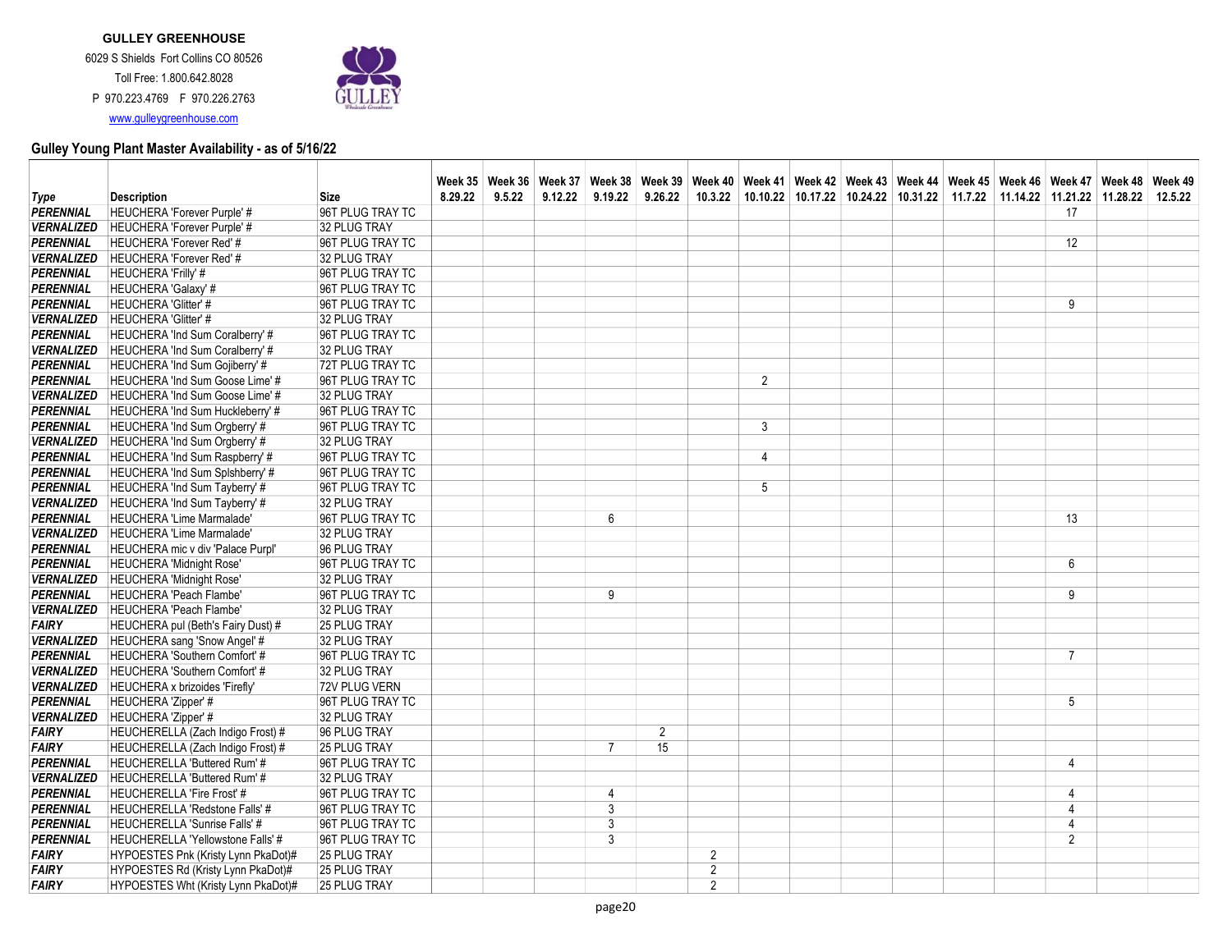**GULLEY GREENHOUSE**

6029 S Shields Fort Collins CO 80526

Toll Free: 1.800.642.8028

P 970.223.4769 F 970.226.2763

www.gulleygreenhouse.com

## Gulley Young Plant Master Availability - as of 5/16/22

| Type | Description | Size | Week 35 8.29.22 | Week 36 9.5.22 | Week 37 9.12.22 | Week 38 9.19.22 | Week 39 9.26.22 | Week 40 10.3.22 | Week 41 10.10.22 | Week 42 10.17.22 | Week 43 10.24.22 | Week 44 10.31.22 | Week 45 11.7.22 | Week 46 11.14.22 | Week 47 11.21.22 | Week 48 11.28.22 | Week 49 12.5.22 |
|---|---|---|---|---|---|---|---|---|---|---|---|---|---|---|---|---|---|
| PERENNIAL | HEUCHERA 'Forever Purple' # | 96T PLUG TRAY TC | | | | | | | | | | | | | 17 | | |
| VERNALIZED | HEUCHERA 'Forever Purple' # | 32 PLUG TRAY | | | | | | | | | | | | | | | |
| PERENNIAL | HEUCHERA 'Forever Red' # | 96T PLUG TRAY TC | | | | | | | | | | | | | 12 | | |
| VERNALIZED | HEUCHERA 'Forever Red' # | 32 PLUG TRAY | | | | | | | | | | | | | | | |
| PERENNIAL | HEUCHERA 'Frilly' # | 96T PLUG TRAY TC | | | | | | | | | | | | | | | |
| PERENNIAL | HEUCHERA 'Galaxy' # | 96T PLUG TRAY TC | | | | | | | | | | | | | | | |
| PERENNIAL | HEUCHERA 'Glitter' # | 96T PLUG TRAY TC | | | | | | | | | | | | | 9 | | |
| VERNALIZED | HEUCHERA 'Glitter' # | 32 PLUG TRAY | | | | | | | | | | | | | | | |
| PERENNIAL | HEUCHERA 'Ind Sum Coralberry' # | 96T PLUG TRAY TC | | | | | | | | | | | | | | | |
| VERNALIZED | HEUCHERA 'Ind Sum Coralberry' # | 32 PLUG TRAY | | | | | | | | | | | | | | | |
| PERENNIAL | HEUCHERA 'Ind Sum Gojiberry' # | 72T PLUG TRAY TC | | | | | | | | | | | | | | | |
| PERENNIAL | HEUCHERA 'Ind Sum Goose Lime' # | 96T PLUG TRAY TC | | | | | | | 2 | | | | | | | | |
| VERNALIZED | HEUCHERA 'Ind Sum Goose Lime' # | 32 PLUG TRAY | | | | | | | | | | | | | | | |
| PERENNIAL | HEUCHERA 'Ind Sum Huckleberry' # | 96T PLUG TRAY TC | | | | | | | | | | | | | | | |
| PERENNIAL | HEUCHERA 'Ind Sum Orgberry' # | 96T PLUG TRAY TC | | | | | | | 3 | | | | | | | | |
| VERNALIZED | HEUCHERA 'Ind Sum Orgberry' # | 32 PLUG TRAY | | | | | | | | | | | | | | | |
| PERENNIAL | HEUCHERA 'Ind Sum Raspberry' # | 96T PLUG TRAY TC | | | | | | | 4 | | | | | | | | |
| PERENNIAL | HEUCHERA 'Ind Sum Splshberry' # | 96T PLUG TRAY TC | | | | | | | | | | | | | | | |
| PERENNIAL | HEUCHERA 'Ind Sum Tayberry' # | 96T PLUG TRAY TC | | | | | | | 5 | | | | | | | | |
| VERNALIZED | HEUCHERA 'Ind Sum Tayberry' # | 32 PLUG TRAY | | | | | | | | | | | | | | | |
| PERENNIAL | HEUCHERA 'Lime Marmalade' | 96T PLUG TRAY TC | | | | 6 | | | | | | | | | 13 | | |
| VERNALIZED | HEUCHERA 'Lime Marmalade' | 32 PLUG TRAY | | | | | | | | | | | | | | | |
| PERENNIAL | HEUCHERA mic v div 'Palace Purpl' | 96 PLUG TRAY | | | | | | | | | | | | | | | |
| PERENNIAL | HEUCHERA 'Midnight Rose' | 96T PLUG TRAY TC | | | | | | | | | | | | | 6 | | |
| VERNALIZED | HEUCHERA 'Midnight Rose' | 32 PLUG TRAY | | | | | | | | | | | | | | | |
| PERENNIAL | HEUCHERA 'Peach Flambe' | 96T PLUG TRAY TC | | | | 9 | | | | | | | | | 9 | | |
| VERNALIZED | HEUCHERA 'Peach Flambe' | 32 PLUG TRAY | | | | | | | | | | | | | | | |
| FAIRY | HEUCHERA pul (Beth's Fairy Dust) # | 25 PLUG TRAY | | | | | | | | | | | | | | | |
| VERNALIZED | HEUCHERA sang 'Snow Angel' # | 32 PLUG TRAY | | | | | | | | | | | | | | | |
| PERENNIAL | HEUCHERA 'Southern Comfort' # | 96T PLUG TRAY TC | | | | | | | | | | | | | 7 | | |
| VERNALIZED | HEUCHERA 'Southern Comfort' # | 32 PLUG TRAY | | | | | | | | | | | | | | | |
| VERNALIZED | HEUCHERA x brizoides 'Firefly' | 72V PLUG VERN | | | | | | | | | | | | | | | |
| PERENNIAL | HEUCHERA 'Zipper' # | 96T PLUG TRAY TC | | | | | | | | | | | | | 5 | | |
| VERNALIZED | HEUCHERA 'Zipper' # | 32 PLUG TRAY | | | | | | | | | | | | | | | |
| FAIRY | HEUCHERELLA (Zach Indigo Frost) # | 96 PLUG TRAY | | | | | 2 | | | | | | | | | | |
| FAIRY | HEUCHERELLA (Zach Indigo Frost) # | 25 PLUG TRAY | | | | 7 | 15 | | | | | | | | | | |
| PERENNIAL | HEUCHERELLA 'Buttered Rum' # | 96T PLUG TRAY TC | | | | | | | | | | | | | 4 | | |
| VERNALIZED | HEUCHERELLA 'Buttered Rum' # | 32 PLUG TRAY | | | | | | | | | | | | | | | |
| PERENNIAL | HEUCHERELLA 'Fire Frost' # | 96T PLUG TRAY TC | | | | 4 | | | | | | | | | 4 | | |
| PERENNIAL | HEUCHERELLA 'Redstone Falls' # | 96T PLUG TRAY TC | | | | 3 | | | | | | | | | 4 | | |
| PERENNIAL | HEUCHERELLA 'Sunrise Falls' # | 96T PLUG TRAY TC | | | | 3 | | | | | | | | | 4 | | |
| PERENNIAL | HEUCHERELLA 'Yellowstone Falls' # | 96T PLUG TRAY TC | | | | 3 | | | | | | | | | 2 | | |
| FAIRY | HYPOESTES Pnk (Kristy Lynn PkaDot)# | 25 PLUG TRAY | | | | | | 2 | | | | | | | | | |
| FAIRY | HYPOESTES Rd (Kristy Lynn PkaDot)# | 25 PLUG TRAY | | | | | | 2 | | | | | | | | | |
| FAIRY | HYPOESTES Wht (Kristy Lynn PkaDot)# | 25 PLUG TRAY | | | | | | 2 | | | | | | | | | |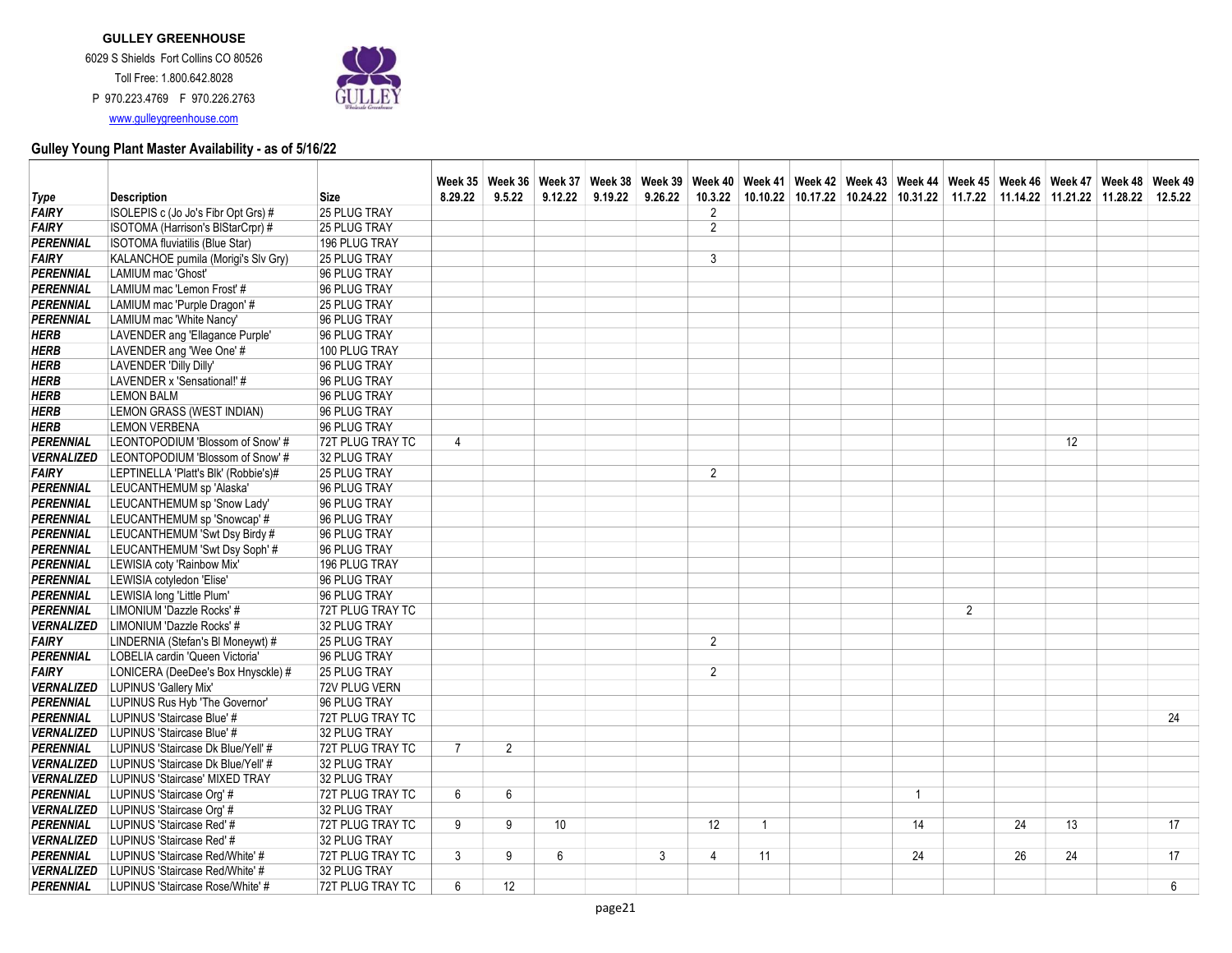**GULLEY GREENHOUSE**

6029 S Shields Fort Collins CO 80526

Toll Free: 1.800.642.8028

P 970.223.4769 F 970.226.2763

www.gulleygreenhouse.com

## Gulley Young Plant Master Availability - as of 5/16/22

| Type | Description | Size | Week 35 8.29.22 | Week 36 9.5.22 | Week 37 9.12.22 | Week 38 9.19.22 | Week 39 9.26.22 | Week 40 10.3.22 | Week 41 10.10.22 | Week 42 10.17.22 | Week 43 10.24.22 | Week 44 10.31.22 | Week 45 11.7.22 | Week 46 11.14.22 | Week 47 11.21.22 | Week 48 11.28.22 | Week 49 12.5.22 |
|---|---|---|---|---|---|---|---|---|---|---|---|---|---|---|---|---|---|
| **FAIRY** | ISOLEPIS c (Jo Jo's Fibr Opt Grs) # | 25 PLUG TRAY | | | | | | 2 | | | | | | | | | |
| **FAIRY** | ISOTOMA (Harrison's BlStarCrpr) # | 25 PLUG TRAY | | | | | | 2 | | | | | | | | | |
| **PERENNIAL** | ISOTOMA fluviatilis (Blue Star) | 196 PLUG TRAY | | | | | | | | | | | | | | | |
| **FAIRY** | KALANCHOE pumila (Morigi's Slv Gry) | 25 PLUG TRAY | | | | | | 3 | | | | | | | | | |
| **PERENNIAL** | LAMIUM mac 'Ghost' | 96 PLUG TRAY | | | | | | | | | | | | | | | |
| **PERENNIAL** | LAMIUM mac 'Lemon Frost' # | 96 PLUG TRAY | | | | | | | | | | | | | | | |
| **PERENNIAL** | LAMIUM mac 'Purple Dragon' # | 25 PLUG TRAY | | | | | | | | | | | | | | | |
| **PERENNIAL** | LAMIUM mac 'White Nancy' | 96 PLUG TRAY | | | | | | | | | | | | | | | |
| **HERB** | LAVENDER ang 'Ellagance Purple' | 96 PLUG TRAY | | | | | | | | | | | | | | | |
| **HERB** | LAVENDER ang 'Wee One' # | 100 PLUG TRAY | | | | | | | | | | | | | | | |
| **HERB** | LAVENDER 'Dilly Dilly' | 96 PLUG TRAY | | | | | | | | | | | | | | | |
| **HERB** | LAVENDER x 'Sensational!' # | 96 PLUG TRAY | | | | | | | | | | | | | | | |
| **HERB** | LEMON BALM | 96 PLUG TRAY | | | | | | | | | | | | | | | |
| **HERB** | LEMON GRASS (WEST INDIAN) | 96 PLUG TRAY | | | | | | | | | | | | | | | |
| **HERB** | LEMON VERBENA | 96 PLUG TRAY | | | | | | | | | | | | | | | |
| **PERENNIAL** | LEONTOPODIUM 'Blossom of Snow' # | 72T PLUG TRAY TC | 4 | | | | | | | | | | | | 12 | | |
| **VERNALIZED** | LEONTOPODIUM 'Blossom of Snow' # | 32 PLUG TRAY | | | | | | | | | | | | | | | |
| **FAIRY** | LEPTINELLA 'Platt's Blk' (Robbie's)# | 25 PLUG TRAY | | | | | | 2 | | | | | | | | | |
| **PERENNIAL** | LEUCANTHEMUM sp 'Alaska' | 96 PLUG TRAY | | | | | | | | | | | | | | | |
| **PERENNIAL** | LEUCANTHEMUM sp 'Snow Lady' | 96 PLUG TRAY | | | | | | | | | | | | | | | |
| **PERENNIAL** | LEUCANTHEMUM sp 'Snowcap' # | 96 PLUG TRAY | | | | | | | | | | | | | | | |
| **PERENNIAL** | LEUCANTHEMUM 'Swt Dsy Birdy # | 96 PLUG TRAY | | | | | | | | | | | | | | | |
| **PERENNIAL** | LEUCANTHEMUM 'Swt Dsy Soph' # | 96 PLUG TRAY | | | | | | | | | | | | | | | |
| **PERENNIAL** | LEWISIA coty 'Rainbow Mix' | 196 PLUG TRAY | | | | | | | | | | | | | | | |
| **PERENNIAL** | LEWISIA cotyledon 'Elise' | 96 PLUG TRAY | | | | | | | | | | | | | | | |
| **PERENNIAL** | LEWISIA long 'Little Plum' | 96 PLUG TRAY | | | | | | | | | | | | | | | |
| **PERENNIAL** | LIMONIUM 'Dazzle Rocks' # | 72T PLUG TRAY TC | | | | | | | | | | | 2 | | | | |
| **VERNALIZED** | LIMONIUM 'Dazzle Rocks' # | 32 PLUG TRAY | | | | | | | | | | | | | | | |
| **FAIRY** | LINDERNIA (Stefan's Bl Moneywt) # | 25 PLUG TRAY | | | | | | 2 | | | | | | | | | |
| **PERENNIAL** | LOBELIA cardin 'Queen Victoria' | 96 PLUG TRAY | | | | | | | | | | | | | | | |
| **FAIRY** | LONICERA (DeeDee's Box Hnysckle) # | 25 PLUG TRAY | | | | | | 2 | | | | | | | | | |
| **VERNALIZED** | LUPINUS 'Gallery Mix' | 72V PLUG VERN | | | | | | | | | | | | | | | |
| **PERENNIAL** | LUPINUS Rus Hyb 'The Governor' | 96 PLUG TRAY | | | | | | | | | | | | | | | |
| **PERENNIAL** | LUPINUS 'Staircase Blue' # | 72T PLUG TRAY TC | | | | | | | | | | | | | | | 24 |
| **VERNALIZED** | LUPINUS 'Staircase Blue' # | 32 PLUG TRAY | | | | | | | | | | | | | | | |
| **PERENNIAL** | LUPINUS 'Staircase Dk Blue/Yell' # | 72T PLUG TRAY TC | 7 | 2 | | | | | | | | | | | | | |
| **VERNALIZED** | LUPINUS 'Staircase Dk Blue/Yell' # | 32 PLUG TRAY | | | | | | | | | | | | | | | |
| **VERNALIZED** | LUPINUS 'Staircase' MIXED TRAY | 32 PLUG TRAY | | | | | | | | | | | | | | | |
| **PERENNIAL** | LUPINUS 'Staircase Org' # | 72T PLUG TRAY TC | 6 | 6 | | | | | | | | 1 | | | | | |
| **VERNALIZED** | LUPINUS 'Staircase Org' # | 32 PLUG TRAY | | | | | | | | | | | | | | | |
| **PERENNIAL** | LUPINUS 'Staircase Red' # | 72T PLUG TRAY TC | 9 | 9 | 10 | | | 12 | 1 | | | 14 | | 24 | 13 | | 17 |
| **VERNALIZED** | LUPINUS 'Staircase Red' # | 32 PLUG TRAY | | | | | | | | | | | | | | | |
| **PERENNIAL** | LUPINUS 'Staircase Red/White' # | 72T PLUG TRAY TC | 3 | 9 | 6 | | 3 | 4 | 11 | | | 24 | | 26 | 24 | | 17 |
| **VERNALIZED** | LUPINUS 'Staircase Red/White' # | 32 PLUG TRAY | | | | | | | | | | | | | | | |
| **PERENNIAL** | LUPINUS 'Staircase Rose/White' # | 72T PLUG TRAY TC | 6 | 12 | | | | | | | | | | | | | 6 |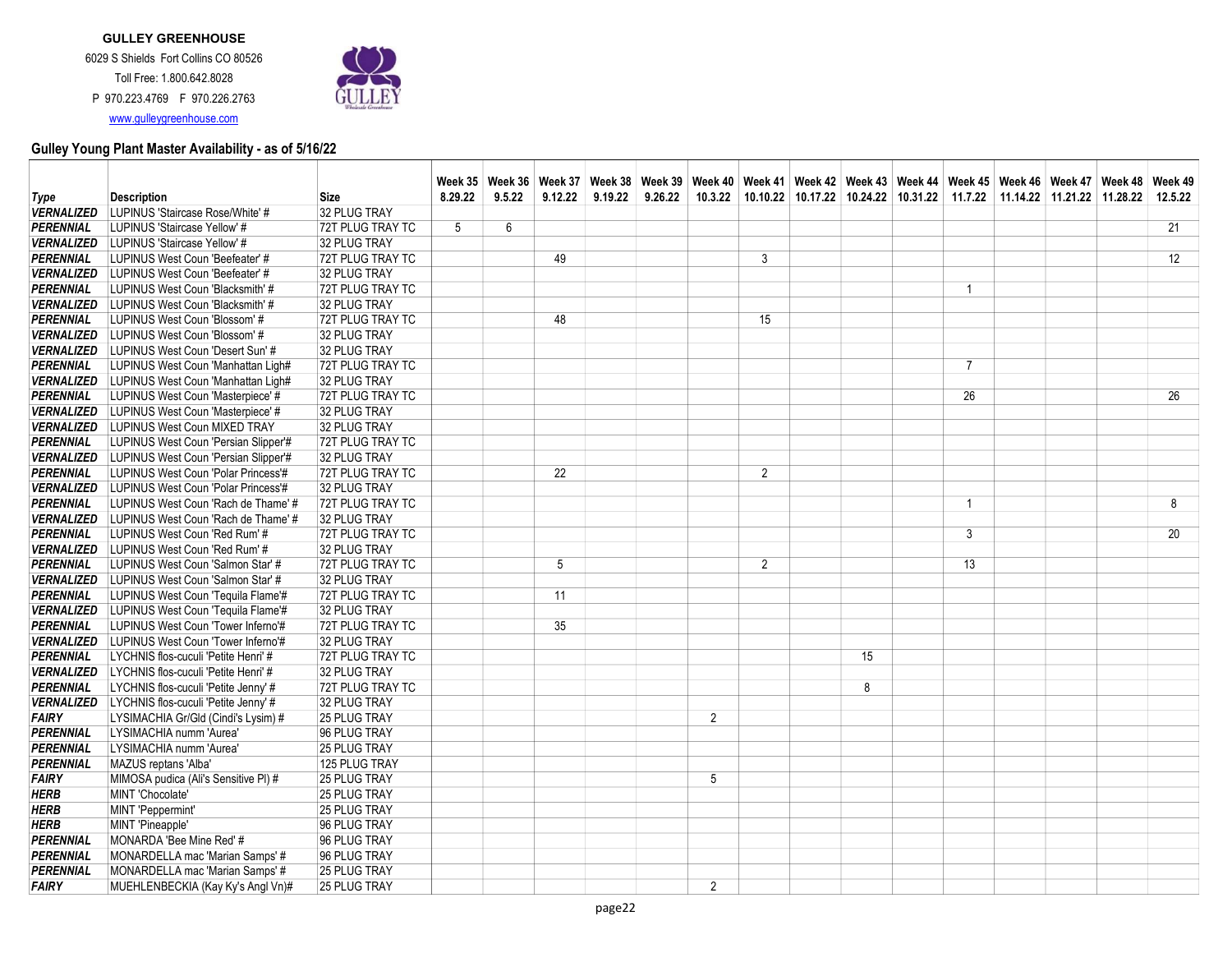**GULLEY GREENHOUSE**

6029 S Shields Fort Collins CO 80526

Toll Free: 1.800.642.8028

P 970.223.4769 F 970.226.2763

www.gulleygreenhouse.com

## Gulley Young Plant Master Availability - as of 5/16/22

| Type | Description | Size | Week 35 8.29.22 | Week 36 9.5.22 | Week 37 9.12.22 | Week 38 9.19.22 | Week 39 9.26.22 | Week 40 10.3.22 | Week 41 10.10.22 | Week 42 10.17.22 | Week 43 10.24.22 | Week 44 10.31.22 | Week 45 11.7.22 | Week 46 11.14.22 | Week 47 11.21.22 | Week 48 11.28.22 | Week 49 12.5.22 |
|---|---|---|---|---|---|---|---|---|---|---|---|---|---|---|---|---|---|
| ***VERNALIZED*** | LUPINUS 'Staircase Rose/White' # | 32 PLUG TRAY | | | | | | | | | | | | | | | |
| ***PERENNIAL*** | LUPINUS 'Staircase Yellow' # | 72T PLUG TRAY TC | 5 | 6 | | | | | | | | | | | | | 21 |
| ***VERNALIZED*** | LUPINUS 'Staircase Yellow' # | 32 PLUG TRAY | | | | | | | | | | | | | | | |
| ***PERENNIAL*** | LUPINUS West Coun 'Beefeater' # | 72T PLUG TRAY TC | | | 49 | | | | 3 | | | | | | | | 12 |
| ***VERNALIZED*** | LUPINUS West Coun 'Beefeater' # | 32 PLUG TRAY | | | | | | | | | | | | | | | |
| ***PERENNIAL*** | LUPINUS West Coun 'Blacksmith' # | 72T PLUG TRAY TC | | | | | | | | | | | 1 | | | | |
| ***VERNALIZED*** | LUPINUS West Coun 'Blacksmith' # | 32 PLUG TRAY | | | | | | | | | | | | | | | |
| ***PERENNIAL*** | LUPINUS West Coun 'Blossom' # | 72T PLUG TRAY TC | | | 48 | | | | 15 | | | | | | | | |
| ***VERNALIZED*** | LUPINUS West Coun 'Blossom' # | 32 PLUG TRAY | | | | | | | | | | | | | | | |
| ***VERNALIZED*** | LUPINUS West Coun 'Desert Sun' # | 32 PLUG TRAY | | | | | | | | | | | | | | | |
| ***PERENNIAL*** | LUPINUS West Coun 'Manhattan Ligh# | 72T PLUG TRAY TC | | | | | | | | | | | 7 | | | | |
| ***VERNALIZED*** | LUPINUS West Coun 'Manhattan Ligh# | 32 PLUG TRAY | | | | | | | | | | | | | | | |
| ***PERENNIAL*** | LUPINUS West Coun 'Masterpiece' # | 72T PLUG TRAY TC | | | | | | | | | | | 26 | | | | 26 |
| ***VERNALIZED*** | LUPINUS West Coun 'Masterpiece' # | 32 PLUG TRAY | | | | | | | | | | | | | | | |
| ***VERNALIZED*** | LUPINUS West Coun MIXED TRAY | 32 PLUG TRAY | | | | | | | | | | | | | | | |
| ***PERENNIAL*** | LUPINUS West Coun 'Persian Slipper'# | 72T PLUG TRAY TC | | | | | | | | | | | | | | | |
| ***VERNALIZED*** | LUPINUS West Coun 'Persian Slipper'# | 32 PLUG TRAY | | | | | | | | | | | | | | | |
| ***PERENNIAL*** | LUPINUS West Coun 'Polar Princess'# | 72T PLUG TRAY TC | | | 22 | | | | 2 | | | | | | | | |
| ***VERNALIZED*** | LUPINUS West Coun 'Polar Princess'# | 32 PLUG TRAY | | | | | | | | | | | | | | | |
| ***PERENNIAL*** | LUPINUS West Coun 'Rach de Thame' # | 72T PLUG TRAY TC | | | | | | | | | | | 1 | | | | 8 |
| ***VERNALIZED*** | LUPINUS West Coun 'Rach de Thame' # | 32 PLUG TRAY | | | | | | | | | | | | | | | |
| ***PERENNIAL*** | LUPINUS West Coun 'Red Rum' # | 72T PLUG TRAY TC | | | | | | | | | | | 3 | | | | 20 |
| ***VERNALIZED*** | LUPINUS West Coun 'Red Rum' # | 32 PLUG TRAY | | | | | | | | | | | | | | | |
| ***PERENNIAL*** | LUPINUS West Coun 'Salmon Star' # | 72T PLUG TRAY TC | | | 5 | | | | 2 | | | | 13 | | | | |
| ***VERNALIZED*** | LUPINUS West Coun 'Salmon Star' # | 32 PLUG TRAY | | | | | | | | | | | | | | | |
| ***PERENNIAL*** | LUPINUS West Coun 'Tequila Flame'# | 72T PLUG TRAY TC | | | 11 | | | | | | | | | | | | |
| ***VERNALIZED*** | LUPINUS West Coun 'Tequila Flame'# | 32 PLUG TRAY | | | | | | | | | | | | | | | |
| ***PERENNIAL*** | LUPINUS West Coun 'Tower Inferno'# | 72T PLUG TRAY TC | | | 35 | | | | | | | | | | | | |
| ***VERNALIZED*** | LUPINUS West Coun 'Tower Inferno'# | 32 PLUG TRAY | | | | | | | | | | | | | | | |
| ***PERENNIAL*** | LYCHNIS flos-cuculi 'Petite Henri' # | 72T PLUG TRAY TC | | | | | | | | | 15 | | | | | | |
| ***VERNALIZED*** | LYCHNIS flos-cuculi 'Petite Henri' # | 32 PLUG TRAY | | | | | | | | | | | | | | | |
| ***PERENNIAL*** | LYCHNIS flos-cuculi 'Petite Jenny' # | 72T PLUG TRAY TC | | | | | | | | | 8 | | | | | | |
| ***VERNALIZED*** | LYCHNIS flos-cuculi 'Petite Jenny' # | 32 PLUG TRAY | | | | | | | | | | | | | | | |
| ***FAIRY*** | LYSIMACHIA Gr/Gld (Cindi's Lysim) # | 25 PLUG TRAY | | | | | | 2 | | | | | | | | | |
| ***PERENNIAL*** | LYSIMACHIA numm 'Aurea' | 96 PLUG TRAY | | | | | | | | | | | | | | | |
| ***PERENNIAL*** | LYSIMACHIA numm 'Aurea' | 25 PLUG TRAY | | | | | | | | | | | | | | | |
| ***PERENNIAL*** | MAZUS reptans 'Alba' | 125 PLUG TRAY | | | | | | | | | | | | | | | |
| ***FAIRY*** | MIMOSA pudica (Ali's Sensitive Pl) # | 25 PLUG TRAY | | | | | | 5 | | | | | | | | | |
| ***HERB*** | MINT 'Chocolate' | 25 PLUG TRAY | | | | | | | | | | | | | | | |
| ***HERB*** | MINT 'Peppermint' | 25 PLUG TRAY | | | | | | | | | | | | | | | |
| ***HERB*** | MINT 'Pineapple' | 96 PLUG TRAY | | | | | | | | | | | | | | | |
| ***PERENNIAL*** | MONARDA 'Bee Mine Red' # | 96 PLUG TRAY | | | | | | | | | | | | | | | |
| ***PERENNIAL*** | MONARDELLA mac 'Marian Samps' # | 96 PLUG TRAY | | | | | | | | | | | | | | | |
| ***PERENNIAL*** | MONARDELLA mac 'Marian Samps' # | 25 PLUG TRAY | | | | | | | | | | | | | | | |
| ***FAIRY*** | MUEHLENBECKIA (Kay Ky's Angl Vn)# | 25 PLUG TRAY | | | | | | 2 | | | | | | | | | |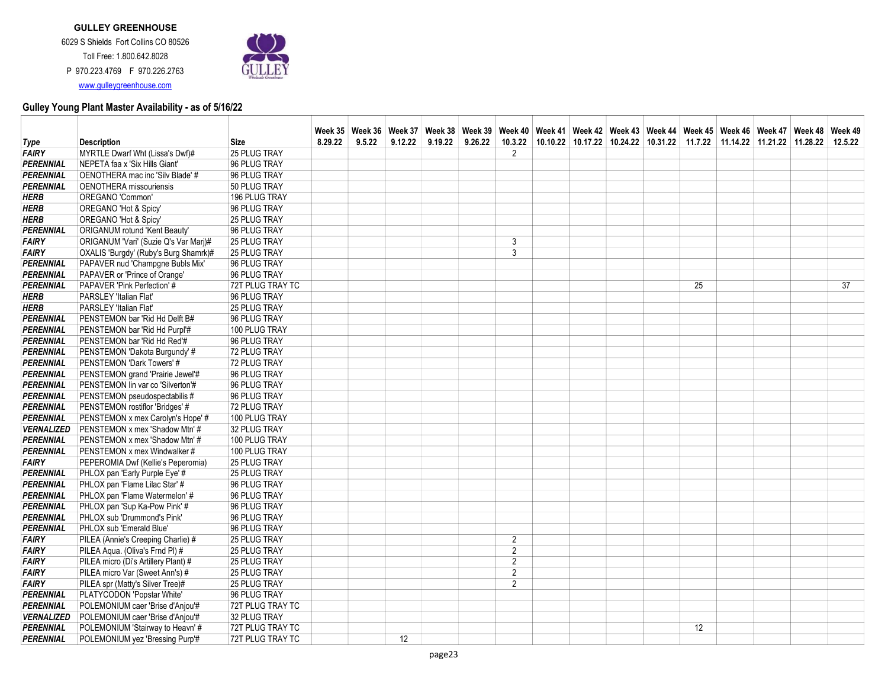**GULLEY GREENHOUSE**

6029 S Shields Fort Collins CO 80526

Toll Free: 1.800.642.8028

P 970.223.4769 F 970.226.2763

www.gulleygreenhouse.com

## Gulley Young Plant Master Availability - as of 5/16/22

| Type | Description | Size | Week 35 8.29.22 | Week 36 9.5.22 | Week 37 9.12.22 | Week 38 9.19.22 | Week 39 9.26.22 | Week 40 10.3.22 | Week 41 10.10.22 | Week 42 10.17.22 | Week 43 10.24.22 | Week 44 10.31.22 | Week 45 11.7.22 | Week 46 11.14.22 | Week 47 11.21.22 | Week 48 11.28.22 | Week 49 12.5.22 |
|---|---|---|---|---|---|---|---|---|---|---|---|---|---|---|---|---|---|
| FAIRY | MYRTLE Dwarf Wht (Lissa's Dwf)# | 25 PLUG TRAY | | | | | | 2 | | | | | | | | | |
| PERENNIAL | NEPETA faa x 'Six Hills Giant' | 96 PLUG TRAY | | | | | | | | | | | | | | | |
| PERENNIAL | OENOTHERA mac inc 'Silv Blade' # | 96 PLUG TRAY | | | | | | | | | | | | | | | |
| PERENNIAL | OENOTHERA missouriensis | 50 PLUG TRAY | | | | | | | | | | | | | | | |
| HERB | OREGANO 'Common' | 196 PLUG TRAY | | | | | | | | | | | | | | | |
| HERB | OREGANO 'Hot & Spicy' | 96 PLUG TRAY | | | | | | | | | | | | | | | |
| HERB | OREGANO 'Hot & Spicy' | 25 PLUG TRAY | | | | | | | | | | | | | | | |
| PERENNIAL | ORIGANUM rotund 'Kent Beauty' | 96 PLUG TRAY | | | | | | | | | | | | | | | |
| FAIRY | ORIGANUM 'Vari' (Suzie Q's Var Marj)# | 25 PLUG TRAY | | | | | | 3 | | | | | | | | | |
| FAIRY | OXALIS 'Burgdy' (Ruby's Burg Shamrk)# | 25 PLUG TRAY | | | | | | 3 | | | | | | | | | |
| PERENNIAL | PAPAVER nud 'Champgne Bubls Mix' | 96 PLUG TRAY | | | | | | | | | | | | | | | |
| PERENNIAL | PAPAVER or 'Prince of Orange' | 96 PLUG TRAY | | | | | | | | | | | | | | | |
| PERENNIAL | PAPAVER 'Pink Perfection' # | 72T PLUG TRAY TC | | | | | | | | | | | 25 | | | | 37 |
| HERB | PARSLEY 'Italian Flat' | 96 PLUG TRAY | | | | | | | | | | | | | | | |
| HERB | PARSLEY 'Italian Flat' | 25 PLUG TRAY | | | | | | | | | | | | | | | |
| PERENNIAL | PENSTEMON bar 'Rid Hd Delft B# | 96 PLUG TRAY | | | | | | | | | | | | | | | |
| PERENNIAL | PENSTEMON bar 'Rid Hd Purpl'# | 100 PLUG TRAY | | | | | | | | | | | | | | | |
| PERENNIAL | PENSTEMON bar 'Rid Hd Red'# | 96 PLUG TRAY | | | | | | | | | | | | | | | |
| PERENNIAL | PENSTEMON 'Dakota Burgundy' # | 72 PLUG TRAY | | | | | | | | | | | | | | | |
| PERENNIAL | PENSTEMON 'Dark Towers' # | 72 PLUG TRAY | | | | | | | | | | | | | | | |
| PERENNIAL | PENSTEMON grand 'Prairie Jewel'# | 96 PLUG TRAY | | | | | | | | | | | | | | | |
| PERENNIAL | PENSTEMON lin var co 'Silverton'# | 96 PLUG TRAY | | | | | | | | | | | | | | | |
| PERENNIAL | PENSTEMON pseudospectabilis # | 96 PLUG TRAY | | | | | | | | | | | | | | | |
| PERENNIAL | PENSTEMON rostiflor 'Bridges' # | 72 PLUG TRAY | | | | | | | | | | | | | | | |
| PERENNIAL | PENSTEMON x mex Carolyn's Hope' # | 100 PLUG TRAY | | | | | | | | | | | | | | | |
| VERNALIZED | PENSTEMON x mex 'Shadow Mtn' # | 32 PLUG TRAY | | | | | | | | | | | | | | | |
| PERENNIAL | PENSTEMON x mex 'Shadow Mtn' # | 100 PLUG TRAY | | | | | | | | | | | | | | | |
| PERENNIAL | PENSTEMON x mex Windwalker # | 100 PLUG TRAY | | | | | | | | | | | | | | | |
| FAIRY | PEPEROMIA Dwf (Kellie's Peperomia) | 25 PLUG TRAY | | | | | | | | | | | | | | | |
| PERENNIAL | PHLOX pan 'Early Purple Eye' # | 25 PLUG TRAY | | | | | | | | | | | | | | | |
| PERENNIAL | PHLOX pan 'Flame Lilac Star' # | 96 PLUG TRAY | | | | | | | | | | | | | | | |
| PERENNIAL | PHLOX pan 'Flame Watermelon' # | 96 PLUG TRAY | | | | | | | | | | | | | | | |
| PERENNIAL | PHLOX pan 'Sup Ka-Pow Pink' # | 96 PLUG TRAY | | | | | | | | | | | | | | | |
| PERENNIAL | PHLOX sub 'Drummond's Pink' | 96 PLUG TRAY | | | | | | | | | | | | | | | |
| PERENNIAL | PHLOX sub 'Emerald Blue' | 96 PLUG TRAY | | | | | | | | | | | | | | | |
| FAIRY | PILEA (Annie's Creeping Charlie) # | 25 PLUG TRAY | | | | | | 2 | | | | | | | | | |
| FAIRY | PILEA Aqua. (Oliva's Frnd Pl) # | 25 PLUG TRAY | | | | | | 2 | | | | | | | | | |
| FAIRY | PILEA micro (Di's Artillery Plant) # | 25 PLUG TRAY | | | | | | 2 | | | | | | | | | |
| FAIRY | PILEA micro Var (Sweet Ann's) # | 25 PLUG TRAY | | | | | | 2 | | | | | | | | | |
| FAIRY | PILEA spr (Matty's Silver Tree)# | 25 PLUG TRAY | | | | | | 2 | | | | | | | | | |
| PERENNIAL | PLATYCODON 'Popstar White' | 96 PLUG TRAY | | | | | | | | | | | | | | | |
| PERENNIAL | POLEMONIUM caer 'Brise d'Anjou'# | 72T PLUG TRAY TC | | | | | | | | | | | | | | | |
| VERNALIZED | POLEMONIUM caer 'Brise d'Anjou'# | 32 PLUG TRAY | | | | | | | | | | | | | | | |
| PERENNIAL | POLEMONIUM 'Stairway to Heavn' # | 72T PLUG TRAY TC | | | | | | | | | | | 12 | | | | |
| PERENNIAL | POLEMONIUM yez 'Bressing Purp'# | 72T PLUG TRAY TC | | | 12 | | | | | | | | | | | | |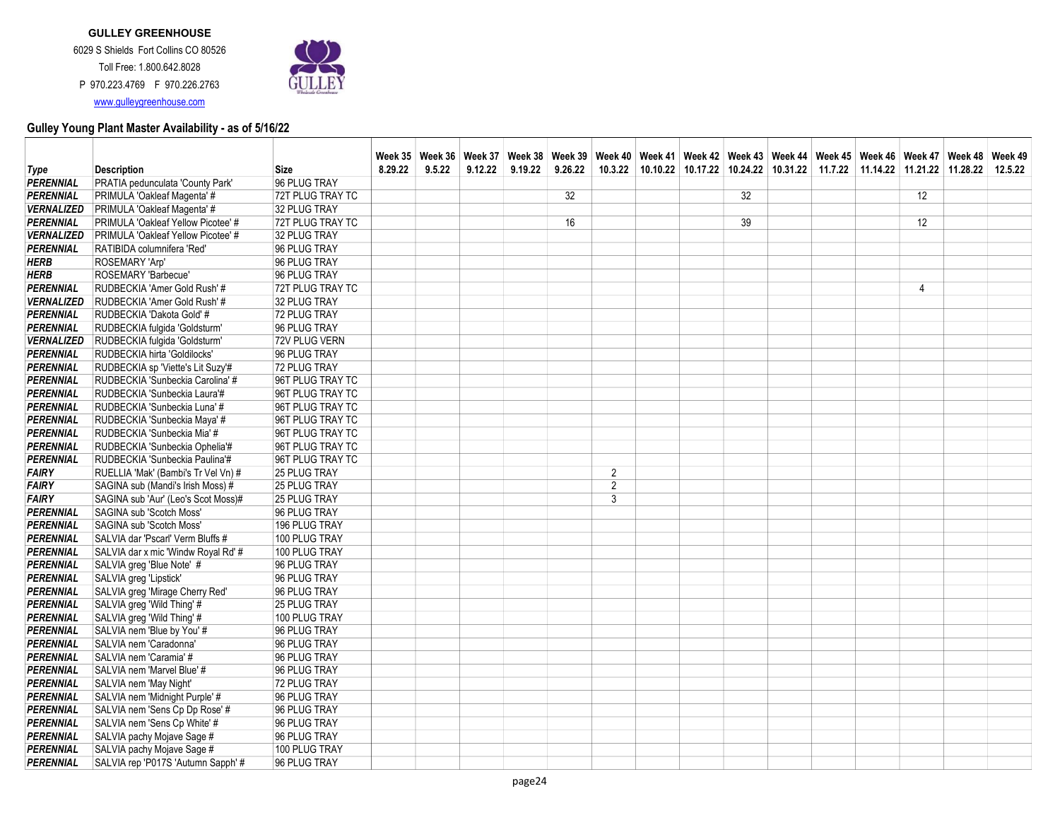**GULLEY GREENHOUSE**

6029 S Shields Fort Collins CO 80526

Toll Free: 1.800.642.8028

P 970.223.4769 F 970.226.2763

www.gulleygreenhouse.com

## Gulley Young Plant Master Availability - as of 5/16/22

| Type | Description | Size | Week 35 8.29.22 | Week 36 9.5.22 | Week 37 9.12.22 | Week 38 9.19.22 | Week 39 9.26.22 | Week 40 10.3.22 | Week 41 10.10.22 | Week 42 10.17.22 | Week 43 10.24.22 | Week 44 10.31.22 | Week 45 11.7.22 | Week 46 11.14.22 | Week 47 11.21.22 | Week 48 11.28.22 | Week 49 12.5.22 |
|---|---|---|---|---|---|---|---|---|---|---|---|---|---|---|---|---|---|
| ***PERENNIAL*** | PRATIA pedunculata 'County Park' | 96 PLUG TRAY | | | | | | | | | | | | | | | |
| ***PERENNIAL*** | PRIMULA 'Oakleaf Magenta' # | 72T PLUG TRAY TC | | | | | 32 | | | | 32 | | | | 12 | | |
| ***VERNALIZED*** | PRIMULA 'Oakleaf Magenta' # | 32 PLUG TRAY | | | | | | | | | | | | | | | |
| ***PERENNIAL*** | PRIMULA 'Oakleaf Yellow Picotee' # | 72T PLUG TRAY TC | | | | | 16 | | | | 39 | | | | 12 | | |
| ***VERNALIZED*** | PRIMULA 'Oakleaf Yellow Picotee' # | 32 PLUG TRAY | | | | | | | | | | | | | | | |
| ***PERENNIAL*** | RATIBIDA columnifera 'Red' | 96 PLUG TRAY | | | | | | | | | | | | | | | |
| ***HERB*** | ROSEMARY 'Arp' | 96 PLUG TRAY | | | | | | | | | | | | | | | |
| ***HERB*** | ROSEMARY 'Barbecue' | 96 PLUG TRAY | | | | | | | | | | | | | | | |
| ***PERENNIAL*** | RUDBECKIA 'Amer Gold Rush' # | 72T PLUG TRAY TC | | | | | | | | | | | | | 4 | | |
| ***VERNALIZED*** | RUDBECKIA 'Amer Gold Rush' # | 32 PLUG TRAY | | | | | | | | | | | | | | | |
| ***PERENNIAL*** | RUDBECKIA 'Dakota Gold' # | 72 PLUG TRAY | | | | | | | | | | | | | | | |
| ***PERENNIAL*** | RUDBECKIA fulgida 'Goldsturm' | 96 PLUG TRAY | | | | | | | | | | | | | | | |
| ***VERNALIZED*** | RUDBECKIA fulgida 'Goldsturm' | 72V PLUG VERN | | | | | | | | | | | | | | | |
| ***PERENNIAL*** | RUDBECKIA hirta 'Goldilocks' | 96 PLUG TRAY | | | | | | | | | | | | | | | |
| ***PERENNIAL*** | RUDBECKIA sp 'Viette's Lit Suzy'# | 72 PLUG TRAY | | | | | | | | | | | | | | | |
| ***PERENNIAL*** | RUDBECKIA 'Sunbeckia Carolina' # | 96T PLUG TRAY TC | | | | | | | | | | | | | | | |
| ***PERENNIAL*** | RUDBECKIA 'Sunbeckia Laura'# | 96T PLUG TRAY TC | | | | | | | | | | | | | | | |
| ***PERENNIAL*** | RUDBECKIA 'Sunbeckia Luna' # | 96T PLUG TRAY TC | | | | | | | | | | | | | | | |
| ***PERENNIAL*** | RUDBECKIA 'Sunbeckia Maya' # | 96T PLUG TRAY TC | | | | | | | | | | | | | | | |
| ***PERENNIAL*** | RUDBECKIA 'Sunbeckia Mia' # | 96T PLUG TRAY TC | | | | | | | | | | | | | | | |
| ***PERENNIAL*** | RUDBECKIA 'Sunbeckia Ophelia'# | 96T PLUG TRAY TC | | | | | | | | | | | | | | | |
| ***PERENNIAL*** | RUDBECKIA 'Sunbeckia Paulina'# | 96T PLUG TRAY TC | | | | | | | | | | | | | | | |
| ***FAIRY*** | RUELLIA 'Mak' (Bambi's Tr Vel Vn) # | 25 PLUG TRAY | | | | | | 2 | | | | | | | | | |
| ***FAIRY*** | SAGINA sub (Mandi's Irish Moss) # | 25 PLUG TRAY | | | | | | 2 | | | | | | | | | |
| ***FAIRY*** | SAGINA sub 'Aur' (Leo's Scot Moss)# | 25 PLUG TRAY | | | | | | 3 | | | | | | | | | |
| ***PERENNIAL*** | SAGINA sub 'Scotch Moss' | 96 PLUG TRAY | | | | | | | | | | | | | | | |
| ***PERENNIAL*** | SAGINA sub 'Scotch Moss' | 196 PLUG TRAY | | | | | | | | | | | | | | | |
| ***PERENNIAL*** | SALVIA dar 'Pscarl' Verm Bluffs # | 100 PLUG TRAY | | | | | | | | | | | | | | | |
| ***PERENNIAL*** | SALVIA dar x mic 'Windw Royal Rd' # | 100 PLUG TRAY | | | | | | | | | | | | | | | |
| ***PERENNIAL*** | SALVIA greg 'Blue Note' # | 96 PLUG TRAY | | | | | | | | | | | | | | | |
| ***PERENNIAL*** | SALVIA greg 'Lipstick' | 96 PLUG TRAY | | | | | | | | | | | | | | | |
| ***PERENNIAL*** | SALVIA greg 'Mirage Cherry Red' | 96 PLUG TRAY | | | | | | | | | | | | | | | |
| ***PERENNIAL*** | SALVIA greg 'Wild Thing' # | 25 PLUG TRAY | | | | | | | | | | | | | | | |
| ***PERENNIAL*** | SALVIA greg 'Wild Thing' # | 100 PLUG TRAY | | | | | | | | | | | | | | | |
| ***PERENNIAL*** | SALVIA nem 'Blue by You' # | 96 PLUG TRAY | | | | | | | | | | | | | | | |
| ***PERENNIAL*** | SALVIA nem 'Caradonna' | 96 PLUG TRAY | | | | | | | | | | | | | | | |
| ***PERENNIAL*** | SALVIA nem 'Caramia' # | 96 PLUG TRAY | | | | | | | | | | | | | | | |
| ***PERENNIAL*** | SALVIA nem 'Marvel Blue' # | 96 PLUG TRAY | | | | | | | | | | | | | | | |
| ***PERENNIAL*** | SALVIA nem 'May Night' | 72 PLUG TRAY | | | | | | | | | | | | | | | |
| ***PERENNIAL*** | SALVIA nem 'Midnight Purple' # | 96 PLUG TRAY | | | | | | | | | | | | | | | |
| ***PERENNIAL*** | SALVIA nem 'Sens Cp Dp Rose' # | 96 PLUG TRAY | | | | | | | | | | | | | | | |
| ***PERENNIAL*** | SALVIA nem 'Sens Cp White' # | 96 PLUG TRAY | | | | | | | | | | | | | | | |
| ***PERENNIAL*** | SALVIA pachy Mojave Sage # | 96 PLUG TRAY | | | | | | | | | | | | | | | |
| ***PERENNIAL*** | SALVIA pachy Mojave Sage # | 100 PLUG TRAY | | | | | | | | | | | | | | | |
| ***PERENNIAL*** | SALVIA rep 'P017S 'Autumn Sapph' # | 96 PLUG TRAY | | | | | | | | | | | | | | | |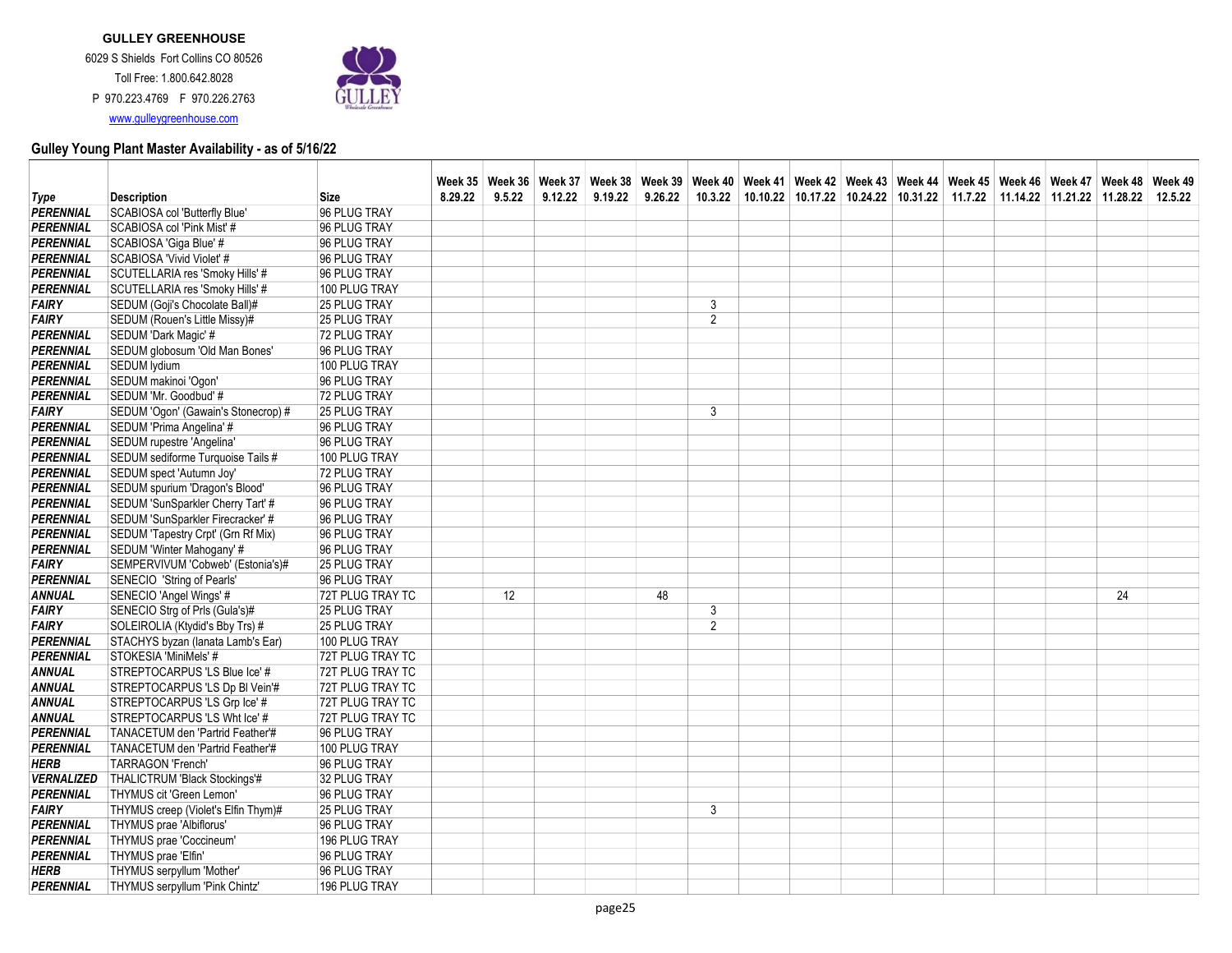**GULLEY GREENHOUSE**

6029 S Shields Fort Collins CO 80526

Toll Free: 1.800.642.8028

P 970.223.4769 F 970.226.2763

www.gulleygreenhouse.com

## Gulley Young Plant Master Availability - as of 5/16/22

| Type | Description | Size | Week 35 8.29.22 | Week 36 9.5.22 | Week 37 9.12.22 | Week 38 9.19.22 | Week 39 9.26.22 | Week 40 10.3.22 | Week 41 10.10.22 | Week 42 10.17.22 | Week 43 10.24.22 | Week 44 10.31.22 | Week 45 11.7.22 | Week 46 11.14.22 | Week 47 11.21.22 | Week 48 11.28.22 | Week 49 12.5.22 |
|---|---|---|---|---|---|---|---|---|---|---|---|---|---|---|---|---|---|
| PERENNIAL | SCABIOSA col 'Butterfly Blue' | 96 PLUG TRAY | | | | | | | | | | | | | | | |
| PERENNIAL | SCABIOSA col 'Pink Mist' # | 96 PLUG TRAY | | | | | | | | | | | | | | | |
| PERENNIAL | SCABIOSA 'Giga Blue' # | 96 PLUG TRAY | | | | | | | | | | | | | | | |
| PERENNIAL | SCABIOSA 'Vivid Violet' # | 96 PLUG TRAY | | | | | | | | | | | | | | | |
| PERENNIAL | SCUTELLARIA res 'Smoky Hills' # | 96 PLUG TRAY | | | | | | | | | | | | | | | |
| PERENNIAL | SCUTELLARIA res 'Smoky Hills' # | 100 PLUG TRAY | | | | | | | | | | | | | | | |
| FAIRY | SEDUM (Goji's Chocolate Ball)# | 25 PLUG TRAY | | | | | | 3 | | | | | | | | | |
| FAIRY | SEDUM (Rouen's Little Missy)# | 25 PLUG TRAY | | | | | | 2 | | | | | | | | | |
| PERENNIAL | SEDUM 'Dark Magic' # | 72 PLUG TRAY | | | | | | | | | | | | | | | |
| PERENNIAL | SEDUM globosum 'Old Man Bones' | 96 PLUG TRAY | | | | | | | | | | | | | | | |
| PERENNIAL | SEDUM lydium | 100 PLUG TRAY | | | | | | | | | | | | | | | |
| PERENNIAL | SEDUM makinoi 'Ogon' | 96 PLUG TRAY | | | | | | | | | | | | | | | |
| PERENNIAL | SEDUM 'Mr. Goodbud' # | 72 PLUG TRAY | | | | | | | | | | | | | | | |
| FAIRY | SEDUM 'Ogon' (Gawain's Stonecrop) # | 25 PLUG TRAY | | | | | | 3 | | | | | | | | | |
| PERENNIAL | SEDUM 'Prima Angelina' # | 96 PLUG TRAY | | | | | | | | | | | | | | | |
| PERENNIAL | SEDUM rupestre 'Angelina' | 96 PLUG TRAY | | | | | | | | | | | | | | | |
| PERENNIAL | SEDUM sediforme Turquoise Tails # | 100 PLUG TRAY | | | | | | | | | | | | | | | |
| PERENNIAL | SEDUM spect 'Autumn Joy' | 72 PLUG TRAY | | | | | | | | | | | | | | | |
| PERENNIAL | SEDUM spurium 'Dragon's Blood' | 96 PLUG TRAY | | | | | | | | | | | | | | | |
| PERENNIAL | SEDUM 'SunSparkler Cherry Tart' # | 96 PLUG TRAY | | | | | | | | | | | | | | | |
| PERENNIAL | SEDUM 'SunSparkler Firecracker' # | 96 PLUG TRAY | | | | | | | | | | | | | | | |
| PERENNIAL | SEDUM 'Tapestry Crpt' (Grn Rf Mix) | 96 PLUG TRAY | | | | | | | | | | | | | | | |
| PERENNIAL | SEDUM 'Winter Mahogany' # | 96 PLUG TRAY | | | | | | | | | | | | | | | |
| FAIRY | SEMPERVIVUM 'Cobweb' (Estonia's)# | 25 PLUG TRAY | | | | | | | | | | | | | | | |
| PERENNIAL | SENECIO 'String of Pearls' | 96 PLUG TRAY | | | | | | | | | | | | | | | |
| ANNUAL | SENECIO 'Angel Wings' # | 72T PLUG TRAY TC | | 12 | | | 48 | | | | | | | | | 24 | |
| FAIRY | SENECIO Strg of Prls (Gula's)# | 25 PLUG TRAY | | | | | | 3 | | | | | | | | | |
| FAIRY | SOLEIROLIA (Ktydid's Bby Trs) # | 25 PLUG TRAY | | | | | | 2 | | | | | | | | | |
| PERENNIAL | STACHYS byzan (lanata Lamb's Ear) | 100 PLUG TRAY | | | | | | | | | | | | | | | |
| PERENNIAL | STOKESIA 'MiniMels' # | 72T PLUG TRAY TC | | | | | | | | | | | | | | | |
| ANNUAL | STREPTOCARPUS 'LS Blue Ice' # | 72T PLUG TRAY TC | | | | | | | | | | | | | | | |
| ANNUAL | STREPTOCARPUS 'LS Dp Bl Vein'# | 72T PLUG TRAY TC | | | | | | | | | | | | | | | |
| ANNUAL | STREPTOCARPUS 'LS Grp Ice' # | 72T PLUG TRAY TC | | | | | | | | | | | | | | | |
| ANNUAL | STREPTOCARPUS 'LS Wht Ice' # | 72T PLUG TRAY TC | | | | | | | | | | | | | | | |
| PERENNIAL | TANACETUM den 'Partrid Feather'# | 96 PLUG TRAY | | | | | | | | | | | | | | | |
| PERENNIAL | TANACETUM den 'Partrid Feather'# | 100 PLUG TRAY | | | | | | | | | | | | | | | |
| HERB | TARRAGON 'French' | 96 PLUG TRAY | | | | | | | | | | | | | | | |
| VERNALIZED | THALICTRUM 'Black Stockings'# | 32 PLUG TRAY | | | | | | | | | | | | | | | |
| PERENNIAL | THYMUS cit 'Green Lemon' | 96 PLUG TRAY | | | | | | | | | | | | | | | |
| FAIRY | THYMUS creep (Violet's Elfin Thym)# | 25 PLUG TRAY | | | | | | 3 | | | | | | | | | |
| PERENNIAL | THYMUS prae 'Albiflorus' | 96 PLUG TRAY | | | | | | | | | | | | | | | |
| PERENNIAL | THYMUS prae 'Coccineum' | 196 PLUG TRAY | | | | | | | | | | | | | | | |
| PERENNIAL | THYMUS prae 'Elfin' | 96 PLUG TRAY | | | | | | | | | | | | | | | |
| HERB | THYMUS serpyllum 'Mother' | 96 PLUG TRAY | | | | | | | | | | | | | | | |
| PERENNIAL | THYMUS serpyllum 'Pink Chintz' | 196 PLUG TRAY | | | | | | | | | | | | | | | |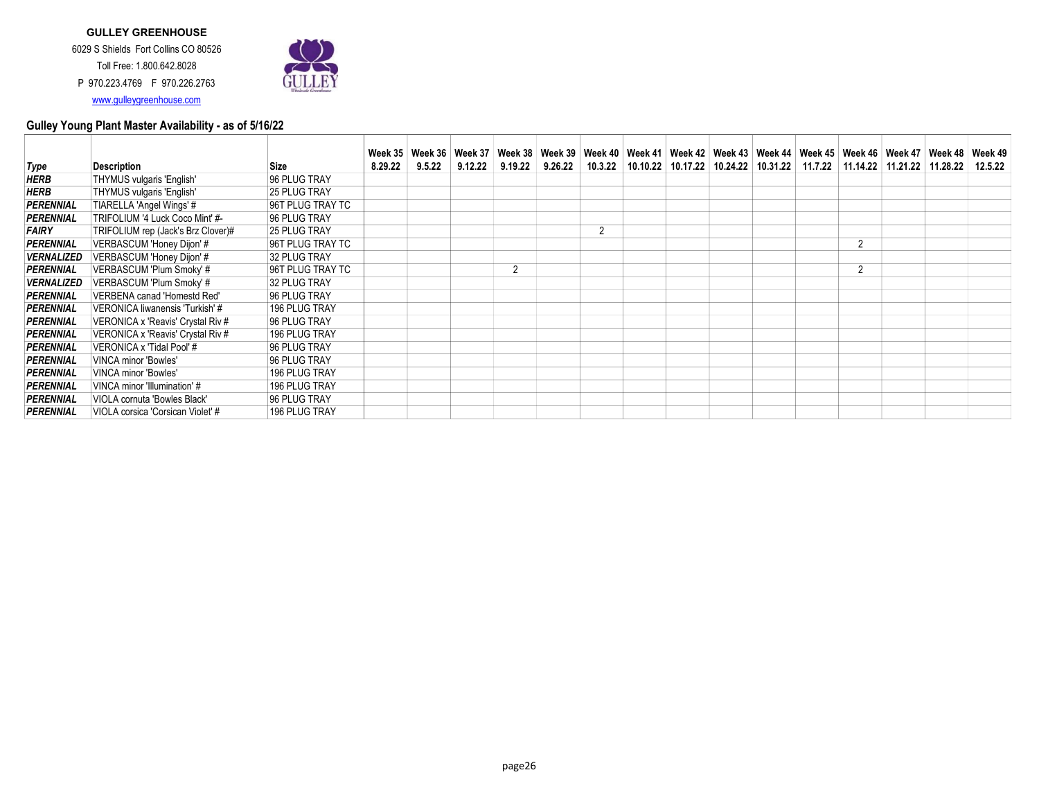**GULLEY GREENHOUSE**

6029 S Shields Fort Collins CO 80526

Toll Free: 1.800.642.8028

P 970.223.4769 F 970.226.2763

www.gulleygreenhouse.com

### Gulley Young Plant Master Availability - as of 5/16/22

| Type | Description | Size | Week 35 8.29.22 | Week 36 9.5.22 | Week 37 9.12.22 | Week 38 9.19.22 | Week 39 9.26.22 | Week 40 10.3.22 | Week 41 10.10.22 | Week 42 10.17.22 | Week 43 10.24.22 | Week 44 10.31.22 | Week 45 11.7.22 | Week 46 11.14.22 | Week 47 11.21.22 | Week 48 11.28.22 | Week 49 12.5.22 |
|---|---|---|---|---|---|---|---|---|---|---|---|---|---|---|---|---|---|
| ***HERB*** | THYMUS vulgaris 'English' | 96 PLUG TRAY | | | | | | | | | | | | | | | |
| ***HERB*** | THYMUS vulgaris 'English' | 25 PLUG TRAY | | | | | | | | | | | | | | | |
| ***PERENNIAL*** | TIARELLA 'Angel Wings' # | 96T PLUG TRAY TC | | | | | | | | | | | | | | | |
| ***PERENNIAL*** | TRIFOLIUM '4 Luck Coco Mint' #- | 96 PLUG TRAY | | | | | | | | | | | | | | | |
| ***FAIRY*** | TRIFOLIUM rep (Jack's Brz Clover)# | 25 PLUG TRAY | | | | | | 2 | | | | | | | | | |
| ***PERENNIAL*** | VERBASCUM 'Honey Dijon' # | 96T PLUG TRAY TC | | | | | | | | | | | | 2 | | | |
| ***VERNALIZED*** | VERBASCUM 'Honey Dijon' # | 32 PLUG TRAY | | | | | | | | | | | | | | | |
| ***PERENNIAL*** | VERBASCUM 'Plum Smoky' # | 96T PLUG TRAY TC | | | | 2 | | | | | | | | 2 | | | |
| ***VERNALIZED*** | VERBASCUM 'Plum Smoky' # | 32 PLUG TRAY | | | | | | | | | | | | | | | |
| ***PERENNIAL*** | VERBENA canad 'Homestd Red' | 96 PLUG TRAY | | | | | | | | | | | | | | | |
| ***PERENNIAL*** | VERONICA liwanensis 'Turkish' # | 196 PLUG TRAY | | | | | | | | | | | | | | | |
| ***PERENNIAL*** | VERONICA x 'Reavis' Crystal Riv # | 96 PLUG TRAY | | | | | | | | | | | | | | | |
| ***PERENNIAL*** | VERONICA x 'Reavis' Crystal Riv # | 196 PLUG TRAY | | | | | | | | | | | | | | | |
| ***PERENNIAL*** | VERONICA x 'Tidal Pool' # | 96 PLUG TRAY | | | | | | | | | | | | | | | |
| ***PERENNIAL*** | VINCA minor 'Bowles' | 96 PLUG TRAY | | | | | | | | | | | | | | | |
| ***PERENNIAL*** | VINCA minor 'Bowles' | 196 PLUG TRAY | | | | | | | | | | | | | | | |
| ***PERENNIAL*** | VINCA minor 'Illumination' # | 196 PLUG TRAY | | | | | | | | | | | | | | | |
| ***PERENNIAL*** | VIOLA cornuta 'Bowles Black' | 96 PLUG TRAY | | | | | | | | | | | | | | | |
| ***PERENNIAL*** | VIOLA corsica 'Corsican Violet' # | 196 PLUG TRAY | | | | | | | | | | | | | | | |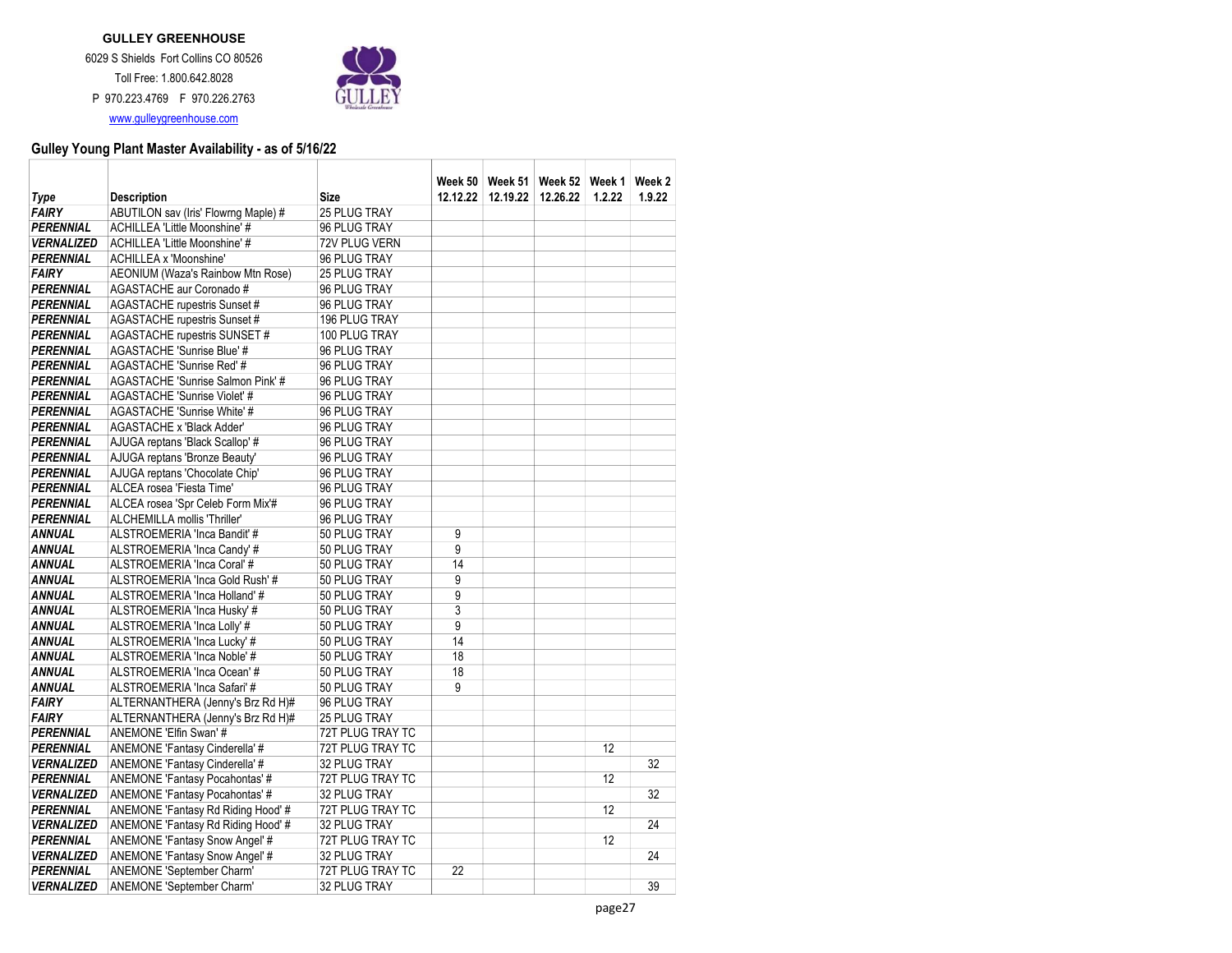**GULLEY GREENHOUSE**

6029 S Shields Fort Collins CO 80526

Toll Free: 1.800.642.8028

P 970.223.4769 F 970.226.2763

www.gulleygreenhouse.com

## Gulley Young Plant Master Availability - as of 5/16/22

| Type | Description | Size | Week 50 12.12.22 | Week 51 12.19.22 | Week 52 12.26.22 | Week 1 1.2.22 | Week 2 1.9.22 |
|---|---|---|---|---|---|---|---|
| FAIRY | ABUTILON sav (Iris' Flowrng Maple) # | 25 PLUG TRAY | | | | | |
| PERENNIAL | ACHILLEA 'Little Moonshine' # | 96 PLUG TRAY | | | | | |
| VERNALIZED | ACHILLEA 'Little Moonshine' # | 72V PLUG VERN | | | | | |
| PERENNIAL | ACHILLEA x 'Moonshine' | 96 PLUG TRAY | | | | | |
| FAIRY | AEONIUM (Waza's Rainbow Mtn Rose) | 25 PLUG TRAY | | | | | |
| PERENNIAL | AGASTACHE aur Coronado # | 96 PLUG TRAY | | | | | |
| PERENNIAL | AGASTACHE rupestris Sunset # | 96 PLUG TRAY | | | | | |
| PERENNIAL | AGASTACHE rupestris Sunset # | 196 PLUG TRAY | | | | | |
| PERENNIAL | AGASTACHE rupestris SUNSET # | 100 PLUG TRAY | | | | | |
| PERENNIAL | AGASTACHE 'Sunrise Blue' # | 96 PLUG TRAY | | | | | |
| PERENNIAL | AGASTACHE 'Sunrise Red' # | 96 PLUG TRAY | | | | | |
| PERENNIAL | AGASTACHE 'Sunrise Salmon Pink' # | 96 PLUG TRAY | | | | | |
| PERENNIAL | AGASTACHE 'Sunrise Violet' # | 96 PLUG TRAY | | | | | |
| PERENNIAL | AGASTACHE 'Sunrise White' # | 96 PLUG TRAY | | | | | |
| PERENNIAL | AGASTACHE x 'Black Adder' | 96 PLUG TRAY | | | | | |
| PERENNIAL | AJUGA reptans 'Black Scallop' # | 96 PLUG TRAY | | | | | |
| PERENNIAL | AJUGA reptans 'Bronze Beauty' | 96 PLUG TRAY | | | | | |
| PERENNIAL | AJUGA reptans 'Chocolate Chip' | 96 PLUG TRAY | | | | | |
| PERENNIAL | ALCEA rosea 'Fiesta Time' | 96 PLUG TRAY | | | | | |
| PERENNIAL | ALCEA rosea 'Spr Celeb Form Mix'# | 96 PLUG TRAY | | | | | |
| PERENNIAL | ALCHEMILLA mollis 'Thriller' | 96 PLUG TRAY | | | | | |
| ANNUAL | ALSTROEMERIA 'Inca Bandit' # | 50 PLUG TRAY | 9 | | | | |
| ANNUAL | ALSTROEMERIA 'Inca Candy' # | 50 PLUG TRAY | 9 | | | | |
| ANNUAL | ALSTROEMERIA 'Inca Coral' # | 50 PLUG TRAY | 14 | | | | |
| ANNUAL | ALSTROEMERIA 'Inca Gold Rush' # | 50 PLUG TRAY | 9 | | | | |
| ANNUAL | ALSTROEMERIA 'Inca Holland' # | 50 PLUG TRAY | 9 | | | | |
| ANNUAL | ALSTROEMERIA 'Inca Husky' # | 50 PLUG TRAY | 3 | | | | |
| ANNUAL | ALSTROEMERIA 'Inca Lolly' # | 50 PLUG TRAY | 9 | | | | |
| ANNUAL | ALSTROEMERIA 'Inca Lucky' # | 50 PLUG TRAY | 14 | | | | |
| ANNUAL | ALSTROEMERIA 'Inca Noble' # | 50 PLUG TRAY | 18 | | | | |
| ANNUAL | ALSTROEMERIA 'Inca Ocean' # | 50 PLUG TRAY | 18 | | | | |
| ANNUAL | ALSTROEMERIA 'Inca Safari' # | 50 PLUG TRAY | 9 | | | | |
| FAIRY | ALTERNANTHERA (Jenny's Brz Rd H)# | 96 PLUG TRAY | | | | | |
| FAIRY | ALTERNANTHERA (Jenny's Brz Rd H)# | 25 PLUG TRAY | | | | | |
| PERENNIAL | ANEMONE 'Elfin Swan' # | 72T PLUG TRAY TC | | | | | |
| PERENNIAL | ANEMONE 'Fantasy Cinderella' # | 72T PLUG TRAY TC | | | | 12 | |
| VERNALIZED | ANEMONE 'Fantasy Cinderella' # | 32 PLUG TRAY | | | | | 32 |
| PERENNIAL | ANEMONE 'Fantasy Pocahontas' # | 72T PLUG TRAY TC | | | | 12 | |
| VERNALIZED | ANEMONE 'Fantasy Pocahontas' # | 32 PLUG TRAY | | | | | 32 |
| PERENNIAL | ANEMONE 'Fantasy Rd Riding Hood' # | 72T PLUG TRAY TC | | | | 12 | |
| VERNALIZED | ANEMONE 'Fantasy Rd Riding Hood' # | 32 PLUG TRAY | | | | | 24 |
| PERENNIAL | ANEMONE 'Fantasy Snow Angel' # | 72T PLUG TRAY TC | | | | 12 | |
| VERNALIZED | ANEMONE 'Fantasy Snow Angel' # | 32 PLUG TRAY | | | | | 24 |
| PERENNIAL | ANEMONE 'September Charm' | 72T PLUG TRAY TC | 22 | | | | |
| VERNALIZED | ANEMONE 'September Charm' | 32 PLUG TRAY | | | | | 39 |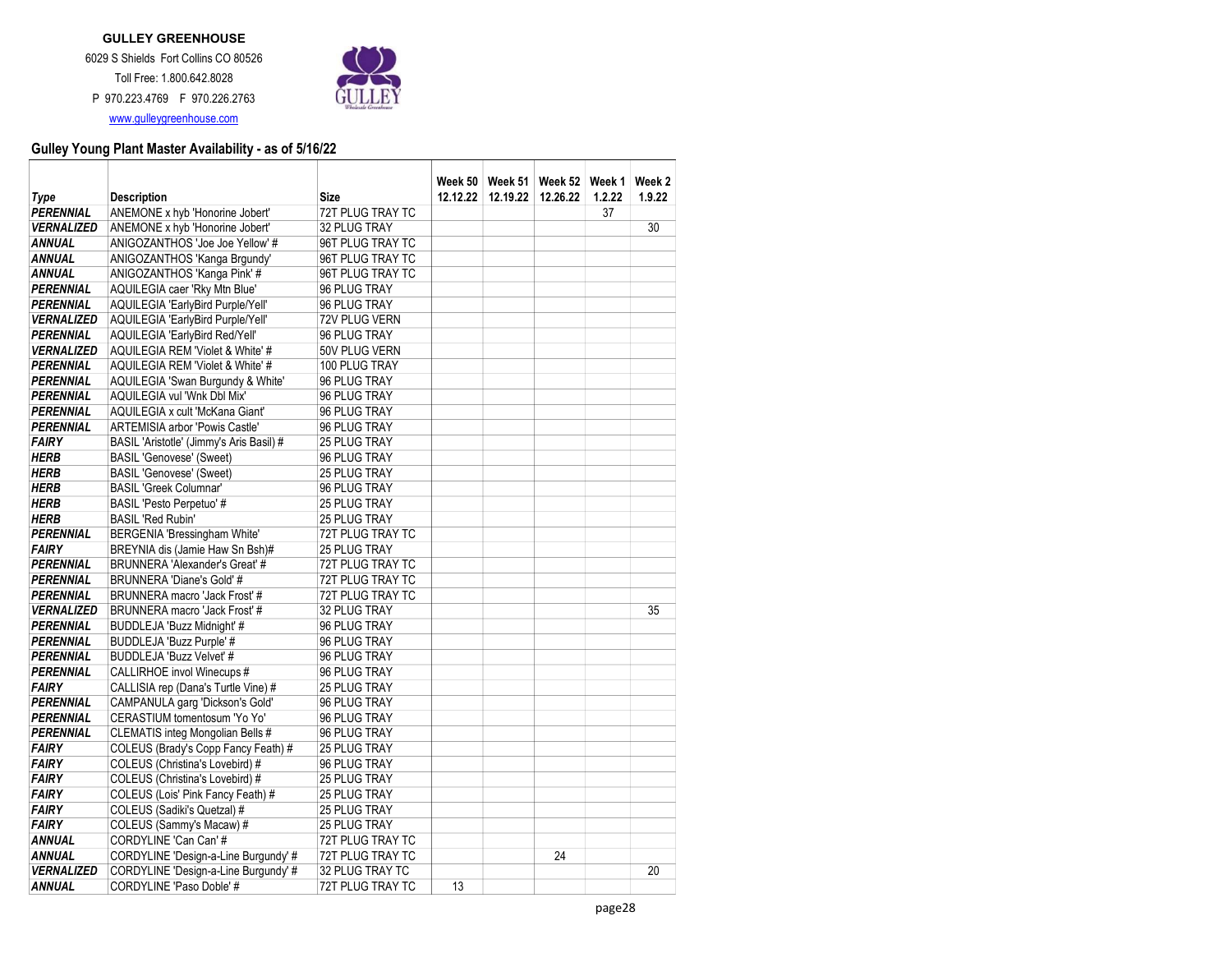**GULLEY GREENHOUSE**

6029 S Shields Fort Collins CO 80526

Toll Free: 1.800.642.8028

P 970.223.4769 F 970.226.2763

www.gulleygreenhouse.com

## Gulley Young Plant Master Availability - as of 5/16/22

| Type | Description | Size | Week 50 12.12.22 | Week 51 12.19.22 | Week 52 12.26.22 | Week 1 1.2.22 | Week 2 1.9.22 |
|---|---|---|---|---|---|---|---|
| *PERENNIAL* | ANEMONE x hyb 'Honorine Jobert' | 72T PLUG TRAY TC | | | | 37 | |
| *VERNALIZED* | ANEMONE x hyb 'Honorine Jobert' | 32 PLUG TRAY | | | | | 30 |
| *ANNUAL* | ANIGOZANTHOS 'Joe Joe Yellow' # | 96T PLUG TRAY TC | | | | | |
| *ANNUAL* | ANIGOZANTHOS 'Kanga Brgundy' | 96T PLUG TRAY TC | | | | | |
| *ANNUAL* | ANIGOZANTHOS 'Kanga Pink' # | 96T PLUG TRAY TC | | | | | |
| *PERENNIAL* | AQUILEGIA caer 'Rky Mtn Blue' | 96 PLUG TRAY | | | | | |
| *PERENNIAL* | AQUILEGIA 'EarlyBird Purple/Yell' | 96 PLUG TRAY | | | | | |
| *VERNALIZED* | AQUILEGIA 'EarlyBird Purple/Yell' | 72V PLUG VERN | | | | | |
| *PERENNIAL* | AQUILEGIA 'EarlyBird Red/Yell' | 96 PLUG TRAY | | | | | |
| *VERNALIZED* | AQUILEGIA REM 'Violet & White' # | 50V PLUG VERN | | | | | |
| *PERENNIAL* | AQUILEGIA REM 'Violet & White' # | 100 PLUG TRAY | | | | | |
| *PERENNIAL* | AQUILEGIA 'Swan Burgundy & White' | 96 PLUG TRAY | | | | | |
| *PERENNIAL* | AQUILEGIA vul 'Wnk Dbl Mix' | 96 PLUG TRAY | | | | | |
| *PERENNIAL* | AQUILEGIA x cult 'McKana Giant' | 96 PLUG TRAY | | | | | |
| *PERENNIAL* | ARTEMISIA arbor 'Powis Castle' | 96 PLUG TRAY | | | | | |
| *FAIRY* | BASIL 'Aristotle' (Jimmy's Aris Basil) # | 25 PLUG TRAY | | | | | |
| *HERB* | BASIL 'Genovese' (Sweet) | 96 PLUG TRAY | | | | | |
| *HERB* | BASIL 'Genovese' (Sweet) | 25 PLUG TRAY | | | | | |
| *HERB* | BASIL 'Greek Columnar' | 96 PLUG TRAY | | | | | |
| *HERB* | BASIL 'Pesto Perpetuo' # | 25 PLUG TRAY | | | | | |
| *HERB* | BASIL 'Red Rubin' | 25 PLUG TRAY | | | | | |
| *PERENNIAL* | BERGENIA 'Bressingham White' | 72T PLUG TRAY TC | | | | | |
| *FAIRY* | BREYNIA dis (Jamie Haw Sn Bsh)# | 25 PLUG TRAY | | | | | |
| *PERENNIAL* | BRUNNERA 'Alexander's Great' # | 72T PLUG TRAY TC | | | | | |
| *PERENNIAL* | BRUNNERA 'Diane's Gold' # | 72T PLUG TRAY TC | | | | | |
| *PERENNIAL* | BRUNNERA macro 'Jack Frost' # | 72T PLUG TRAY TC | | | | | |
| *VERNALIZED* | BRUNNERA macro 'Jack Frost' # | 32 PLUG TRAY | | | | | 35 |
| *PERENNIAL* | BUDDLEJA 'Buzz Midnight' # | 96 PLUG TRAY | | | | | |
| *PERENNIAL* | BUDDLEJA 'Buzz Purple' # | 96 PLUG TRAY | | | | | |
| *PERENNIAL* | BUDDLEJA 'Buzz Velvet' # | 96 PLUG TRAY | | | | | |
| *PERENNIAL* | CALLIRHOE invol Winecups # | 96 PLUG TRAY | | | | | |
| *FAIRY* | CALLISIA rep (Dana's Turtle Vine) # | 25 PLUG TRAY | | | | | |
| *PERENNIAL* | CAMPANULA garg 'Dickson's Gold' | 96 PLUG TRAY | | | | | |
| *PERENNIAL* | CERASTIUM tomentosum 'Yo Yo' | 96 PLUG TRAY | | | | | |
| *PERENNIAL* | CLEMATIS integ Mongolian Bells # | 96 PLUG TRAY | | | | | |
| *FAIRY* | COLEUS (Brady's Copp Fancy Feath) # | 25 PLUG TRAY | | | | | |
| *FAIRY* | COLEUS (Christina's Lovebird) # | 96 PLUG TRAY | | | | | |
| *FAIRY* | COLEUS (Christina's Lovebird) # | 25 PLUG TRAY | | | | | |
| *FAIRY* | COLEUS (Lois' Pink Fancy Feath) # | 25 PLUG TRAY | | | | | |
| *FAIRY* | COLEUS (Sadiki's Quetzal) # | 25 PLUG TRAY | | | | | |
| *FAIRY* | COLEUS (Sammy's Macaw) # | 25 PLUG TRAY | | | | | |
| *ANNUAL* | CORDYLINE 'Can Can' # | 72T PLUG TRAY TC | | | | | |
| *ANNUAL* | CORDYLINE 'Design-a-Line Burgundy' # | 72T PLUG TRAY TC | | | 24 | | |
| *VERNALIZED* | CORDYLINE 'Design-a-Line Burgundy' # | 32 PLUG TRAY TC | | | | | 20 |
| *ANNUAL* | CORDYLINE 'Paso Doble' # | 72T PLUG TRAY TC | 13 | | | | |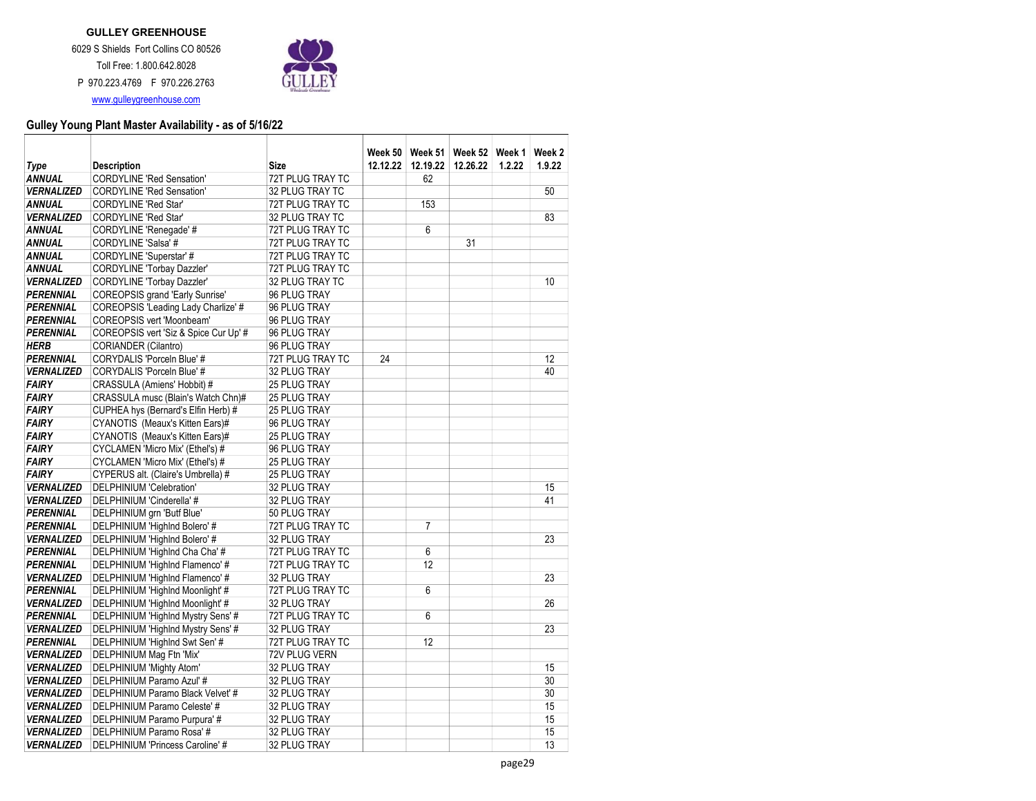**GULLEY GREENHOUSE**

6029 S Shields Fort Collins CO 80526

Toll Free: 1.800.642.8028

P 970.223.4769 F 970.226.2763

www.gulleygreenhouse.com

## Gulley Young Plant Master Availability - as of 5/16/22

| Type | Description | Size | Week 50 12.12.22 | Week 51 12.19.22 | Week 52 12.26.22 | Week 1 1.2.22 | Week 2 1.9.22 |
|---|---|---|---|---|---|---|---|
| ANNUAL | CORDYLINE 'Red Sensation' | 72T PLUG TRAY TC | | 62 | | | |
| VERNALIZED | CORDYLINE 'Red Sensation' | 32 PLUG TRAY TC | | | | | 50 |
| ANNUAL | CORDYLINE 'Red Star' | 72T PLUG TRAY TC | | 153 | | | |
| VERNALIZED | CORDYLINE 'Red Star' | 32 PLUG TRAY TC | | | | | 83 |
| ANNUAL | CORDYLINE 'Renegade' # | 72T PLUG TRAY TC | | 6 | | | |
| ANNUAL | CORDYLINE 'Salsa' # | 72T PLUG TRAY TC | | | 31 | | |
| ANNUAL | CORDYLINE 'Superstar' # | 72T PLUG TRAY TC | | | | | |
| ANNUAL | CORDYLINE 'Torbay Dazzler' | 72T PLUG TRAY TC | | | | | |
| VERNALIZED | CORDYLINE 'Torbay Dazzler' | 32 PLUG TRAY TC | | | | | 10 |
| PERENNIAL | COREOPSIS grand 'Early Sunrise' | 96 PLUG TRAY | | | | | |
| PERENNIAL | COREOPSIS 'Leading Lady Charlize' # | 96 PLUG TRAY | | | | | |
| PERENNIAL | COREOPSIS vert 'Moonbeam' | 96 PLUG TRAY | | | | | |
| PERENNIAL | COREOPSIS vert 'Siz & Spice Cur Up' # | 96 PLUG TRAY | | | | | |
| HERB | CORIANDER (Cilantro) | 96 PLUG TRAY | | | | | |
| PERENNIAL | CORYDALIS 'Porceln Blue' # | 72T PLUG TRAY TC | 24 | | | | 12 |
| VERNALIZED | CORYDALIS 'Porceln Blue' # | 32 PLUG TRAY | | | | | 40 |
| FAIRY | CRASSULA (Amiens' Hobbit) # | 25 PLUG TRAY | | | | | |
| FAIRY | CRASSULA musc (Blain's Watch Chn)# | 25 PLUG TRAY | | | | | |
| FAIRY | CUPHEA hys (Bernard's Elfin Herb) # | 25 PLUG TRAY | | | | | |
| FAIRY | CYANOTIS (Meaux's Kitten Ears)# | 96 PLUG TRAY | | | | | |
| FAIRY | CYANOTIS (Meaux's Kitten Ears)# | 25 PLUG TRAY | | | | | |
| FAIRY | CYCLAMEN 'Micro Mix' (Ethel's) # | 96 PLUG TRAY | | | | | |
| FAIRY | CYCLAMEN 'Micro Mix' (Ethel's) # | 25 PLUG TRAY | | | | | |
| FAIRY | CYPERUS alt. (Claire's Umbrella) # | 25 PLUG TRAY | | | | | |
| VERNALIZED | DELPHINIUM 'Celebration' | 32 PLUG TRAY | | | | | 15 |
| VERNALIZED | DELPHINIUM 'Cinderella' # | 32 PLUG TRAY | | | | | 41 |
| PERENNIAL | DELPHINIUM grn 'Butf Blue' | 50 PLUG TRAY | | | | | |
| PERENNIAL | DELPHINIUM 'Highlnd Bolero' # | 72T PLUG TRAY TC | | 7 | | | |
| VERNALIZED | DELPHINIUM 'Highlnd Bolero' # | 32 PLUG TRAY | | | | | 23 |
| PERENNIAL | DELPHINIUM 'Highlnd Cha Cha' # | 72T PLUG TRAY TC | | 6 | | | |
| PERENNIAL | DELPHINIUM 'Highlnd Flamenco' # | 72T PLUG TRAY TC | | 12 | | | |
| VERNALIZED | DELPHINIUM 'Highlnd Flamenco' # | 32 PLUG TRAY | | | | | 23 |
| PERENNIAL | DELPHINIUM 'Highlnd Moonlight' # | 72T PLUG TRAY TC | | 6 | | | |
| VERNALIZED | DELPHINIUM 'Highlnd Moonlight' # | 32 PLUG TRAY | | | | | 26 |
| PERENNIAL | DELPHINIUM 'Highlnd Mystry Sens' # | 72T PLUG TRAY TC | | 6 | | | |
| VERNALIZED | DELPHINIUM 'Highlnd Mystry Sens' # | 32 PLUG TRAY | | | | | 23 |
| PERENNIAL | DELPHINIUM 'Highlnd Swt Sen' # | 72T PLUG TRAY TC | | 12 | | | |
| VERNALIZED | DELPHINIUM Mag Ftn 'Mix' | 72V PLUG VERN | | | | | |
| VERNALIZED | DELPHINIUM 'Mighty Atom' | 32 PLUG TRAY | | | | | 15 |
| VERNALIZED | DELPHINIUM Paramo Azul' # | 32 PLUG TRAY | | | | | 30 |
| VERNALIZED | DELPHINIUM Paramo Black Velvet' # | 32 PLUG TRAY | | | | | 30 |
| VERNALIZED | DELPHINIUM Paramo Celeste' # | 32 PLUG TRAY | | | | | 15 |
| VERNALIZED | DELPHINIUM Paramo Purpura' # | 32 PLUG TRAY | | | | | 15 |
| VERNALIZED | DELPHINIUM Paramo Rosa' # | 32 PLUG TRAY | | | | | 15 |
| VERNALIZED | DELPHINIUM 'Princess Caroline' # | 32 PLUG TRAY | | | | | 13 |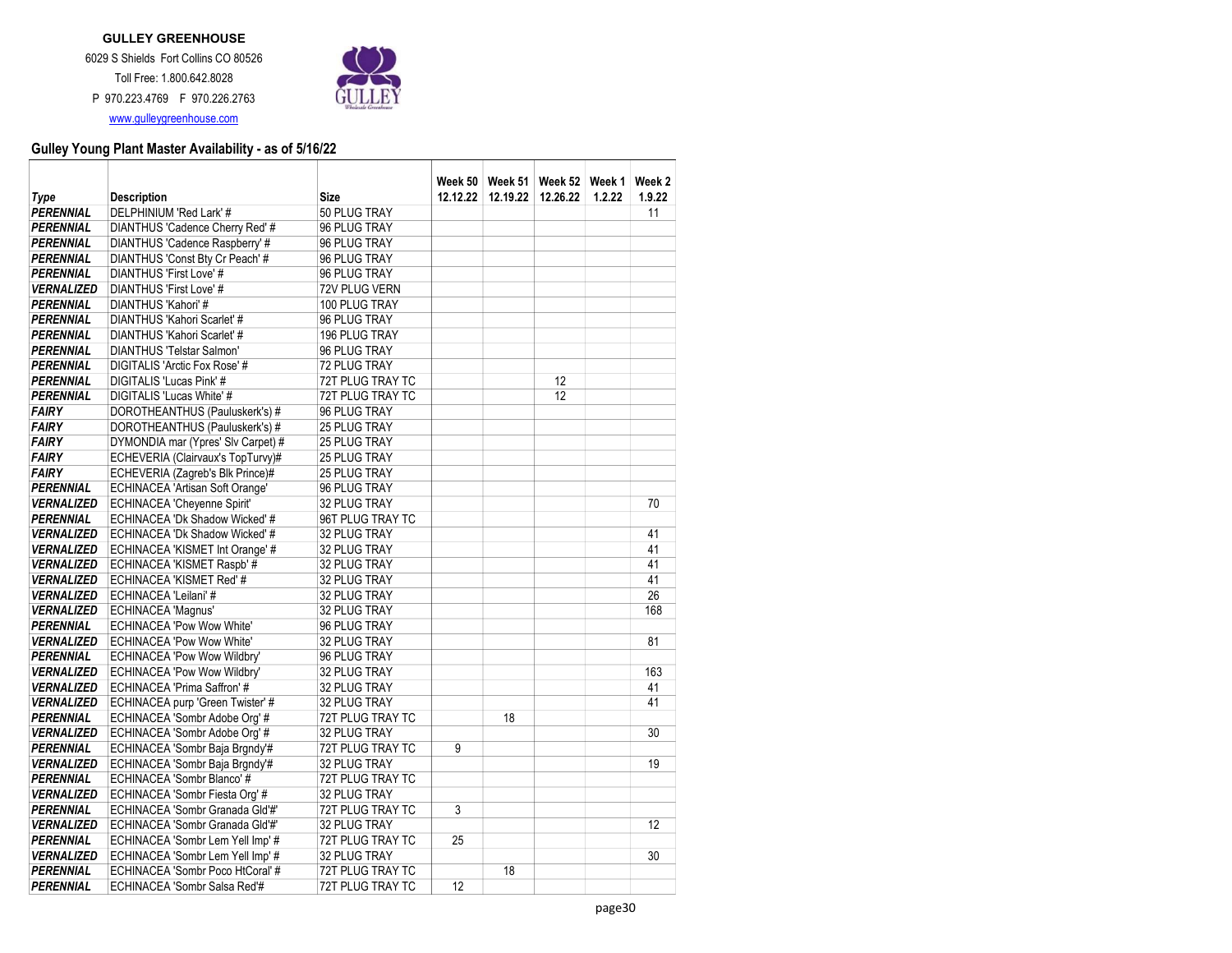**GULLEY GREENHOUSE**

6029 S Shields Fort Collins CO 80526

Toll Free: 1.800.642.8028

P 970.223.4769 F 970.226.2763

www.gulleygreenhouse.com

## Gulley Young Plant Master Availability - as of 5/16/22

| Type | Description | Size | Week 50 12.12.22 | Week 51 12.19.22 | Week 52 12.26.22 | Week 1 1.2.22 | Week 2 1.9.22 |
|---|---|---|---|---|---|---|---|
| ***PERENNIAL*** | DELPHINIUM 'Red Lark' # | 50 PLUG TRAY | | | | | 11 |
| ***PERENNIAL*** | DIANTHUS 'Cadence Cherry Red' # | 96 PLUG TRAY | | | | | |
| ***PERENNIAL*** | DIANTHUS 'Cadence Raspberry' # | 96 PLUG TRAY | | | | | |
| ***PERENNIAL*** | DIANTHUS 'Const Bty Cr Peach' # | 96 PLUG TRAY | | | | | |
| ***PERENNIAL*** | DIANTHUS 'First Love' # | 96 PLUG TRAY | | | | | |
| ***VERNALIZED*** | DIANTHUS 'First Love' # | 72V PLUG VERN | | | | | |
| ***PERENNIAL*** | DIANTHUS 'Kahori' # | 100 PLUG TRAY | | | | | |
| ***PERENNIAL*** | DIANTHUS 'Kahori Scarlet' # | 96 PLUG TRAY | | | | | |
| ***PERENNIAL*** | DIANTHUS 'Kahori Scarlet' # | 196 PLUG TRAY | | | | | |
| ***PERENNIAL*** | DIANTHUS 'Telstar Salmon' | 96 PLUG TRAY | | | | | |
| ***PERENNIAL*** | DIGITALIS 'Arctic Fox Rose' # | 72 PLUG TRAY | | | | | |
| ***PERENNIAL*** | DIGITALIS 'Lucas Pink' # | 72T PLUG TRAY TC | | | 12 | | |
| ***PERENNIAL*** | DIGITALIS 'Lucas White' # | 72T PLUG TRAY TC | | | 12 | | |
| ***FAIRY*** | DOROTHEANTHUS (Pauluskerk's) # | 96 PLUG TRAY | | | | | |
| ***FAIRY*** | DOROTHEANTHUS (Pauluskerk's) # | 25 PLUG TRAY | | | | | |
| ***FAIRY*** | DYMONDIA mar (Ypres' Slv Carpet) # | 25 PLUG TRAY | | | | | |
| ***FAIRY*** | ECHEVERIA (Clairvaux's TopTurvy)# | 25 PLUG TRAY | | | | | |
| ***FAIRY*** | ECHEVERIA (Zagreb's Blk Prince)# | 25 PLUG TRAY | | | | | |
| ***PERENNIAL*** | ECHINACEA 'Artisan Soft Orange' | 96 PLUG TRAY | | | | | |
| ***VERNALIZED*** | ECHINACEA 'Cheyenne Spirit' | 32 PLUG TRAY | | | | | 70 |
| ***PERENNIAL*** | ECHINACEA 'Dk Shadow Wicked' # | 96T PLUG TRAY TC | | | | | |
| ***VERNALIZED*** | ECHINACEA 'Dk Shadow Wicked' # | 32 PLUG TRAY | | | | | 41 |
| ***VERNALIZED*** | ECHINACEA 'KISMET Int Orange' # | 32 PLUG TRAY | | | | | 41 |
| ***VERNALIZED*** | ECHINACEA 'KISMET Raspb' # | 32 PLUG TRAY | | | | | 41 |
| ***VERNALIZED*** | ECHINACEA 'KISMET Red' # | 32 PLUG TRAY | | | | | 41 |
| ***VERNALIZED*** | ECHINACEA 'Leilani' # | 32 PLUG TRAY | | | | | 26 |
| ***VERNALIZED*** | ECHINACEA 'Magnus' | 32 PLUG TRAY | | | | | 168 |
| ***PERENNIAL*** | ECHINACEA 'Pow Wow White' | 96 PLUG TRAY | | | | | |
| ***VERNALIZED*** | ECHINACEA 'Pow Wow White' | 32 PLUG TRAY | | | | | 81 |
| ***PERENNIAL*** | ECHINACEA 'Pow Wow Wildbry' | 96 PLUG TRAY | | | | | |
| ***VERNALIZED*** | ECHINACEA 'Pow Wow Wildbry' | 32 PLUG TRAY | | | | | 163 |
| ***VERNALIZED*** | ECHINACEA 'Prima Saffron' # | 32 PLUG TRAY | | | | | 41 |
| ***VERNALIZED*** | ECHINACEA purp 'Green Twister' # | 32 PLUG TRAY | | | | | 41 |
| ***PERENNIAL*** | ECHINACEA 'Sombr Adobe Org' # | 72T PLUG TRAY TC | | 18 | | | |
| ***VERNALIZED*** | ECHINACEA 'Sombr Adobe Org' # | 32 PLUG TRAY | | | | | 30 |
| ***PERENNIAL*** | ECHINACEA 'Sombr Baja Brgndy'# | 72T PLUG TRAY TC | 9 | | | | |
| ***VERNALIZED*** | ECHINACEA 'Sombr Baja Brgndy'# | 32 PLUG TRAY | | | | | 19 |
| ***PERENNIAL*** | ECHINACEA 'Sombr Blanco' # | 72T PLUG TRAY TC | | | | | |
| ***VERNALIZED*** | ECHINACEA 'Sombr Fiesta Org' # | 32 PLUG TRAY | | | | | |
| ***PERENNIAL*** | ECHINACEA 'Sombr Granada Gld'#' | 72T PLUG TRAY TC | 3 | | | | |
| ***VERNALIZED*** | ECHINACEA 'Sombr Granada Gld'#' | 32 PLUG TRAY | | | | | 12 |
| ***PERENNIAL*** | ECHINACEA 'Sombr Lem Yell Imp' # | 72T PLUG TRAY TC | 25 | | | | |
| ***VERNALIZED*** | ECHINACEA 'Sombr Lem Yell Imp' # | 32 PLUG TRAY | | | | | 30 |
| ***PERENNIAL*** | ECHINACEA 'Sombr Poco HtCoral' # | 72T PLUG TRAY TC | | 18 | | | |
| ***PERENNIAL*** | ECHINACEA 'Sombr Salsa Red'# | 72T PLUG TRAY TC | 12 | | | | |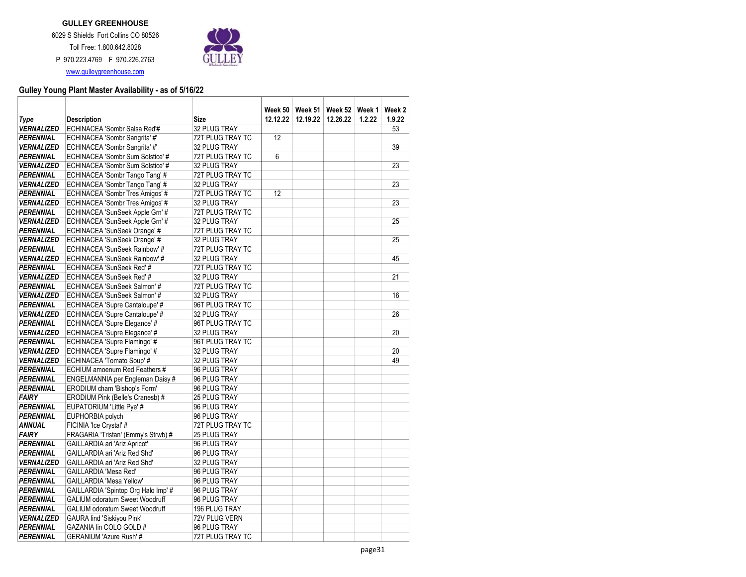**GULLEY GREENHOUSE**

6029 S Shields Fort Collins CO 80526

Toll Free: 1.800.642.8028

P 970.223.4769 F 970.226.2763

www.gulleygreenhouse.com

## Gulley Young Plant Master Availability - as of 5/16/22

| Type | Description | Size | Week 50 12.12.22 | Week 51 12.19.22 | Week 52 12.26.22 | Week 1 1.2.22 | Week 2 1.9.22 |
|---|---|---|---|---|---|---|---|
| ***VERNALIZED*** | ECHINACEA 'Sombr Salsa Red'# | 32 PLUG TRAY | | | | | 53 |
| ***PERENNIAL*** | ECHINACEA 'Sombr Sangrita' #' | 72T PLUG TRAY TC | 12 | | | | |
| ***VERNALIZED*** | ECHINACEA 'Sombr Sangrita' #' | 32 PLUG TRAY | | | | | 39 |
| ***PERENNIAL*** | ECHINACEA 'Sombr Sum Solstice' # | 72T PLUG TRAY TC | 6 | | | | |
| ***VERNALIZED*** | ECHINACEA 'Sombr Sum Solstice' # | 32 PLUG TRAY | | | | | 23 |
| ***PERENNIAL*** | ECHINACEA 'Sombr Tango Tang' # | 72T PLUG TRAY TC | | | | | |
| ***VERNALIZED*** | ECHINACEA 'Sombr Tango Tang' # | 32 PLUG TRAY | | | | | 23 |
| ***PERENNIAL*** | ECHINACEA 'Sombr Tres Amigos' # | 72T PLUG TRAY TC | 12 | | | | |
| ***VERNALIZED*** | ECHINACEA 'Sombr Tres Amigos' # | 32 PLUG TRAY | | | | | 23 |
| ***PERENNIAL*** | ECHINACEA 'SunSeek Apple Grn' # | 72T PLUG TRAY TC | | | | | |
| ***VERNALIZED*** | ECHINACEA 'SunSeek Apple Grn' # | 32 PLUG TRAY | | | | | 25 |
| ***PERENNIAL*** | ECHINACEA 'SunSeek Orange' # | 72T PLUG TRAY TC | | | | | |
| ***VERNALIZED*** | ECHINACEA 'SunSeek Orange' # | 32 PLUG TRAY | | | | | 25 |
| ***PERENNIAL*** | ECHINACEA 'SunSeek Rainbow' # | 72T PLUG TRAY TC | | | | | |
| ***VERNALIZED*** | ECHINACEA 'SunSeek Rainbow' # | 32 PLUG TRAY | | | | | 45 |
| ***PERENNIAL*** | ECHINACEA 'SunSeek Red' # | 72T PLUG TRAY TC | | | | | |
| ***VERNALIZED*** | ECHINACEA 'SunSeek Red' # | 32 PLUG TRAY | | | | | 21 |
| ***PERENNIAL*** | ECHINACEA 'SunSeek Salmon' # | 72T PLUG TRAY TC | | | | | |
| ***VERNALIZED*** | ECHINACEA 'SunSeek Salmon' # | 32 PLUG TRAY | | | | | 16 |
| ***PERENNIAL*** | ECHINACEA 'Supre Cantaloupe' # | 96T PLUG TRAY TC | | | | | |
| ***VERNALIZED*** | ECHINACEA 'Supre Cantaloupe' # | 32 PLUG TRAY | | | | | 26 |
| ***PERENNIAL*** | ECHINACEA 'Supre Elegance' # | 96T PLUG TRAY TC | | | | | |
| ***VERNALIZED*** | ECHINACEA 'Supre Elegance' # | 32 PLUG TRAY | | | | | 20 |
| ***PERENNIAL*** | ECHINACEA 'Supre Flamingo' # | 96T PLUG TRAY TC | | | | | |
| ***VERNALIZED*** | ECHINACEA 'Supre Flamingo' # | 32 PLUG TRAY | | | | | 20 |
| ***VERNALIZED*** | ECHINACEA 'Tomato Soup' # | 32 PLUG TRAY | | | | | 49 |
| ***PERENNIAL*** | ECHIUM amoenum Red Feathers # | 96 PLUG TRAY | | | | | |
| ***PERENNIAL*** | ENGELMANNIA per Engleman Daisy # | 96 PLUG TRAY | | | | | |
| ***PERENNIAL*** | ERODIUM cham 'Bishop's Form' | 96 PLUG TRAY | | | | | |
| ***FAIRY*** | ERODIUM Pink (Belle's Cranesb) # | 25 PLUG TRAY | | | | | |
| ***PERENNIAL*** | EUPATORIUM 'Little Pye' # | 96 PLUG TRAY | | | | | |
| ***PERENNIAL*** | EUPHORBIA polych | 96 PLUG TRAY | | | | | |
| ***ANNUAL*** | FICINIA 'Ice Crystal' # | 72T PLUG TRAY TC | | | | | |
| ***FAIRY*** | FRAGARIA 'Tristan' (Emmy's Strwb) # | 25 PLUG TRAY | | | | | |
| ***PERENNIAL*** | GAILLARDIA ari 'Ariz Apricot' | 96 PLUG TRAY | | | | | |
| ***PERENNIAL*** | GAILLARDIA ari 'Ariz Red Shd' | 96 PLUG TRAY | | | | | |
| ***VERNALIZED*** | GAILLARDIA ari 'Ariz Red Shd' | 32 PLUG TRAY | | | | | |
| ***PERENNIAL*** | GAILLARDIA 'Mesa Red' | 96 PLUG TRAY | | | | | |
| ***PERENNIAL*** | GAILLARDIA 'Mesa Yellow' | 96 PLUG TRAY | | | | | |
| ***PERENNIAL*** | GAILLARDIA 'Spintop Org Halo Imp' # | 96 PLUG TRAY | | | | | |
| ***PERENNIAL*** | GALIUM odoratum Sweet Woodruff | 96 PLUG TRAY | | | | | |
| ***PERENNIAL*** | GALIUM odoratum Sweet Woodruff | 196 PLUG TRAY | | | | | |
| ***VERNALIZED*** | GAURA lind 'Siskiyou Pink' | 72V PLUG VERN | | | | | |
| ***PERENNIAL*** | GAZANIA lin COLO GOLD # | 96 PLUG TRAY | | | | | |
| ***PERENNIAL*** | GERANIUM 'Azure Rush' # | 72T PLUG TRAY TC | | | | | |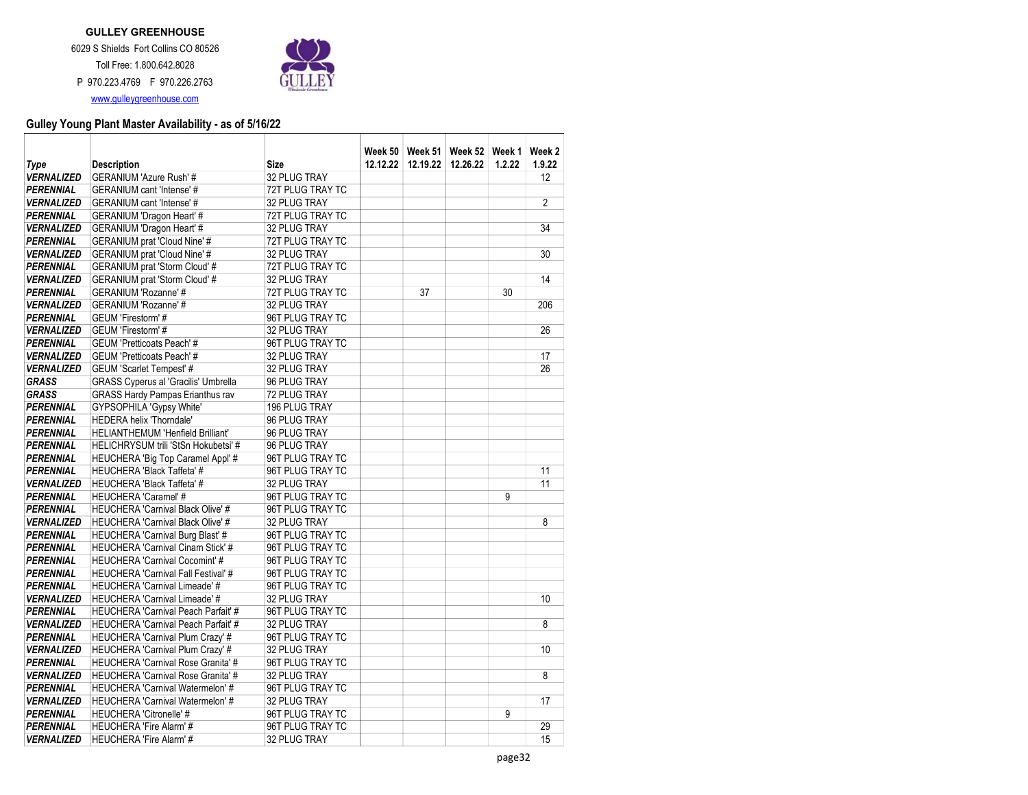**GULLEY GREENHOUSE**

6029 S Shields Fort Collins CO 80526

Toll Free: 1.800.642.8028

P 970.223.4769 F 970.226.2763

www.gulleygreenhouse.com

## Gulley Young Plant Master Availability - as of 5/16/22

| Type | Description | Size | Week 50 12.12.22 | Week 51 12.19.22 | Week 52 12.26.22 | Week 1 1.2.22 | Week 2 1.9.22 |
|---|---|---|---|---|---|---|---|
| ***VERNALIZED*** | GERANIUM 'Azure Rush' # | 32 PLUG TRAY | | | | | 12 |
| ***PERENNIAL*** | GERANIUM cant 'Intense' # | 72T PLUG TRAY TC | | | | | |
| ***VERNALIZED*** | GERANIUM cant 'Intense' # | 32 PLUG TRAY | | | | | 2 |
| ***PERENNIAL*** | GERANIUM 'Dragon Heart' # | 72T PLUG TRAY TC | | | | | |
| ***VERNALIZED*** | GERANIUM 'Dragon Heart' # | 32 PLUG TRAY | | | | | 34 |
| ***PERENNIAL*** | GERANIUM prat 'Cloud Nine' # | 72T PLUG TRAY TC | | | | | |
| ***VERNALIZED*** | GERANIUM prat 'Cloud Nine' # | 32 PLUG TRAY | | | | | 30 |
| ***PERENNIAL*** | GERANIUM prat 'Storm Cloud' # | 72T PLUG TRAY TC | | | | | |
| ***VERNALIZED*** | GERANIUM prat 'Storm Cloud' # | 32 PLUG TRAY | | | | | 14 |
| ***PERENNIAL*** | GERANIUM 'Rozanne' # | 72T PLUG TRAY TC | | 37 | | 30 | |
| ***VERNALIZED*** | GERANIUM 'Rozanne' # | 32 PLUG TRAY | | | | | 206 |
| ***PERENNIAL*** | GEUM 'Firestorm' # | 96T PLUG TRAY TC | | | | | |
| ***VERNALIZED*** | GEUM 'Firestorm' # | 32 PLUG TRAY | | | | | 26 |
| ***PERENNIAL*** | GEUM 'Pretticoats Peach' # | 96T PLUG TRAY TC | | | | | |
| ***VERNALIZED*** | GEUM 'Pretticoats Peach' # | 32 PLUG TRAY | | | | | 17 |
| ***VERNALIZED*** | GEUM 'Scarlet Tempest' # | 32 PLUG TRAY | | | | | 26 |
| ***GRASS*** | GRASS Cyperus al 'Gracilis' Umbrella | 96 PLUG TRAY | | | | | |
| ***GRASS*** | GRASS Hardy Pampas Erianthus rav | 72 PLUG TRAY | | | | | |
| ***PERENNIAL*** | GYPSOPHILA 'Gypsy White' | 196 PLUG TRAY | | | | | |
| ***PERENNIAL*** | HEDERA helix 'Thorndale' | 96 PLUG TRAY | | | | | |
| ***PERENNIAL*** | HELIANTHEMUM 'Henfield Brilliant' | 96 PLUG TRAY | | | | | |
| ***PERENNIAL*** | HELICHRYSUM trili 'StSn Hokubetsi' # | 96 PLUG TRAY | | | | | |
| ***PERENNIAL*** | HEUCHERA 'Big Top Caramel Appl' # | 96T PLUG TRAY TC | | | | | |
| ***PERENNIAL*** | HEUCHERA 'Black Taffeta' # | 96T PLUG TRAY TC | | | | | 11 |
| ***VERNALIZED*** | HEUCHERA 'Black Taffeta' # | 32 PLUG TRAY | | | | | 11 |
| ***PERENNIAL*** | HEUCHERA 'Caramel' # | 96T PLUG TRAY TC | | | | 9 | |
| ***PERENNIAL*** | HEUCHERA 'Carnival Black Olive' # | 96T PLUG TRAY TC | | | | | |
| ***VERNALIZED*** | HEUCHERA 'Carnival Black Olive' # | 32 PLUG TRAY | | | | | 8 |
| ***PERENNIAL*** | HEUCHERA 'Carnival Burg Blast' # | 96T PLUG TRAY TC | | | | | |
| ***PERENNIAL*** | HEUCHERA 'Carnival Cinam Stick' # | 96T PLUG TRAY TC | | | | | |
| ***PERENNIAL*** | HEUCHERA 'Carnival Cocomint' # | 96T PLUG TRAY TC | | | | | |
| ***PERENNIAL*** | HEUCHERA 'Carnival Fall Festival' # | 96T PLUG TRAY TC | | | | | |
| ***PERENNIAL*** | HEUCHERA 'Carnival Limeade' # | 96T PLUG TRAY TC | | | | | |
| ***VERNALIZED*** | HEUCHERA 'Carnival Limeade' # | 32 PLUG TRAY | | | | | 10 |
| ***PERENNIAL*** | HEUCHERA 'Carnival Peach Parfait' # | 96T PLUG TRAY TC | | | | | |
| ***VERNALIZED*** | HEUCHERA 'Carnival Peach Parfait' # | 32 PLUG TRAY | | | | | 8 |
| ***PERENNIAL*** | HEUCHERA 'Carnival Plum Crazy' # | 96T PLUG TRAY TC | | | | | |
| ***VERNALIZED*** | HEUCHERA 'Carnival Plum Crazy' # | 32 PLUG TRAY | | | | | 10 |
| ***PERENNIAL*** | HEUCHERA 'Carnival Rose Granita' # | 96T PLUG TRAY TC | | | | | |
| ***VERNALIZED*** | HEUCHERA 'Carnival Rose Granita' # | 32 PLUG TRAY | | | | | 8 |
| ***PERENNIAL*** | HEUCHERA 'Carnival Watermelon' # | 96T PLUG TRAY TC | | | | | |
| ***VERNALIZED*** | HEUCHERA 'Carnival Watermelon' # | 32 PLUG TRAY | | | | | 17 |
| ***PERENNIAL*** | HEUCHERA 'Citronelle' # | 96T PLUG TRAY TC | | | | 9 | |
| ***PERENNIAL*** | HEUCHERA 'Fire Alarm' # | 96T PLUG TRAY TC | | | | | 29 |
| ***VERNALIZED*** | HEUCHERA 'Fire Alarm' # | 32 PLUG TRAY | | | | | 15 |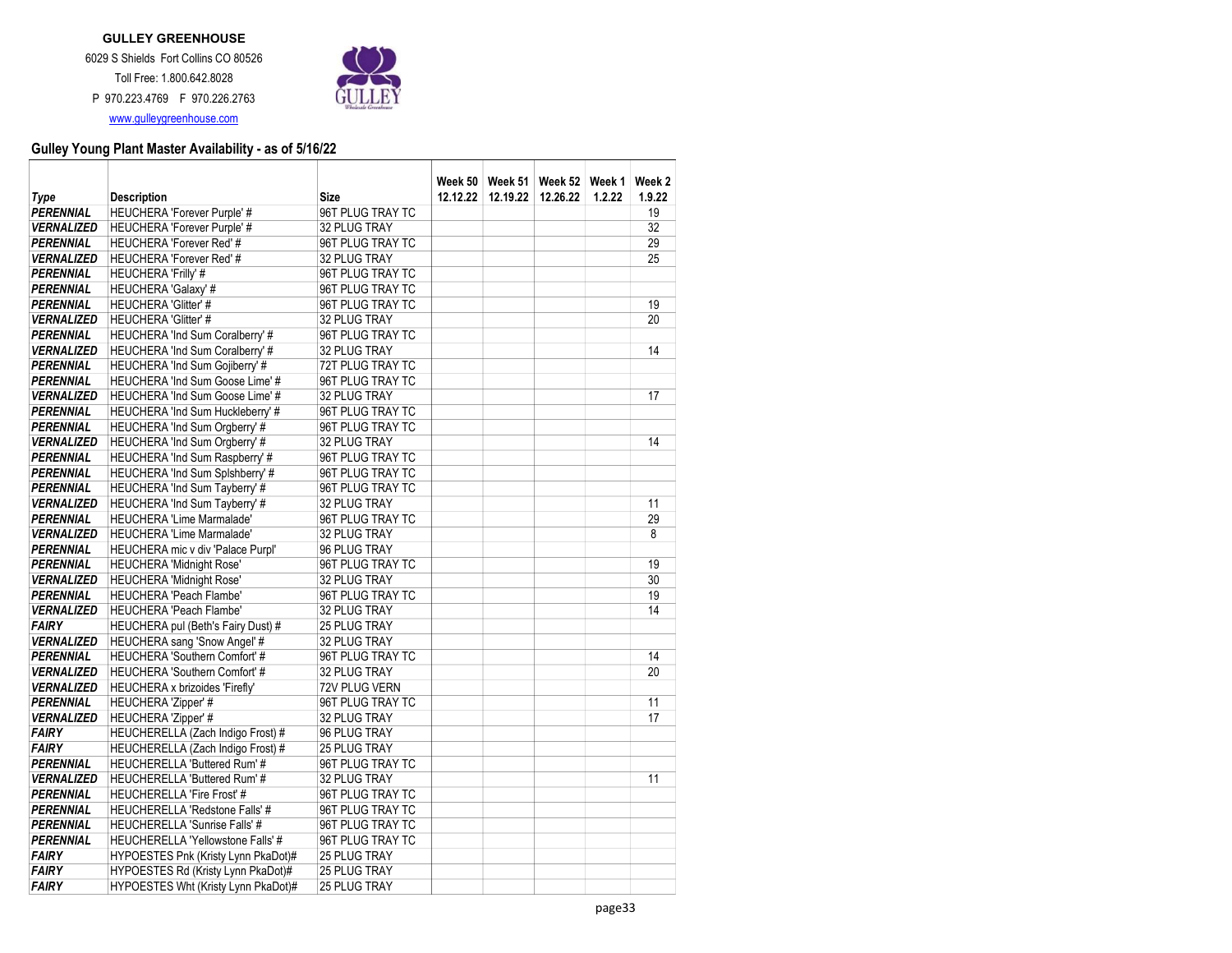**GULLEY GREENHOUSE**

6029 S Shields Fort Collins CO 80526

Toll Free: 1.800.642.8028

P 970.223.4769 F 970.226.2763

www.gulleygreenhouse.com

## Gulley Young Plant Master Availability - as of 5/16/22

| Type | Description | Size | Week 50 12.12.22 | Week 51 12.19.22 | Week 52 12.26.22 | Week 1 1.2.22 | Week 2 1.9.22 |
|---|---|---|---|---|---|---|---|
| ***PERENNIAL*** | HEUCHERA 'Forever Purple' # | 96T PLUG TRAY TC | | | | | 19 |
| ***VERNALIZED*** | HEUCHERA 'Forever Purple' # | 32 PLUG TRAY | | | | | 32 |
| ***PERENNIAL*** | HEUCHERA 'Forever Red' # | 96T PLUG TRAY TC | | | | | 29 |
| ***VERNALIZED*** | HEUCHERA 'Forever Red' # | 32 PLUG TRAY | | | | | 25 |
| ***PERENNIAL*** | HEUCHERA 'Frilly' # | 96T PLUG TRAY TC | | | | | |
| ***PERENNIAL*** | HEUCHERA 'Galaxy' # | 96T PLUG TRAY TC | | | | | |
| ***PERENNIAL*** | HEUCHERA 'Glitter' # | 96T PLUG TRAY TC | | | | | 19 |
| ***VERNALIZED*** | HEUCHERA 'Glitter' # | 32 PLUG TRAY | | | | | 20 |
| ***PERENNIAL*** | HEUCHERA 'Ind Sum Coralberry' # | 96T PLUG TRAY TC | | | | | |
| ***VERNALIZED*** | HEUCHERA 'Ind Sum Coralberry' # | 32 PLUG TRAY | | | | | 14 |
| ***PERENNIAL*** | HEUCHERA 'Ind Sum Gojiberry' # | 72T PLUG TRAY TC | | | | | |
| ***PERENNIAL*** | HEUCHERA 'Ind Sum Goose Lime' # | 96T PLUG TRAY TC | | | | | |
| ***VERNALIZED*** | HEUCHERA 'Ind Sum Goose Lime' # | 32 PLUG TRAY | | | | | 17 |
| ***PERENNIAL*** | HEUCHERA 'Ind Sum Huckleberry' # | 96T PLUG TRAY TC | | | | | |
| ***PERENNIAL*** | HEUCHERA 'Ind Sum Orgberry' # | 96T PLUG TRAY TC | | | | | |
| ***VERNALIZED*** | HEUCHERA 'Ind Sum Orgberry' # | 32 PLUG TRAY | | | | | 14 |
| ***PERENNIAL*** | HEUCHERA 'Ind Sum Raspberry' # | 96T PLUG TRAY TC | | | | | |
| ***PERENNIAL*** | HEUCHERA 'Ind Sum Splshberry' # | 96T PLUG TRAY TC | | | | | |
| ***PERENNIAL*** | HEUCHERA 'Ind Sum Tayberry' # | 96T PLUG TRAY TC | | | | | |
| ***VERNALIZED*** | HEUCHERA 'Ind Sum Tayberry' # | 32 PLUG TRAY | | | | | 11 |
| ***PERENNIAL*** | HEUCHERA 'Lime Marmalade' | 96T PLUG TRAY TC | | | | | 29 |
| ***VERNALIZED*** | HEUCHERA 'Lime Marmalade' | 32 PLUG TRAY | | | | | 8 |
| ***PERENNIAL*** | HEUCHERA mic v div 'Palace Purpl' | 96 PLUG TRAY | | | | | |
| ***PERENNIAL*** | HEUCHERA 'Midnight Rose' | 96T PLUG TRAY TC | | | | | 19 |
| ***VERNALIZED*** | HEUCHERA 'Midnight Rose' | 32 PLUG TRAY | | | | | 30 |
| ***PERENNIAL*** | HEUCHERA 'Peach Flambe' | 96T PLUG TRAY TC | | | | | 19 |
| ***VERNALIZED*** | HEUCHERA 'Peach Flambe' | 32 PLUG TRAY | | | | | 14 |
| ***FAIRY*** | HEUCHERA pul (Beth's Fairy Dust) # | 25 PLUG TRAY | | | | | |
| ***VERNALIZED*** | HEUCHERA sang 'Snow Angel' # | 32 PLUG TRAY | | | | | |
| ***PERENNIAL*** | HEUCHERA 'Southern Comfort' # | 96T PLUG TRAY TC | | | | | 14 |
| ***VERNALIZED*** | HEUCHERA 'Southern Comfort' # | 32 PLUG TRAY | | | | | 20 |
| ***VERNALIZED*** | HEUCHERA x brizoides 'Firefly' | 72V PLUG VERN | | | | | |
| ***PERENNIAL*** | HEUCHERA 'Zipper' # | 96T PLUG TRAY TC | | | | | 11 |
| ***VERNALIZED*** | HEUCHERA 'Zipper' # | 32 PLUG TRAY | | | | | 17 |
| ***FAIRY*** | HEUCHERELLA (Zach Indigo Frost) # | 96 PLUG TRAY | | | | | |
| ***FAIRY*** | HEUCHERELLA (Zach Indigo Frost) # | 25 PLUG TRAY | | | | | |
| ***PERENNIAL*** | HEUCHERELLA 'Buttered Rum' # | 96T PLUG TRAY TC | | | | | |
| ***VERNALIZED*** | HEUCHERELLA 'Buttered Rum' # | 32 PLUG TRAY | | | | | 11 |
| ***PERENNIAL*** | HEUCHERELLA 'Fire Frost' # | 96T PLUG TRAY TC | | | | | |
| ***PERENNIAL*** | HEUCHERELLA 'Redstone Falls' # | 96T PLUG TRAY TC | | | | | |
| ***PERENNIAL*** | HEUCHERELLA 'Sunrise Falls' # | 96T PLUG TRAY TC | | | | | |
| ***PERENNIAL*** | HEUCHERELLA 'Yellowstone Falls' # | 96T PLUG TRAY TC | | | | | |
| ***FAIRY*** | HYPOESTES Pnk (Kristy Lynn PkaDot)# | 25 PLUG TRAY | | | | | |
| ***FAIRY*** | HYPOESTES Rd (Kristy Lynn PkaDot)# | 25 PLUG TRAY | | | | | |
| ***FAIRY*** | HYPOESTES Wht (Kristy Lynn PkaDot)# | 25 PLUG TRAY | | | | | |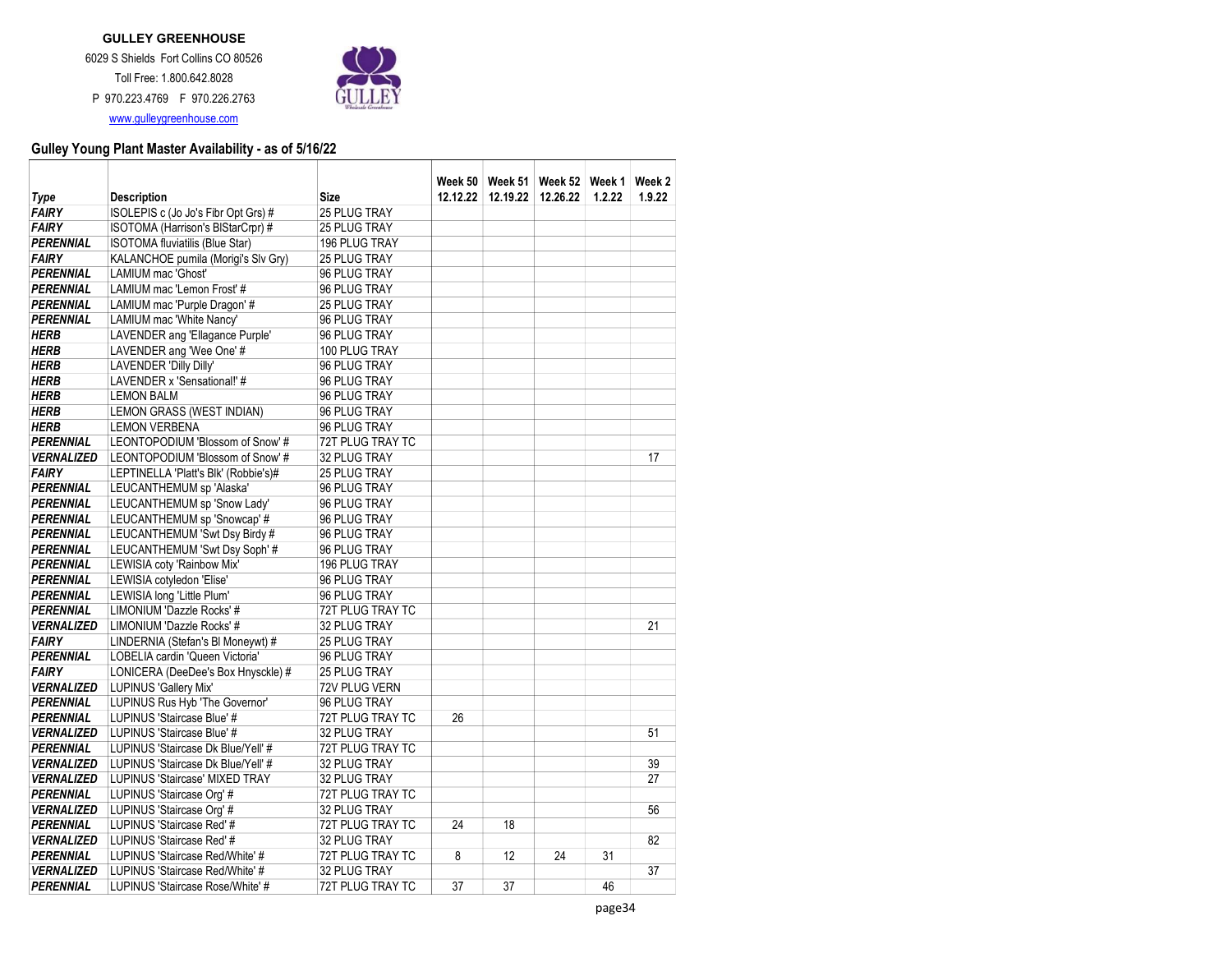**GULLEY GREENHOUSE**

6029 S Shields Fort Collins CO 80526

Toll Free: 1.800.642.8028

P 970.223.4769 F 970.226.2763

www.gulleygreenhouse.com

### Gulley Young Plant Master Availability - as of 5/16/22

| Type | Description | Size | Week 50 12.12.22 | Week 51 12.19.22 | Week 52 12.26.22 | Week 1 1.2.22 | Week 2 1.9.22 |
|---|---|---|---|---|---|---|---|
| *FAIRY* | ISOLEPIS c (Jo Jo's Fibr Opt Grs) # | 25 PLUG TRAY | | | | | |
| *FAIRY* | ISOTOMA (Harrison's BlStarCrpr) # | 25 PLUG TRAY | | | | | |
| *PERENNIAL* | ISOTOMA fluviatilis (Blue Star) | 196 PLUG TRAY | | | | | |
| *FAIRY* | KALANCHOE pumila (Morigi's Slv Gry) | 25 PLUG TRAY | | | | | |
| *PERENNIAL* | LAMIUM mac 'Ghost' | 96 PLUG TRAY | | | | | |
| *PERENNIAL* | LAMIUM mac 'Lemon Frost' # | 96 PLUG TRAY | | | | | |
| *PERENNIAL* | LAMIUM mac 'Purple Dragon' # | 25 PLUG TRAY | | | | | |
| *PERENNIAL* | LAMIUM mac 'White Nancy' | 96 PLUG TRAY | | | | | |
| *HERB* | LAVENDER ang 'Ellagance Purple' | 96 PLUG TRAY | | | | | |
| *HERB* | LAVENDER ang 'Wee One' # | 100 PLUG TRAY | | | | | |
| *HERB* | LAVENDER 'Dilly Dilly' | 96 PLUG TRAY | | | | | |
| *HERB* | LAVENDER x 'Sensational!' # | 96 PLUG TRAY | | | | | |
| *HERB* | LEMON BALM | 96 PLUG TRAY | | | | | |
| *HERB* | LEMON GRASS (WEST INDIAN) | 96 PLUG TRAY | | | | | |
| *HERB* | LEMON VERBENA | 96 PLUG TRAY | | | | | |
| *PERENNIAL* | LEONTOPODIUM 'Blossom of Snow' # | 72T PLUG TRAY TC | | | | | |
| *VERNALIZED* | LEONTOPODIUM 'Blossom of Snow' # | 32 PLUG TRAY | | | | | 17 |
| *FAIRY* | LEPTINELLA 'Platt's Blk' (Robbie's)# | 25 PLUG TRAY | | | | | |
| *PERENNIAL* | LEUCANTHEMUM sp 'Alaska' | 96 PLUG TRAY | | | | | |
| *PERENNIAL* | LEUCANTHEMUM sp 'Snow Lady' | 96 PLUG TRAY | | | | | |
| *PERENNIAL* | LEUCANTHEMUM sp 'Snowcap' # | 96 PLUG TRAY | | | | | |
| *PERENNIAL* | LEUCANTHEMUM 'Swt Dsy Birdy # | 96 PLUG TRAY | | | | | |
| *PERENNIAL* | LEUCANTHEMUM 'Swt Dsy Soph' # | 96 PLUG TRAY | | | | | |
| *PERENNIAL* | LEWISIA coty 'Rainbow Mix' | 196 PLUG TRAY | | | | | |
| *PERENNIAL* | LEWISIA cotyledon 'Elise' | 96 PLUG TRAY | | | | | |
| *PERENNIAL* | LEWISIA long 'Little Plum' | 96 PLUG TRAY | | | | | |
| *PERENNIAL* | LIMONIUM 'Dazzle Rocks' # | 72T PLUG TRAY TC | | | | | |
| *VERNALIZED* | LIMONIUM 'Dazzle Rocks' # | 32 PLUG TRAY | | | | | 21 |
| *FAIRY* | LINDERNIA (Stefan's Bl Moneywt) # | 25 PLUG TRAY | | | | | |
| *PERENNIAL* | LOBELIA cardin 'Queen Victoria' | 96 PLUG TRAY | | | | | |
| *FAIRY* | LONICERA (DeeDee's Box Hnysckle) # | 25 PLUG TRAY | | | | | |
| *VERNALIZED* | LUPINUS 'Gallery Mix' | 72V PLUG VERN | | | | | |
| *PERENNIAL* | LUPINUS Rus Hyb 'The Governor' | 96 PLUG TRAY | | | | | |
| *PERENNIAL* | LUPINUS 'Staircase Blue' # | 72T PLUG TRAY TC | 26 | | | | |
| *VERNALIZED* | LUPINUS 'Staircase Blue' # | 32 PLUG TRAY | | | | | 51 |
| *PERENNIAL* | LUPINUS 'Staircase Dk Blue/Yell' # | 72T PLUG TRAY TC | | | | | |
| *VERNALIZED* | LUPINUS 'Staircase Dk Blue/Yell' # | 32 PLUG TRAY | | | | | 39 |
| *VERNALIZED* | LUPINUS 'Staircase' MIXED TRAY | 32 PLUG TRAY | | | | | 27 |
| *PERENNIAL* | LUPINUS 'Staircase Org' # | 72T PLUG TRAY TC | | | | | |
| *VERNALIZED* | LUPINUS 'Staircase Org' # | 32 PLUG TRAY | | | | | 56 |
| *PERENNIAL* | LUPINUS 'Staircase Red' # | 72T PLUG TRAY TC | 24 | 18 | | | |
| *VERNALIZED* | LUPINUS 'Staircase Red' # | 32 PLUG TRAY | | | | | 82 |
| *PERENNIAL* | LUPINUS 'Staircase Red/White' # | 72T PLUG TRAY TC | 8 | 12 | 24 | 31 | |
| *VERNALIZED* | LUPINUS 'Staircase Red/White' # | 32 PLUG TRAY | | | | | 37 |
| *PERENNIAL* | LUPINUS 'Staircase Rose/White' # | 72T PLUG TRAY TC | 37 | 37 | | 46 | |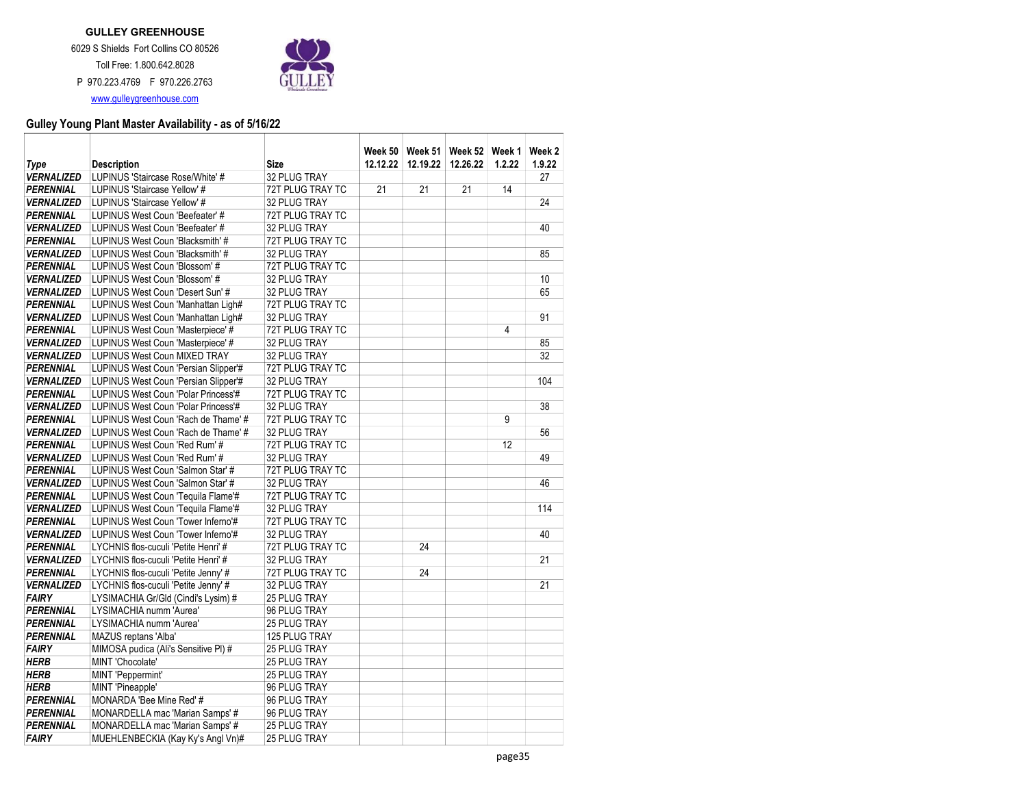**GULLEY GREENHOUSE**

6029 S Shields Fort Collins CO 80526

Toll Free: 1.800.642.8028

P 970.223.4769 F 970.226.2763

www.gulleygreenhouse.com

## Gulley Young Plant Master Availability - as of 5/16/22

| Type | Description | Size | Week 50 12.12.22 | Week 51 12.19.22 | Week 52 12.26.22 | Week 1 1.2.22 | Week 2 1.9.22 |
|---|---|---|---|---|---|---|---|
| ***VERNALIZED*** | LUPINUS 'Staircase Rose/White' # | 32 PLUG TRAY | | | | | 27 |
| ***PERENNIAL*** | LUPINUS 'Staircase Yellow' # | 72T PLUG TRAY TC | 21 | 21 | 21 | 14 | |
| ***VERNALIZED*** | LUPINUS 'Staircase Yellow' # | 32 PLUG TRAY | | | | | 24 |
| ***PERENNIAL*** | LUPINUS West Coun 'Beefeater' # | 72T PLUG TRAY TC | | | | | |
| ***VERNALIZED*** | LUPINUS West Coun 'Beefeater' # | 32 PLUG TRAY | | | | | 40 |
| ***PERENNIAL*** | LUPINUS West Coun 'Blacksmith' # | 72T PLUG TRAY TC | | | | | |
| ***VERNALIZED*** | LUPINUS West Coun 'Blacksmith' # | 32 PLUG TRAY | | | | | 85 |
| ***PERENNIAL*** | LUPINUS West Coun 'Blossom' # | 72T PLUG TRAY TC | | | | | |
| ***VERNALIZED*** | LUPINUS West Coun 'Blossom' # | 32 PLUG TRAY | | | | | 10 |
| ***VERNALIZED*** | LUPINUS West Coun 'Desert Sun' # | 32 PLUG TRAY | | | | | 65 |
| ***PERENNIAL*** | LUPINUS West Coun 'Manhattan Ligh# | 72T PLUG TRAY TC | | | | | |
| ***VERNALIZED*** | LUPINUS West Coun 'Manhattan Ligh# | 32 PLUG TRAY | | | | | 91 |
| ***PERENNIAL*** | LUPINUS West Coun 'Masterpiece' # | 72T PLUG TRAY TC | | | | 4 | |
| ***VERNALIZED*** | LUPINUS West Coun 'Masterpiece' # | 32 PLUG TRAY | | | | | 85 |
| ***VERNALIZED*** | LUPINUS West Coun MIXED TRAY | 32 PLUG TRAY | | | | | 32 |
| ***PERENNIAL*** | LUPINUS West Coun 'Persian Slipper'# | 72T PLUG TRAY TC | | | | | |
| ***VERNALIZED*** | LUPINUS West Coun 'Persian Slipper'# | 32 PLUG TRAY | | | | | 104 |
| ***PERENNIAL*** | LUPINUS West Coun 'Polar Princess'# | 72T PLUG TRAY TC | | | | | |
| ***VERNALIZED*** | LUPINUS West Coun 'Polar Princess'# | 32 PLUG TRAY | | | | | 38 |
| ***PERENNIAL*** | LUPINUS West Coun 'Rach de Thame' # | 72T PLUG TRAY TC | | | | 9 | |
| ***VERNALIZED*** | LUPINUS West Coun 'Rach de Thame' # | 32 PLUG TRAY | | | | | 56 |
| ***PERENNIAL*** | LUPINUS West Coun 'Red Rum' # | 72T PLUG TRAY TC | | | | 12 | |
| ***VERNALIZED*** | LUPINUS West Coun 'Red Rum' # | 32 PLUG TRAY | | | | | 49 |
| ***PERENNIAL*** | LUPINUS West Coun 'Salmon Star' # | 72T PLUG TRAY TC | | | | | |
| ***VERNALIZED*** | LUPINUS West Coun 'Salmon Star' # | 32 PLUG TRAY | | | | | 46 |
| ***PERENNIAL*** | LUPINUS West Coun 'Tequila Flame'# | 72T PLUG TRAY TC | | | | | |
| ***VERNALIZED*** | LUPINUS West Coun 'Tequila Flame'# | 32 PLUG TRAY | | | | | 114 |
| ***PERENNIAL*** | LUPINUS West Coun 'Tower Inferno'# | 72T PLUG TRAY TC | | | | | |
| ***VERNALIZED*** | LUPINUS West Coun 'Tower Inferno'# | 32 PLUG TRAY | | | | | 40 |
| ***PERENNIAL*** | LYCHNIS flos-cuculi 'Petite Henri' # | 72T PLUG TRAY TC | | 24 | | | |
| ***VERNALIZED*** | LYCHNIS flos-cuculi 'Petite Henri' # | 32 PLUG TRAY | | | | | 21 |
| ***PERENNIAL*** | LYCHNIS flos-cuculi 'Petite Jenny' # | 72T PLUG TRAY TC | | 24 | | | |
| ***VERNALIZED*** | LYCHNIS flos-cuculi 'Petite Jenny' # | 32 PLUG TRAY | | | | | 21 |
| ***FAIRY*** | LYSIMACHIA Gr/Gld (Cindi's Lysim) # | 25 PLUG TRAY | | | | | |
| ***PERENNIAL*** | LYSIMACHIA numm 'Aurea' | 96 PLUG TRAY | | | | | |
| ***PERENNIAL*** | LYSIMACHIA numm 'Aurea' | 25 PLUG TRAY | | | | | |
| ***PERENNIAL*** | MAZUS reptans 'Alba' | 125 PLUG TRAY | | | | | |
| ***FAIRY*** | MIMOSA pudica (Ali's Sensitive Pl) # | 25 PLUG TRAY | | | | | |
| ***HERB*** | MINT 'Chocolate' | 25 PLUG TRAY | | | | | |
| ***HERB*** | MINT 'Peppermint' | 25 PLUG TRAY | | | | | |
| ***HERB*** | MINT 'Pineapple' | 96 PLUG TRAY | | | | | |
| ***PERENNIAL*** | MONARDA 'Bee Mine Red' # | 96 PLUG TRAY | | | | | |
| ***PERENNIAL*** | MONARDELLA mac 'Marian Samps' # | 96 PLUG TRAY | | | | | |
| ***PERENNIAL*** | MONARDELLA mac 'Marian Samps' # | 25 PLUG TRAY | | | | | |
| ***FAIRY*** | MUEHLENBECKIA (Kay Ky's Angl Vn)# | 25 PLUG TRAY | | | | | |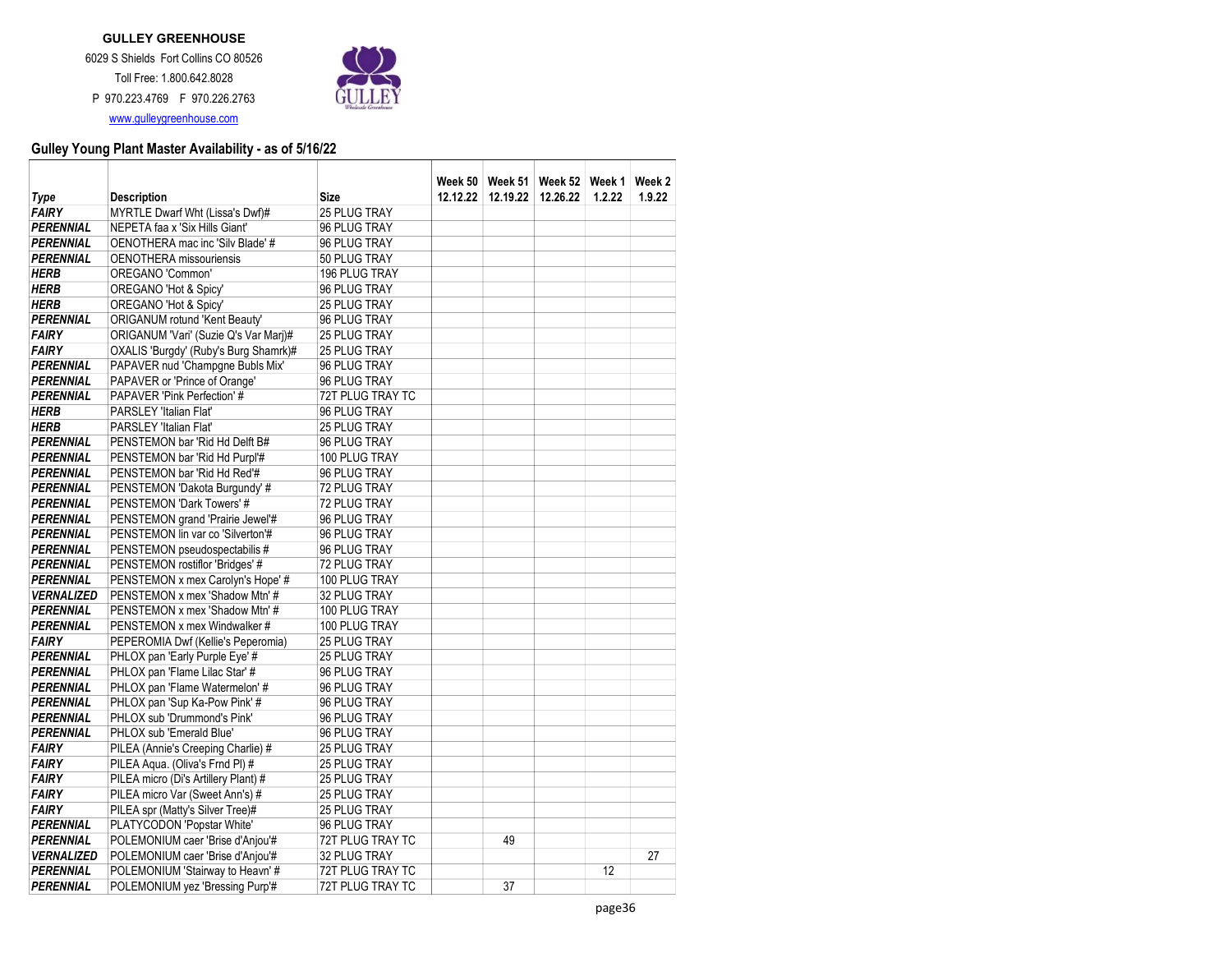**GULLEY GREENHOUSE**

6029 S Shields Fort Collins CO 80526

Toll Free: 1.800.642.8028

P 970.223.4769 F 970.226.2763

www.gulleygreenhouse.com

## Gulley Young Plant Master Availability - as of 5/16/22

| Type | Description | Size | Week 50 12.12.22 | Week 51 12.19.22 | Week 52 12.26.22 | Week 1 1.2.22 | Week 2 1.9.22 |
|---|---|---|---|---|---|---|---|
| FAIRY | MYRTLE Dwarf Wht (Lissa's Dwf)# | 25 PLUG TRAY | | | | | |
| PERENNIAL | NEPETA faa x 'Six Hills Giant' | 96 PLUG TRAY | | | | | |
| PERENNIAL | OENOTHERA mac inc 'Silv Blade' # | 96 PLUG TRAY | | | | | |
| PERENNIAL | OENOTHERA missouriensis | 50 PLUG TRAY | | | | | |
| HERB | OREGANO 'Common' | 196 PLUG TRAY | | | | | |
| HERB | OREGANO 'Hot & Spicy' | 96 PLUG TRAY | | | | | |
| HERB | OREGANO 'Hot & Spicy' | 25 PLUG TRAY | | | | | |
| PERENNIAL | ORIGANUM rotund 'Kent Beauty' | 96 PLUG TRAY | | | | | |
| FAIRY | ORIGANUM 'Vari' (Suzie Q's Var Marj)# | 25 PLUG TRAY | | | | | |
| FAIRY | OXALIS 'Burgdy' (Ruby's Burg Shamrk)# | 25 PLUG TRAY | | | | | |
| PERENNIAL | PAPAVER nud 'Champgne Bubls Mix' | 96 PLUG TRAY | | | | | |
| PERENNIAL | PAPAVER or 'Prince of Orange' | 96 PLUG TRAY | | | | | |
| PERENNIAL | PAPAVER 'Pink Perfection' # | 72T PLUG TRAY TC | | | | | |
| HERB | PARSLEY 'Italian Flat' | 96 PLUG TRAY | | | | | |
| HERB | PARSLEY 'Italian Flat' | 25 PLUG TRAY | | | | | |
| PERENNIAL | PENSTEMON bar 'Rid Hd Delft B# | 96 PLUG TRAY | | | | | |
| PERENNIAL | PENSTEMON bar 'Rid Hd Purpl'# | 100 PLUG TRAY | | | | | |
| PERENNIAL | PENSTEMON bar 'Rid Hd Red'# | 96 PLUG TRAY | | | | | |
| PERENNIAL | PENSTEMON 'Dakota Burgundy' # | 72 PLUG TRAY | | | | | |
| PERENNIAL | PENSTEMON 'Dark Towers' # | 72 PLUG TRAY | | | | | |
| PERENNIAL | PENSTEMON grand 'Prairie Jewel'# | 96 PLUG TRAY | | | | | |
| PERENNIAL | PENSTEMON lin var co 'Silverton'# | 96 PLUG TRAY | | | | | |
| PERENNIAL | PENSTEMON pseudospectabilis # | 96 PLUG TRAY | | | | | |
| PERENNIAL | PENSTEMON rostiflor 'Bridges' # | 72 PLUG TRAY | | | | | |
| PERENNIAL | PENSTEMON x mex Carolyn's Hope' # | 100 PLUG TRAY | | | | | |
| VERNALIZED | PENSTEMON x mex 'Shadow Mtn' # | 32 PLUG TRAY | | | | | |
| PERENNIAL | PENSTEMON x mex 'Shadow Mtn' # | 100 PLUG TRAY | | | | | |
| PERENNIAL | PENSTEMON x mex Windwalker # | 100 PLUG TRAY | | | | | |
| FAIRY | PEPEROMIA Dwf (Kellie's Peperomia) | 25 PLUG TRAY | | | | | |
| PERENNIAL | PHLOX pan 'Early Purple Eye' # | 25 PLUG TRAY | | | | | |
| PERENNIAL | PHLOX pan 'Flame Lilac Star' # | 96 PLUG TRAY | | | | | |
| PERENNIAL | PHLOX pan 'Flame Watermelon' # | 96 PLUG TRAY | | | | | |
| PERENNIAL | PHLOX pan 'Sup Ka-Pow Pink' # | 96 PLUG TRAY | | | | | |
| PERENNIAL | PHLOX sub 'Drummond's Pink' | 96 PLUG TRAY | | | | | |
| PERENNIAL | PHLOX sub 'Emerald Blue' | 96 PLUG TRAY | | | | | |
| FAIRY | PILEA (Annie's Creeping Charlie) # | 25 PLUG TRAY | | | | | |
| FAIRY | PILEA Aqua. (Oliva's Frnd Pl) # | 25 PLUG TRAY | | | | | |
| FAIRY | PILEA micro (Di's Artillery Plant) # | 25 PLUG TRAY | | | | | |
| FAIRY | PILEA micro Var (Sweet Ann's) # | 25 PLUG TRAY | | | | | |
| FAIRY | PILEA spr (Matty's Silver Tree)# | 25 PLUG TRAY | | | | | |
| PERENNIAL | PLATYCODON 'Popstar White' | 96 PLUG TRAY | | | | | |
| PERENNIAL | POLEMONIUM caer 'Brise d'Anjou'# | 72T PLUG TRAY TC | | 49 | | | |
| VERNALIZED | POLEMONIUM caer 'Brise d'Anjou'# | 32 PLUG TRAY | | | | | 27 |
| PERENNIAL | POLEMONIUM 'Stairway to Heavn' # | 72T PLUG TRAY TC | | | | 12 | |
| PERENNIAL | POLEMONIUM yez 'Bressing Purp'# | 72T PLUG TRAY TC | | 37 | | | |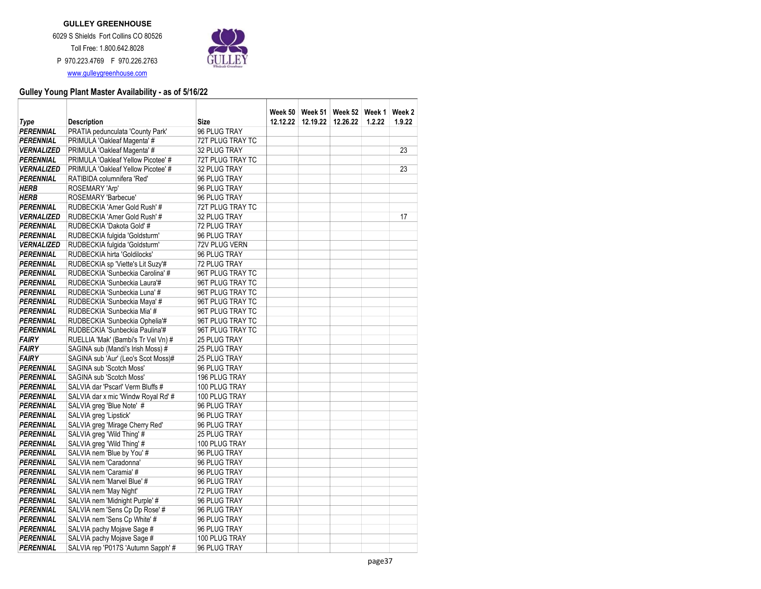**GULLEY GREENHOUSE**

6029 S Shields Fort Collins CO 80526

Toll Free: 1.800.642.8028

P 970.223.4769 F 970.226.2763

www.gulleygreenhouse.com

## Gulley Young Plant Master Availability - as of 5/16/22

| Type | Description | Size | Week 50 12.12.22 | Week 51 12.19.22 | Week 52 12.26.22 | Week 1 1.2.22 | Week 2 1.9.22 |
|---|---|---|---|---|---|---|---|
| ***PERENNIAL*** | PRATIA pedunculata 'County Park' | 96 PLUG TRAY | | | | | |
| ***PERENNIAL*** | PRIMULA 'Oakleaf Magenta' # | 72T PLUG TRAY TC | | | | | |
| ***VERNALIZED*** | PRIMULA 'Oakleaf Magenta' # | 32 PLUG TRAY | | | | | 23 |
| ***PERENNIAL*** | PRIMULA 'Oakleaf Yellow Picotee' # | 72T PLUG TRAY TC | | | | | |
| ***VERNALIZED*** | PRIMULA 'Oakleaf Yellow Picotee' # | 32 PLUG TRAY | | | | | 23 |
| ***PERENNIAL*** | RATIBIDA columnifera 'Red' | 96 PLUG TRAY | | | | | |
| ***HERB*** | ROSEMARY 'Arp' | 96 PLUG TRAY | | | | | |
| ***HERB*** | ROSEMARY 'Barbecue' | 96 PLUG TRAY | | | | | |
| ***PERENNIAL*** | RUDBECKIA 'Amer Gold Rush' # | 72T PLUG TRAY TC | | | | | |
| ***VERNALIZED*** | RUDBECKIA 'Amer Gold Rush' # | 32 PLUG TRAY | | | | | 17 |
| ***PERENNIAL*** | RUDBECKIA 'Dakota Gold' # | 72 PLUG TRAY | | | | | |
| ***PERENNIAL*** | RUDBECKIA fulgida 'Goldsturm' | 96 PLUG TRAY | | | | | |
| ***VERNALIZED*** | RUDBECKIA fulgida 'Goldsturm' | 72V PLUG VERN | | | | | |
| ***PERENNIAL*** | RUDBECKIA hirta 'Goldilocks' | 96 PLUG TRAY | | | | | |
| ***PERENNIAL*** | RUDBECKIA sp 'Viette's Lit Suzy'# | 72 PLUG TRAY | | | | | |
| ***PERENNIAL*** | RUDBECKIA 'Sunbeckia Carolina' # | 96T PLUG TRAY TC | | | | | |
| ***PERENNIAL*** | RUDBECKIA 'Sunbeckia Laura'# | 96T PLUG TRAY TC | | | | | |
| ***PERENNIAL*** | RUDBECKIA 'Sunbeckia Luna' # | 96T PLUG TRAY TC | | | | | |
| ***PERENNIAL*** | RUDBECKIA 'Sunbeckia Maya' # | 96T PLUG TRAY TC | | | | | |
| ***PERENNIAL*** | RUDBECKIA 'Sunbeckia Mia' # | 96T PLUG TRAY TC | | | | | |
| ***PERENNIAL*** | RUDBECKIA 'Sunbeckia Ophelia'# | 96T PLUG TRAY TC | | | | | |
| ***PERENNIAL*** | RUDBECKIA 'Sunbeckia Paulina'# | 96T PLUG TRAY TC | | | | | |
| ***FAIRY*** | RUELLIA 'Mak' (Bambi's Tr Vel Vn) # | 25 PLUG TRAY | | | | | |
| ***FAIRY*** | SAGINA sub (Mandi's Irish Moss) # | 25 PLUG TRAY | | | | | |
| ***FAIRY*** | SAGINA sub 'Aur' (Leo's Scot Moss)# | 25 PLUG TRAY | | | | | |
| ***PERENNIAL*** | SAGINA sub 'Scotch Moss' | 96 PLUG TRAY | | | | | |
| ***PERENNIAL*** | SAGINA sub 'Scotch Moss' | 196 PLUG TRAY | | | | | |
| ***PERENNIAL*** | SALVIA dar 'Pscarl' Verm Bluffs # | 100 PLUG TRAY | | | | | |
| ***PERENNIAL*** | SALVIA dar x mic 'Windw Royal Rd' # | 100 PLUG TRAY | | | | | |
| ***PERENNIAL*** | SALVIA greg 'Blue Note' # | 96 PLUG TRAY | | | | | |
| ***PERENNIAL*** | SALVIA greg 'Lipstick' | 96 PLUG TRAY | | | | | |
| ***PERENNIAL*** | SALVIA greg 'Mirage Cherry Red' | 96 PLUG TRAY | | | | | |
| ***PERENNIAL*** | SALVIA greg 'Wild Thing' # | 25 PLUG TRAY | | | | | |
| ***PERENNIAL*** | SALVIA greg 'Wild Thing' # | 100 PLUG TRAY | | | | | |
| ***PERENNIAL*** | SALVIA nem 'Blue by You' # | 96 PLUG TRAY | | | | | |
| ***PERENNIAL*** | SALVIA nem 'Caradonna' | 96 PLUG TRAY | | | | | |
| ***PERENNIAL*** | SALVIA nem 'Caramia' # | 96 PLUG TRAY | | | | | |
| ***PERENNIAL*** | SALVIA nem 'Marvel Blue' # | 96 PLUG TRAY | | | | | |
| ***PERENNIAL*** | SALVIA nem 'May Night' | 72 PLUG TRAY | | | | | |
| ***PERENNIAL*** | SALVIA nem 'Midnight Purple' # | 96 PLUG TRAY | | | | | |
| ***PERENNIAL*** | SALVIA nem 'Sens Cp Dp Rose' # | 96 PLUG TRAY | | | | | |
| ***PERENNIAL*** | SALVIA nem 'Sens Cp White' # | 96 PLUG TRAY | | | | | |
| ***PERENNIAL*** | SALVIA pachy Mojave Sage # | 96 PLUG TRAY | | | | | |
| ***PERENNIAL*** | SALVIA pachy Mojave Sage # | 100 PLUG TRAY | | | | | |
| ***PERENNIAL*** | SALVIA rep 'P017S 'Autumn Sapph' # | 96 PLUG TRAY | | | | | |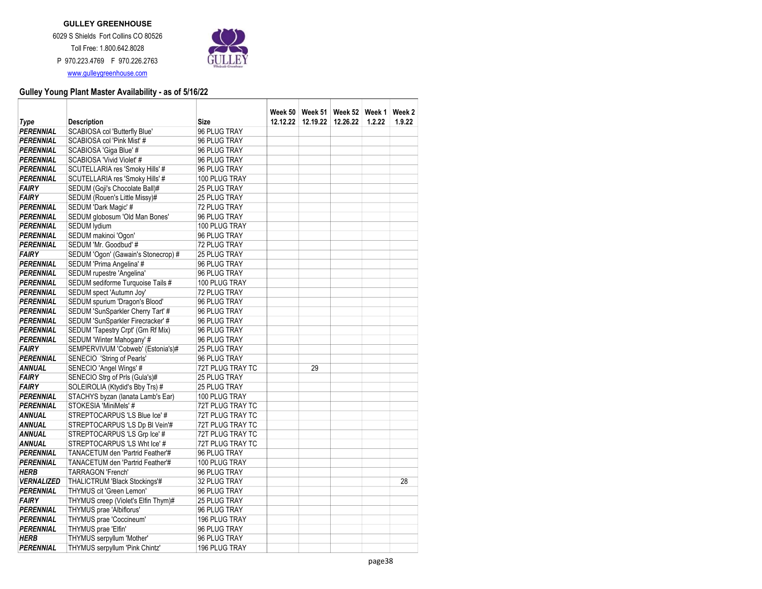**GULLEY GREENHOUSE**

6029 S Shields Fort Collins CO 80526

Toll Free: 1.800.642.8028

P 970.223.4769 F 970.226.2763

www.gulleygreenhouse.com

## Gulley Young Plant Master Availability - as of 5/16/22

| Type | Description | Size | Week 50 12.12.22 | Week 51 12.19.22 | Week 52 12.26.22 | Week 1 1.2.22 | Week 2 1.9.22 |
|---|---|---|---|---|---|---|---|
| PERENNIAL | SCABIOSA col 'Butterfly Blue' | 96 PLUG TRAY | | | | | |
| PERENNIAL | SCABIOSA col 'Pink Mist' # | 96 PLUG TRAY | | | | | |
| PERENNIAL | SCABIOSA 'Giga Blue' # | 96 PLUG TRAY | | | | | |
| PERENNIAL | SCABIOSA 'Vivid Violet' # | 96 PLUG TRAY | | | | | |
| PERENNIAL | SCUTELLARIA res 'Smoky Hills' # | 96 PLUG TRAY | | | | | |
| PERENNIAL | SCUTELLARIA res 'Smoky Hills' # | 100 PLUG TRAY | | | | | |
| FAIRY | SEDUM (Goji's Chocolate Ball)# | 25 PLUG TRAY | | | | | |
| FAIRY | SEDUM (Rouen's Little Missy)# | 25 PLUG TRAY | | | | | |
| PERENNIAL | SEDUM 'Dark Magic' # | 72 PLUG TRAY | | | | | |
| PERENNIAL | SEDUM globosum 'Old Man Bones' | 96 PLUG TRAY | | | | | |
| PERENNIAL | SEDUM lydium | 100 PLUG TRAY | | | | | |
| PERENNIAL | SEDUM makinoi 'Ogon' | 96 PLUG TRAY | | | | | |
| PERENNIAL | SEDUM 'Mr. Goodbud' # | 72 PLUG TRAY | | | | | |
| FAIRY | SEDUM 'Ogon' (Gawain's Stonecrop) # | 25 PLUG TRAY | | | | | |
| PERENNIAL | SEDUM 'Prima Angelina' # | 96 PLUG TRAY | | | | | |
| PERENNIAL | SEDUM rupestre 'Angelina' | 96 PLUG TRAY | | | | | |
| PERENNIAL | SEDUM sediforme Turquoise Tails # | 100 PLUG TRAY | | | | | |
| PERENNIAL | SEDUM spect 'Autumn Joy' | 72 PLUG TRAY | | | | | |
| PERENNIAL | SEDUM spurium 'Dragon's Blood' | 96 PLUG TRAY | | | | | |
| PERENNIAL | SEDUM 'SunSparkler Cherry Tart' # | 96 PLUG TRAY | | | | | |
| PERENNIAL | SEDUM 'SunSparkler Firecracker' # | 96 PLUG TRAY | | | | | |
| PERENNIAL | SEDUM 'Tapestry Crpt' (Grn Rf Mix) | 96 PLUG TRAY | | | | | |
| PERENNIAL | SEDUM 'Winter Mahogany' # | 96 PLUG TRAY | | | | | |
| FAIRY | SEMPERVIVUM 'Cobweb' (Estonia's)# | 25 PLUG TRAY | | | | | |
| PERENNIAL | SENECIO 'String of Pearls' | 96 PLUG TRAY | | | | | |
| ANNUAL | SENECIO 'Angel Wings' # | 72T PLUG TRAY TC | | 29 | | | |
| FAIRY | SENECIO Strg of Prls (Gula's)# | 25 PLUG TRAY | | | | | |
| FAIRY | SOLEIROLIA (Ktydid's Bby Trs) # | 25 PLUG TRAY | | | | | |
| PERENNIAL | STACHYS byzan (lanata Lamb's Ear) | 100 PLUG TRAY | | | | | |
| PERENNIAL | STOKESIA 'MiniMels' # | 72T PLUG TRAY TC | | | | | |
| ANNUAL | STREPTOCARPUS 'LS Blue Ice' # | 72T PLUG TRAY TC | | | | | |
| ANNUAL | STREPTOCARPUS 'LS Dp Bl Vein'# | 72T PLUG TRAY TC | | | | | |
| ANNUAL | STREPTOCARPUS 'LS Grp Ice' # | 72T PLUG TRAY TC | | | | | |
| ANNUAL | STREPTOCARPUS 'LS Wht Ice' # | 72T PLUG TRAY TC | | | | | |
| PERENNIAL | TANACETUM den 'Partrid Feather'# | 96 PLUG TRAY | | | | | |
| PERENNIAL | TANACETUM den 'Partrid Feather'# | 100 PLUG TRAY | | | | | |
| HERB | TARRAGON 'French' | 96 PLUG TRAY | | | | | |
| VERNALIZED | THALICTRUM 'Black Stockings'# | 32 PLUG TRAY | | | | | 28 |
| PERENNIAL | THYMUS cit 'Green Lemon' | 96 PLUG TRAY | | | | | |
| FAIRY | THYMUS creep (Violet's Elfin Thym)# | 25 PLUG TRAY | | | | | |
| PERENNIAL | THYMUS prae 'Albiflorus' | 96 PLUG TRAY | | | | | |
| PERENNIAL | THYMUS prae 'Coccineum' | 196 PLUG TRAY | | | | | |
| PERENNIAL | THYMUS prae 'Elfin' | 96 PLUG TRAY | | | | | |
| HERB | THYMUS serpyllum 'Mother' | 96 PLUG TRAY | | | | | |
| PERENNIAL | THYMUS serpyllum 'Pink Chintz' | 196 PLUG TRAY | | | | | |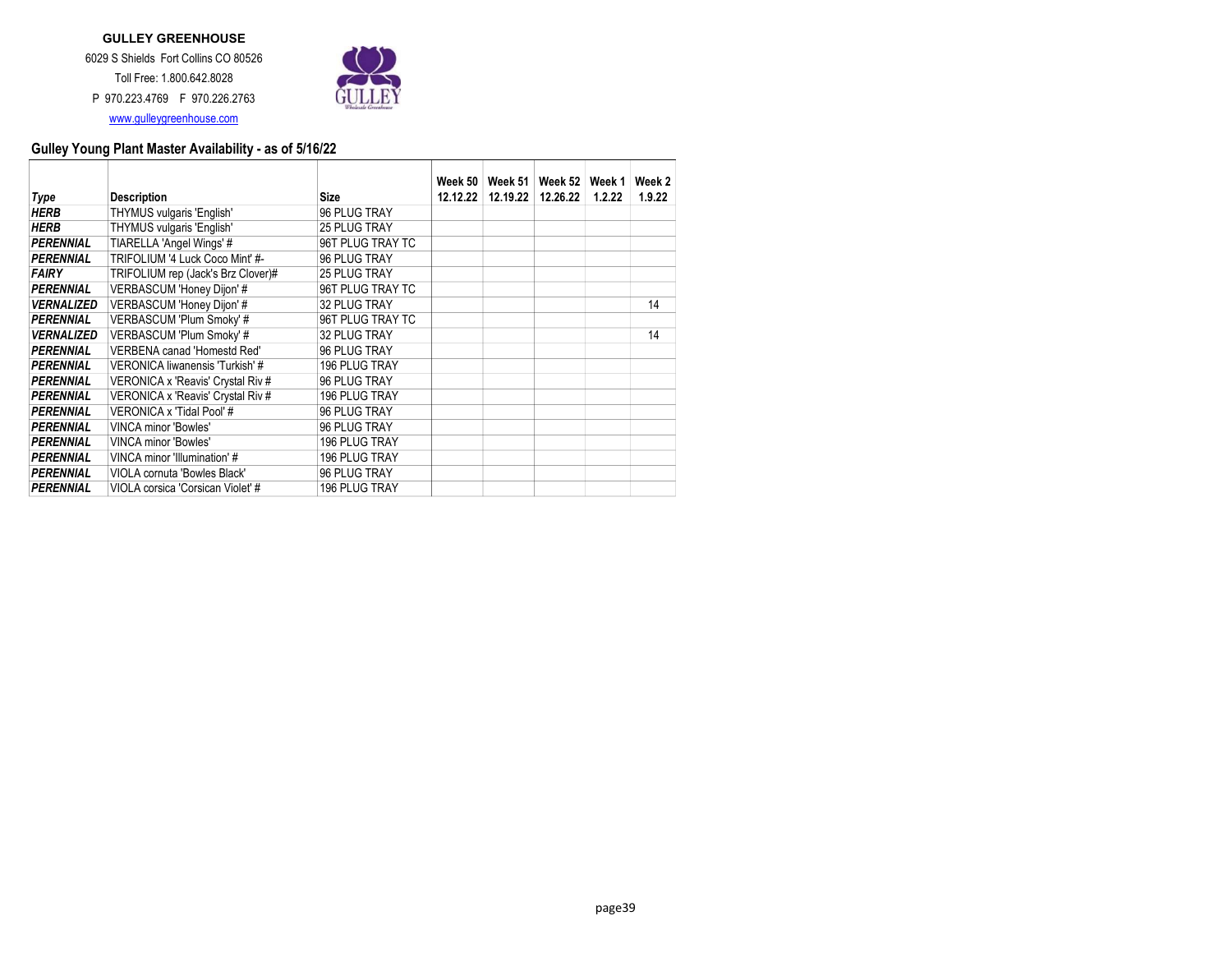**GULLEY GREENHOUSE**

6029 S Shields Fort Collins CO 80526

Toll Free: 1.800.642.8028

P 970.223.4769 F 970.226.2763

www.gulleygreenhouse.com

## Gulley Young Plant Master Availability - as of 5/16/22

| Type | Description | Size | Week 50 12.12.22 | Week 51 12.19.22 | Week 52 12.26.22 | Week 1 1.2.22 | Week 2 1.9.22 |
|---|---|---|---|---|---|---|---|
| ***HERB*** | THYMUS vulgaris 'English' | 96 PLUG TRAY | | | | | |
| ***HERB*** | THYMUS vulgaris 'English' | 25 PLUG TRAY | | | | | |
| ***PERENNIAL*** | TIARELLA 'Angel Wings' # | 96T PLUG TRAY TC | | | | | |
| ***PERENNIAL*** | TRIFOLIUM '4 Luck Coco Mint' #- | 96 PLUG TRAY | | | | | |
| ***FAIRY*** | TRIFOLIUM rep (Jack's Brz Clover)# | 25 PLUG TRAY | | | | | |
| ***PERENNIAL*** | VERBASCUM 'Honey Dijon' # | 96T PLUG TRAY TC | | | | | |
| ***VERNALIZED*** | VERBASCUM 'Honey Dijon' # | 32 PLUG TRAY | | | | | 14 |
| ***PERENNIAL*** | VERBASCUM 'Plum Smoky' # | 96T PLUG TRAY TC | | | | | |
| ***VERNALIZED*** | VERBASCUM 'Plum Smoky' # | 32 PLUG TRAY | | | | | 14 |
| ***PERENNIAL*** | VERBENA canad 'Homestd Red' | 96 PLUG TRAY | | | | | |
| ***PERENNIAL*** | VERONICA liwanensis 'Turkish' # | 196 PLUG TRAY | | | | | |
| ***PERENNIAL*** | VERONICA x 'Reavis' Crystal Riv # | 96 PLUG TRAY | | | | | |
| ***PERENNIAL*** | VERONICA x 'Reavis' Crystal Riv # | 196 PLUG TRAY | | | | | |
| ***PERENNIAL*** | VERONICA x 'Tidal Pool' # | 96 PLUG TRAY | | | | | |
| ***PERENNIAL*** | VINCA minor 'Bowles' | 96 PLUG TRAY | | | | | |
| ***PERENNIAL*** | VINCA minor 'Bowles' | 196 PLUG TRAY | | | | | |
| ***PERENNIAL*** | VINCA minor 'Illumination' # | 196 PLUG TRAY | | | | | |
| ***PERENNIAL*** | VIOLA cornuta 'Bowles Black' | 96 PLUG TRAY | | | | | |
| ***PERENNIAL*** | VIOLA corsica 'Corsican Violet' # | 196 PLUG TRAY | | | | | |